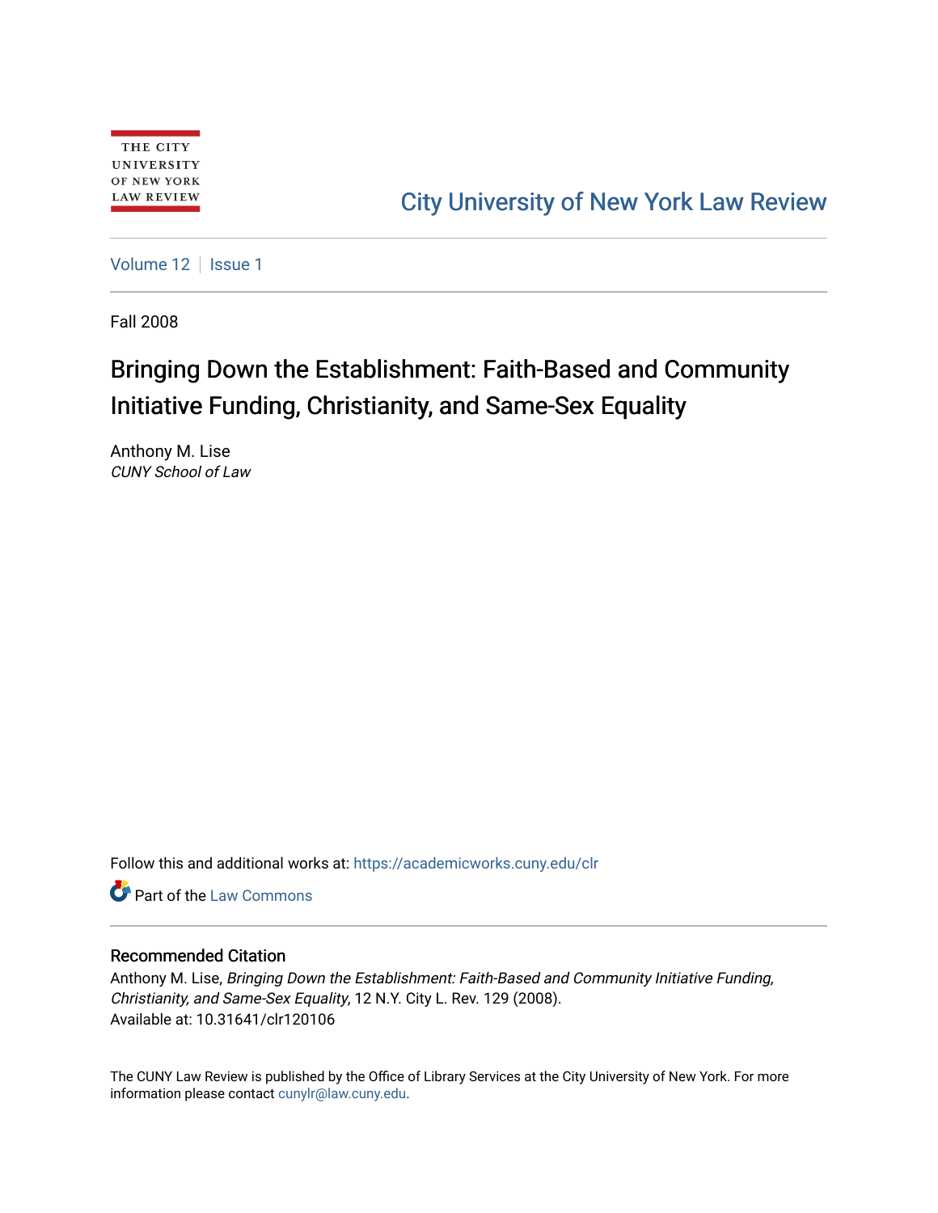THE CITY UNIVERSITY OF NEW YORK LAW REVIEW

City University of New York Law Review

Volume 12 | Issue 1

Fall 2008

# Bringing Down the Establishment: Faith-Based and Community Initiative Funding, Christianity, and Same-Sex Equality

Anthony M. Lise
*CUNY School of Law*

Follow this and additional works at: https://academicworks.cuny.edu/clr

Part of the Law Commons

## Recommended Citation

Anthony M. Lise, *Bringing Down the Establishment: Faith-Based and Community Initiative Funding, Christianity, and Same-Sex Equality*, 12 N.Y. City L. Rev. 129 (2008).
Available at: 10.31641/clr120106

The CUNY Law Review is published by the Office of Library Services at the City University of New York. For more information please contact cunylr@law.cuny.edu.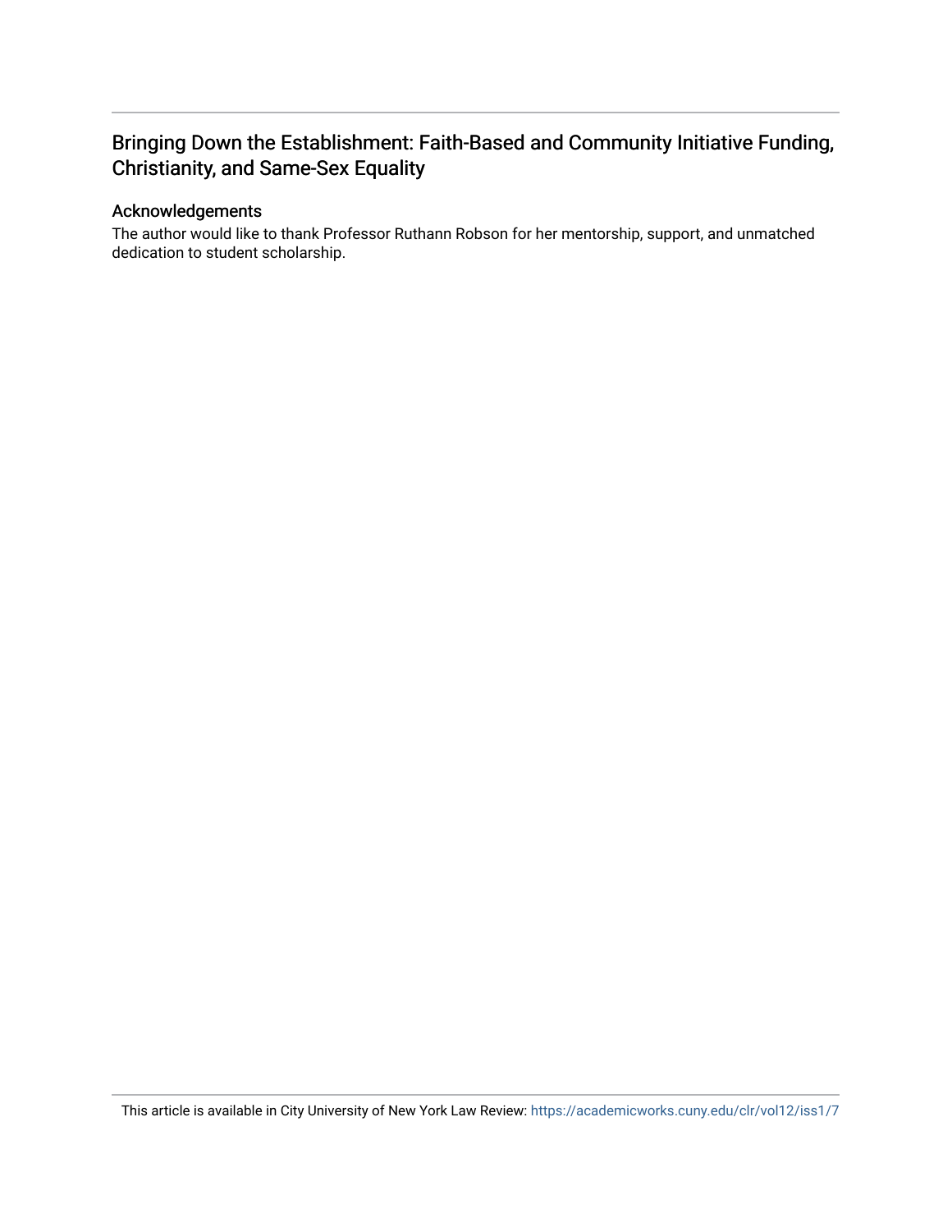## Bringing Down the Establishment: Faith-Based and Community Initiative Funding, Christianity, and Same-Sex Equality

### Acknowledgements

The author would like to thank Professor Ruthann Robson for her mentorship, support, and unmatched dedication to student scholarship.

This article is available in City University of New York Law Review: https://academicworks.cuny.edu/clr/vol12/iss1/7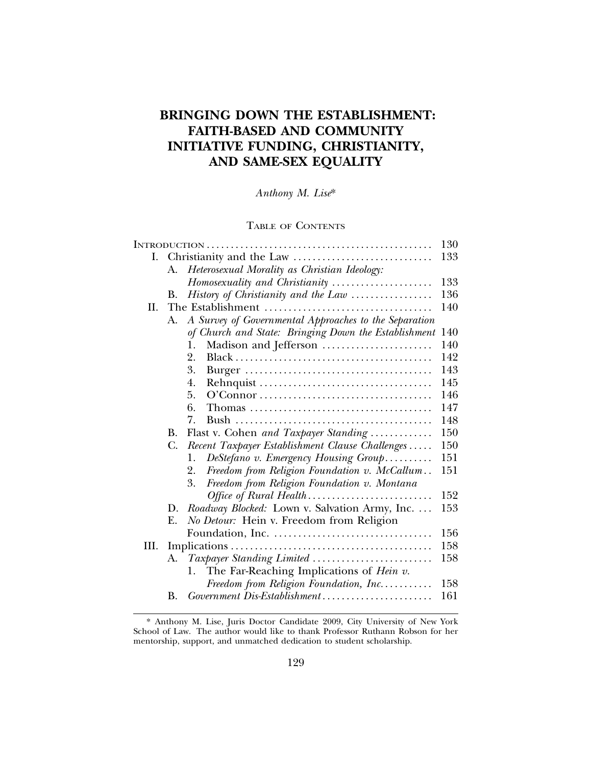# BRINGING DOWN THE ESTABLISHMENT: FAITH-BASED AND COMMUNITY INITIATIVE FUNDING, CHRISTIANITY, AND SAME-SEX EQUALITY

*Anthony M. Lise**

TABLE OF CONTENTS

| | |
|---|---|
| INTRODUCTION | 130 |
| I. Christianity and the Law | 133 |
| A. *Heterosexual Morality as Christian Ideology: Homosexuality and Christianity* | 133 |
| B. *History of Christianity and the Law* | 136 |
| II. The Establishment | 140 |
| A. *A Survey of Governmental Approaches to the Separation of Church and State: Bringing Down the Establishment* | 140 |
| 1. Madison and Jefferson | 140 |
| 2. Black | 142 |
| 3. Burger | 143 |
| 4. Rehnquist | 145 |
| 5. O'Connor | 146 |
| 6. Thomas | 147 |
| 7. Bush | 148 |
| B. Flast v. Cohen *and Taxpayer Standing* | 150 |
| C. *Recent Taxpayer Establishment Clause Challenges* | 150 |
| 1. *DeStefano v. Emergency Housing Group* | 151 |
| 2. *Freedom from Religion Foundation v. McCallum* | 151 |
| 3. *Freedom from Religion Foundation v. Montana Office of Rural Health* | 152 |
| D. *Roadway Blocked:* Lown v. Salvation Army, Inc. | 153 |
| E. *No Detour:* Hein v. Freedom from Religion Foundation, Inc. | 156 |
| III. Implications | 158 |
| A. *Taxpayer Standing Limited* | 158 |
| 1. The Far-Reaching Implications of *Hein v. Freedom from Religion Foundation, Inc.* | 158 |
| B. *Government Dis-Establishment* | 161 |

\* Anthony M. Lise, Juris Doctor Candidate 2009, City University of New York School of Law. The author would like to thank Professor Ruthann Robson for her mentorship, support, and unmatched dedication to student scholarship.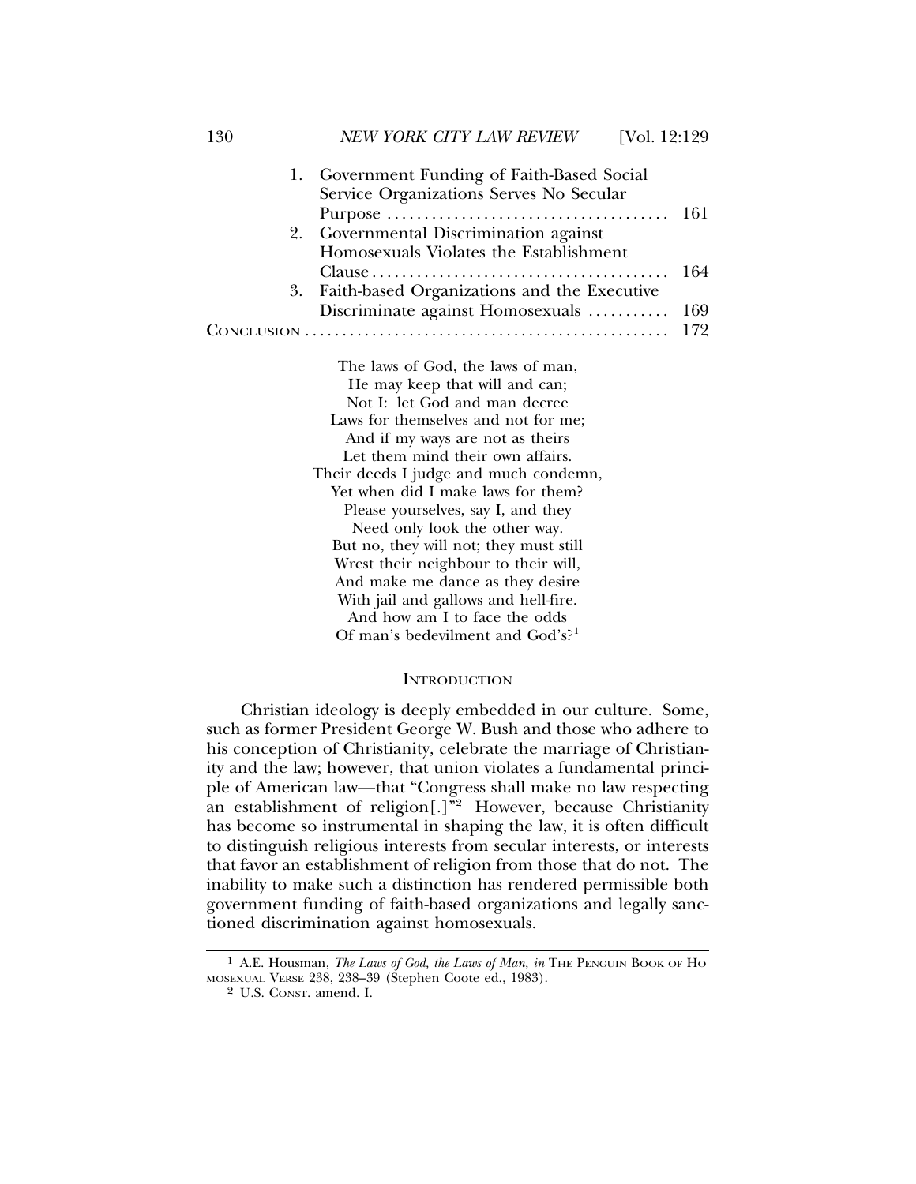1. Government Funding of Faith-Based Social Service Organizations Serves No Secular Purpose ..................................... 161
2. Governmental Discrimination against Homosexuals Violates the Establishment Clause ....................................... 164
3. Faith-based Organizations and the Executive Discriminate against Homosexuals ........... 169

CONCLUSION ............................................... 172

> The laws of God, the laws of man,
> He may keep that will and can;
> Not I: let God and man decree
> Laws for themselves and not for me;
> And if my ways are not as theirs
> Let them mind their own affairs.
> Their deeds I judge and much condemn,
> Yet when did I make laws for them?
> Please yourselves, say I, and they
> Need only look the other way.
> But no, they will not; they must still
> Wrest their neighbour to their will,
> And make me dance as they desire
> With jail and gallows and hell-fire.
> And how am I to face the odds
> Of man's bedevilment and God's?[1]

## INTRODUCTION

Christian ideology is deeply embedded in our culture. Some, such as former President George W. Bush and those who adhere to his conception of Christianity, celebrate the marriage of Christianity and the law; however, that union violates a fundamental principle of American law—that "Congress shall make no law respecting an establishment of religion[.]"[2] However, because Christianity has become so instrumental in shaping the law, it is often difficult to distinguish religious interests from secular interests, or interests that favor an establishment of religion from those that do not. The inability to make such a distinction has rendered permissible both government funding of faith-based organizations and legally sanctioned discrimination against homosexuals.

---

[1] A.E. Housman, *The Laws of God, the Laws of Man, in* THE PENGUIN BOOK OF HOMOSEXUAL VERSE 238, 238–39 (Stephen Coote ed., 1983).

[2] U.S. CONST. amend. I.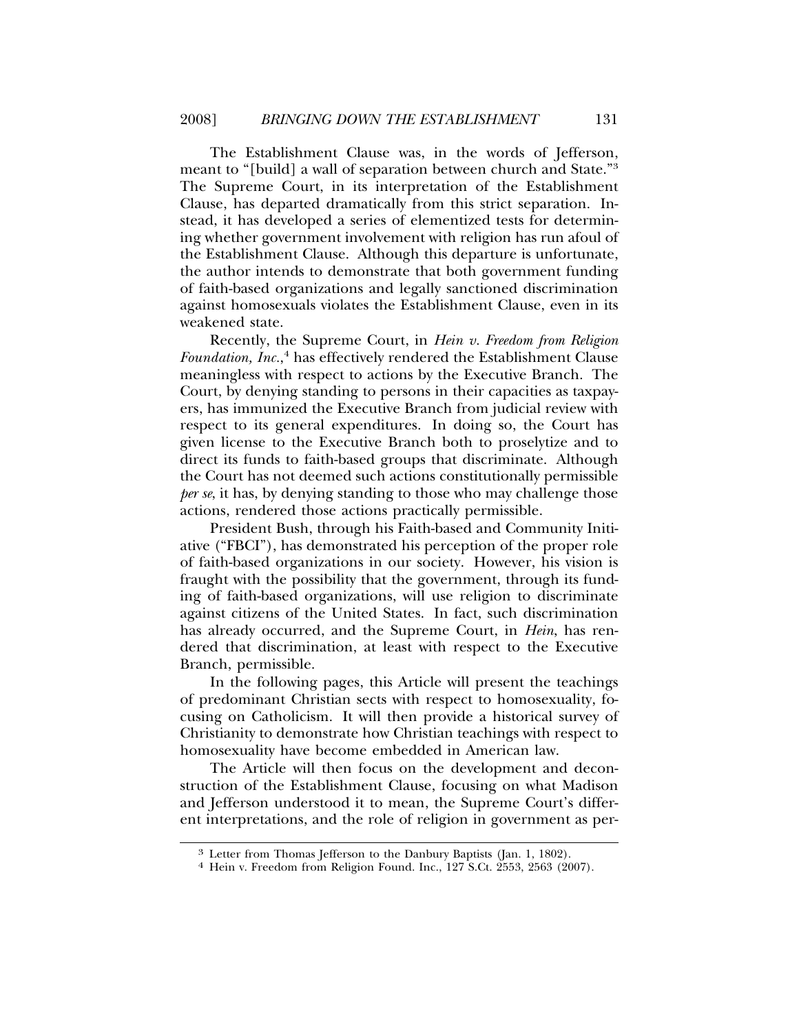The Establishment Clause was, in the words of Jefferson, meant to "[build] a wall of separation between church and State."[3] The Supreme Court, in its interpretation of the Establishment Clause, has departed dramatically from this strict separation. Instead, it has developed a series of elementized tests for determining whether government involvement with religion has run afoul of the Establishment Clause. Although this departure is unfortunate, the author intends to demonstrate that both government funding of faith-based organizations and legally sanctioned discrimination against homosexuals violates the Establishment Clause, even in its weakened state.

Recently, the Supreme Court, in *Hein v. Freedom from Religion Foundation, Inc.*,[4] has effectively rendered the Establishment Clause meaningless with respect to actions by the Executive Branch. The Court, by denying standing to persons in their capacities as taxpayers, has immunized the Executive Branch from judicial review with respect to its general expenditures. In doing so, the Court has given license to the Executive Branch both to proselytize and to direct its funds to faith-based groups that discriminate. Although the Court has not deemed such actions constitutionally permissible *per se*, it has, by denying standing to those who may challenge those actions, rendered those actions practically permissible.

President Bush, through his Faith-based and Community Initiative ("FBCI"), has demonstrated his perception of the proper role of faith-based organizations in our society. However, his vision is fraught with the possibility that the government, through its funding of faith-based organizations, will use religion to discriminate against citizens of the United States. In fact, such discrimination has already occurred, and the Supreme Court, in *Hein*, has rendered that discrimination, at least with respect to the Executive Branch, permissible.

In the following pages, this Article will present the teachings of predominant Christian sects with respect to homosexuality, focusing on Catholicism. It will then provide a historical survey of Christianity to demonstrate how Christian teachings with respect to homosexuality have become embedded in American law.

The Article will then focus on the development and deconstruction of the Establishment Clause, focusing on what Madison and Jefferson understood it to mean, the Supreme Court's different interpretations, and the role of religion in government as per-

---

[3] Letter from Thomas Jefferson to the Danbury Baptists (Jan. 1, 1802).

[4] Hein v. Freedom from Religion Found. Inc., 127 S.Ct. 2553, 2563 (2007).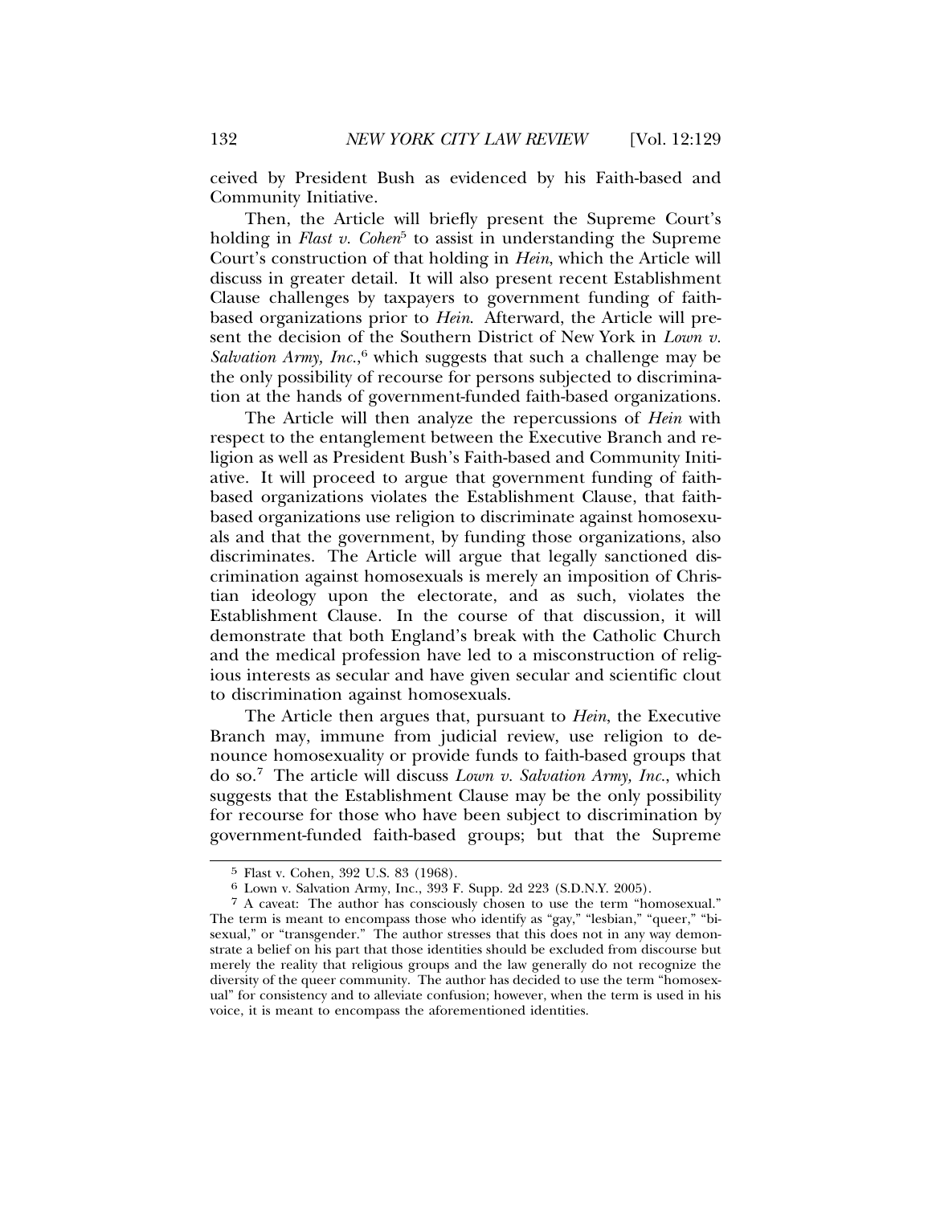ceived by President Bush as evidenced by his Faith-based and Community Initiative.

Then, the Article will briefly present the Supreme Court's holding in *Flast v. Cohen*[5] to assist in understanding the Supreme Court's construction of that holding in *Hein*, which the Article will discuss in greater detail. It will also present recent Establishment Clause challenges by taxpayers to government funding of faith-based organizations prior to *Hein*. Afterward, the Article will present the decision of the Southern District of New York in *Lown v. Salvation Army, Inc.*,[6] which suggests that such a challenge may be the only possibility of recourse for persons subjected to discrimination at the hands of government-funded faith-based organizations.

The Article will then analyze the repercussions of *Hein* with respect to the entanglement between the Executive Branch and religion as well as President Bush's Faith-based and Community Initiative. It will proceed to argue that government funding of faith-based organizations violates the Establishment Clause, that faith-based organizations use religion to discriminate against homosexuals and that the government, by funding those organizations, also discriminates. The Article will argue that legally sanctioned discrimination against homosexuals is merely an imposition of Christian ideology upon the electorate, and as such, violates the Establishment Clause. In the course of that discussion, it will demonstrate that both England's break with the Catholic Church and the medical profession have led to a misconstruction of religious interests as secular and have given secular and scientific clout to discrimination against homosexuals.

The Article then argues that, pursuant to *Hein*, the Executive Branch may, immune from judicial review, use religion to denounce homosexuality or provide funds to faith-based groups that do so.[7] The article will discuss *Lown v. Salvation Army, Inc.*, which suggests that the Establishment Clause may be the only possibility for recourse for those who have been subject to discrimination by government-funded faith-based groups; but that the Supreme

---

[5] Flast v. Cohen, 392 U.S. 83 (1968).

[6] Lown v. Salvation Army, Inc., 393 F. Supp. 2d 223 (S.D.N.Y. 2005).

[7] A caveat: The author has consciously chosen to use the term "homosexual." The term is meant to encompass those who identify as "gay," "lesbian," "queer," "bisexual," or "transgender." The author stresses that this does not in any way demonstrate a belief on his part that those identities should be excluded from discourse but merely the reality that religious groups and the law generally do not recognize the diversity of the queer community. The author has decided to use the term "homosexual" for consistency and to alleviate confusion; however, when the term is used in his voice, it is meant to encompass the aforementioned identities.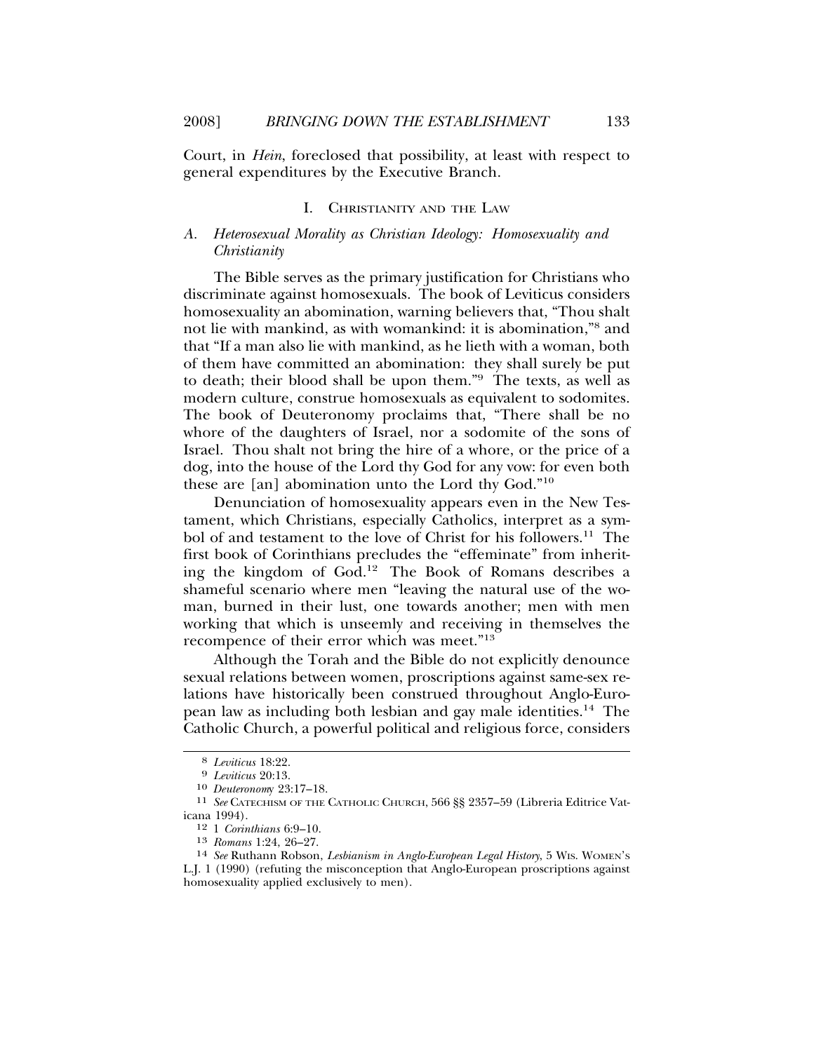Court, in *Hein*, foreclosed that possibility, at least with respect to general expenditures by the Executive Branch.

## I. Christianity and the Law

### *A. Heterosexual Morality as Christian Ideology: Homosexuality and Christianity*

The Bible serves as the primary justification for Christians who discriminate against homosexuals. The book of Leviticus considers homosexuality an abomination, warning believers that, "Thou shalt not lie with mankind, as with womankind: it is abomination,"[8] and that "If a man also lie with mankind, as he lieth with a woman, both of them have committed an abomination: they shall surely be put to death; their blood shall be upon them."[9] The texts, as well as modern culture, construe homosexuals as equivalent to sodomites. The book of Deuteronomy proclaims that, "There shall be no whore of the daughters of Israel, nor a sodomite of the sons of Israel. Thou shalt not bring the hire of a whore, or the price of a dog, into the house of the Lord thy God for any vow: for even both these are [an] abomination unto the Lord thy God."[10]

Denunciation of homosexuality appears even in the New Testament, which Christians, especially Catholics, interpret as a symbol of and testament to the love of Christ for his followers.[11] The first book of Corinthians precludes the "effeminate" from inheriting the kingdom of God.[12] The Book of Romans describes a shameful scenario where men "leaving the natural use of the woman, burned in their lust, one towards another; men with men working that which is unseemly and receiving in themselves the recompence of their error which was meet."[13]

Although the Torah and the Bible do not explicitly denounce sexual relations between women, proscriptions against same-sex relations have historically been construed throughout Anglo-European law as including both lesbian and gay male identities.[14] The Catholic Church, a powerful political and religious force, considers

---

8 *Leviticus* 18:22.

9 *Leviticus* 20:13.

10 *Deuteronomy* 23:17–18.

11 *See* Catechism of the Catholic Church, 566 §§ 2357–59 (Libreria Editrice Vaticana 1994).

12 1 *Corinthians* 6:9–10.

13 *Romans* 1:24, 26–27.

14 *See* Ruthann Robson, *Lesbianism in Anglo-European Legal History*, 5 Wis. Women's L.J. 1 (1990) (refuting the misconception that Anglo-European proscriptions against homosexuality applied exclusively to men).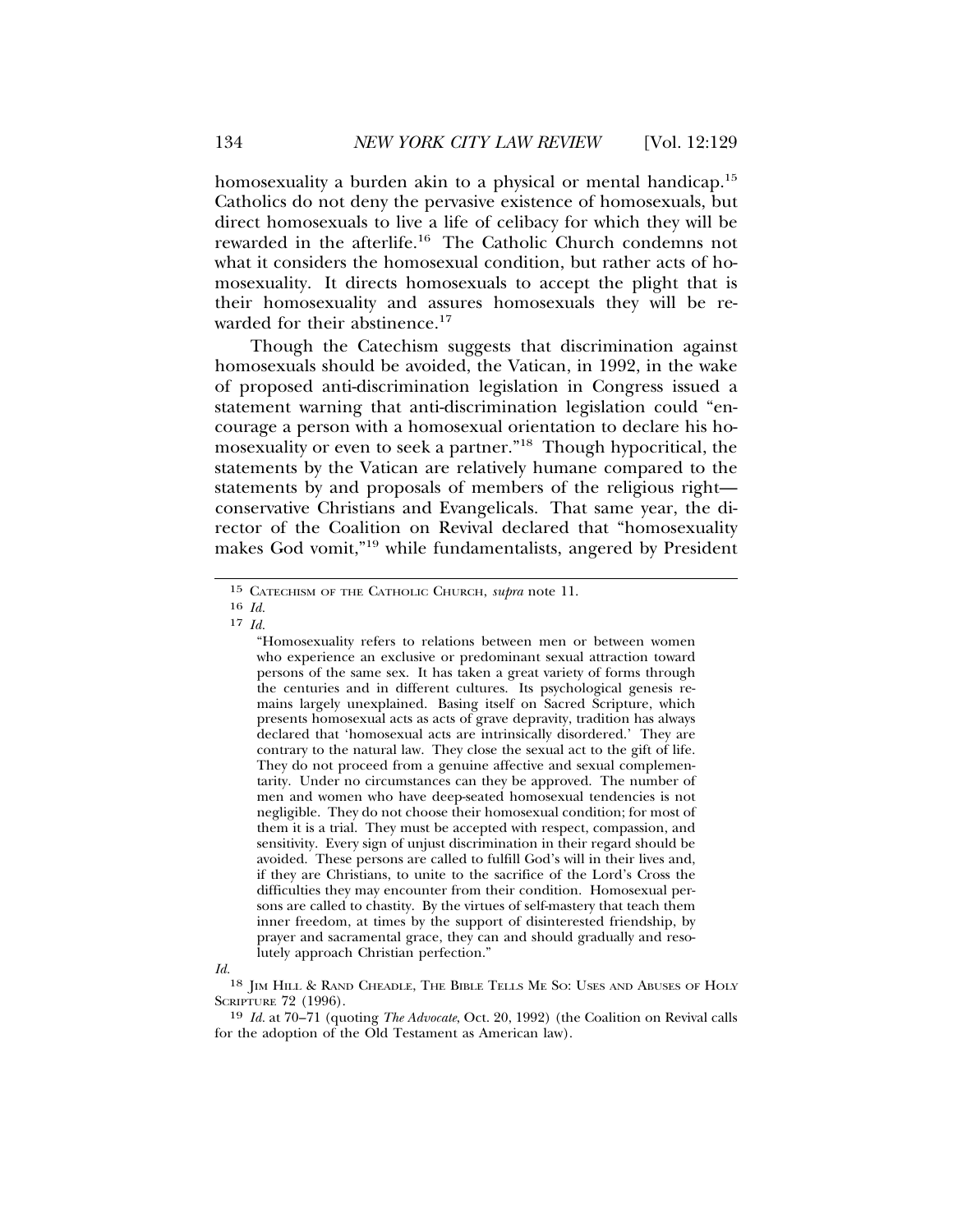homosexuality a burden akin to a physical or mental handicap.[15] Catholics do not deny the pervasive existence of homosexuals, but direct homosexuals to live a life of celibacy for which they will be rewarded in the afterlife.[16] The Catholic Church condemns not what it considers the homosexual condition, but rather acts of homosexuality. It directs homosexuals to accept the plight that is their homosexuality and assures homosexuals they will be rewarded for their abstinence.[17]

Though the Catechism suggests that discrimination against homosexuals should be avoided, the Vatican, in 1992, in the wake of proposed anti-discrimination legislation in Congress issued a statement warning that anti-discrimination legislation could "encourage a person with a homosexual orientation to declare his homosexuality or even to seek a partner."[18] Though hypocritical, the statements by the Vatican are relatively humane compared to the statements by and proposals of members of the religious right—conservative Christians and Evangelicals. That same year, the director of the Coalition on Revival declared that "homosexuality makes God vomit,"[19] while fundamentalists, angered by President

---

[15] CATECHISM OF THE CATHOLIC CHURCH, *supra* note 11.

[16] *Id.*

[17] *Id.*

> "Homosexuality refers to relations between men or between women who experience an exclusive or predominant sexual attraction toward persons of the same sex. It has taken a great variety of forms through the centuries and in different cultures. Its psychological genesis remains largely unexplained. Basing itself on Sacred Scripture, which presents homosexual acts as acts of grave depravity, tradition has always declared that 'homosexual acts are intrinsically disordered.' They are contrary to the natural law. They close the sexual act to the gift of life. They do not proceed from a genuine affective and sexual complementarity. Under no circumstances can they be approved. The number of men and women who have deep-seated homosexual tendencies is not negligible. They do not choose their homosexual condition; for most of them it is a trial. They must be accepted with respect, compassion, and sensitivity. Every sign of unjust discrimination in their regard should be avoided. These persons are called to fulfill God's will in their lives and, if they are Christians, to unite to the sacrifice of the Lord's Cross the difficulties they may encounter from their condition. Homosexual persons are called to chastity. By the virtues of self-mastery that teach them inner freedom, at times by the support of disinterested friendship, by prayer and sacramental grace, they can and should gradually and resolutely approach Christian perfection."

*Id.*

[18] JIM HILL & RAND CHEADLE, THE BIBLE TELLS ME SO: USES AND ABUSES OF HOLY SCRIPTURE 72 (1996).

[19] *Id.* at 70–71 (quoting *The Advocate*, Oct. 20, 1992) (the Coalition on Revival calls for the adoption of the Old Testament as American law).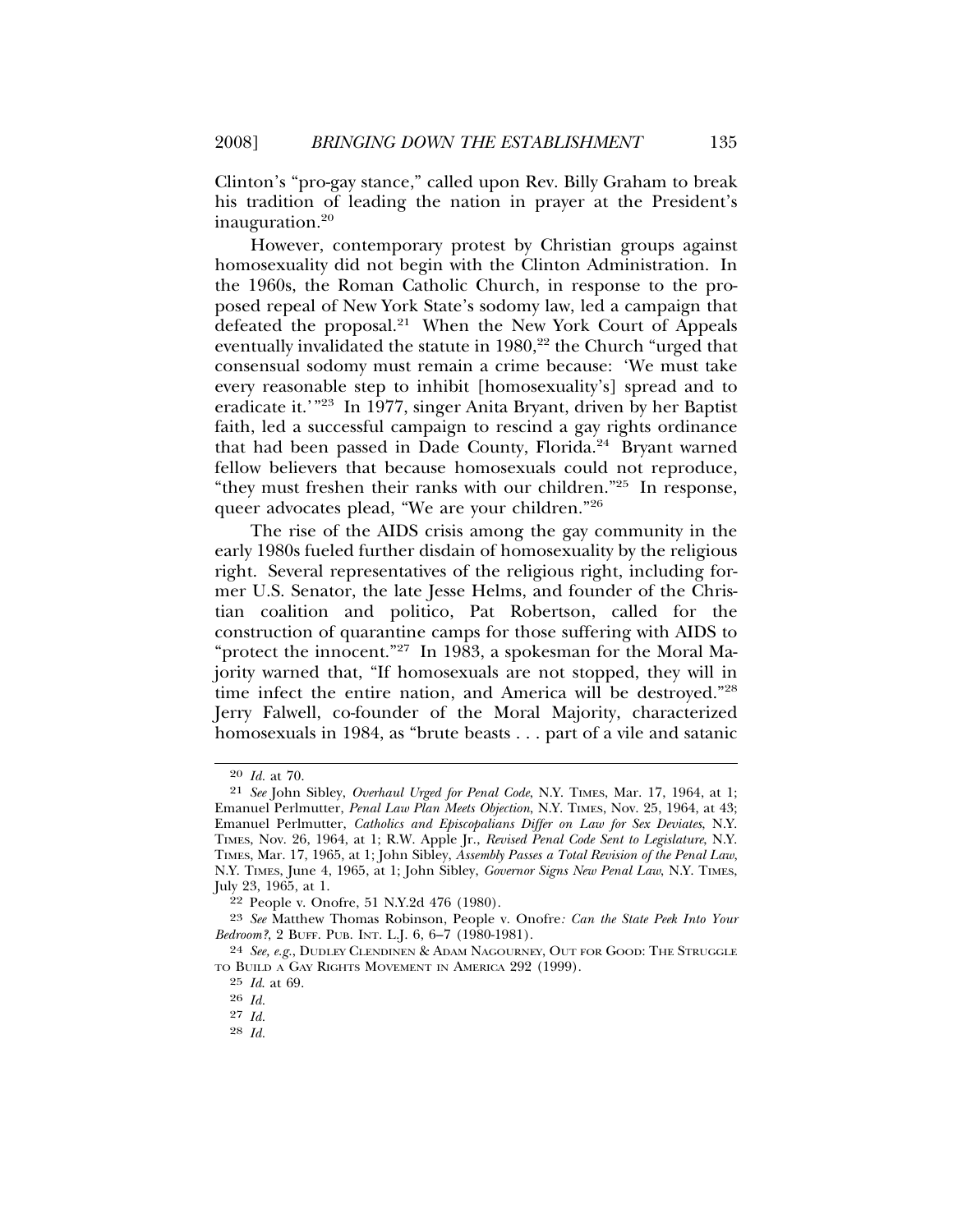Clinton's "pro-gay stance," called upon Rev. Billy Graham to break his tradition of leading the nation in prayer at the President's inauguration.[20]

However, contemporary protest by Christian groups against homosexuality did not begin with the Clinton Administration. In the 1960s, the Roman Catholic Church, in response to the proposed repeal of New York State's sodomy law, led a campaign that defeated the proposal.[21] When the New York Court of Appeals eventually invalidated the statute in 1980,[22] the Church "urged that consensual sodomy must remain a crime because: 'We must take every reasonable step to inhibit [homosexuality's] spread and to eradicate it.'"[23] In 1977, singer Anita Bryant, driven by her Baptist faith, led a successful campaign to rescind a gay rights ordinance that had been passed in Dade County, Florida.[24] Bryant warned fellow believers that because homosexuals could not reproduce, "they must freshen their ranks with our children."[25] In response, queer advocates plead, "We are your children."[26]

The rise of the AIDS crisis among the gay community in the early 1980s fueled further disdain of homosexuality by the religious right. Several representatives of the religious right, including former U.S. Senator, the late Jesse Helms, and founder of the Christian coalition and politico, Pat Robertson, called for the construction of quarantine camps for those suffering with AIDS to "protect the innocent."[27] In 1983, a spokesman for the Moral Majority warned that, "If homosexuals are not stopped, they will in time infect the entire nation, and America will be destroyed."[28] Jerry Falwell, co-founder of the Moral Majority, characterized homosexuals in 1984, as "brute beasts . . . part of a vile and satanic

---

[20] *Id.* at 70.

[21] *See* John Sibley, *Overhaul Urged for Penal Code*, N.Y. TIMES, Mar. 17, 1964, at 1; Emanuel Perlmutter, *Penal Law Plan Meets Objection*, N.Y. TIMES, Nov. 25, 1964, at 43; Emanuel Perlmutter, *Catholics and Episcopalians Differ on Law for Sex Deviates*, N.Y. TIMES, Nov. 26, 1964, at 1; R.W. Apple Jr., *Revised Penal Code Sent to Legislature*, N.Y. TIMES, Mar. 17, 1965, at 1; John Sibley, *Assembly Passes a Total Revision of the Penal Law*, N.Y. TIMES, June 4, 1965, at 1; John Sibley, *Governor Signs New Penal Law*, N.Y. TIMES, July 23, 1965, at 1.

[22] People v. Onofre, 51 N.Y.2d 476 (1980).

[23] *See* Matthew Thomas Robinson, People v. Onofre*: Can the State Peek Into Your Bedroom?*, 2 BUFF. PUB. INT. L.J. 6, 6–7 (1980-1981).

[24] *See, e.g.*, DUDLEY CLENDINEN & ADAM NAGOURNEY, OUT FOR GOOD: THE STRUGGLE TO BUILD A GAY RIGHTS MOVEMENT IN AMERICA 292 (1999).

[25] *Id.* at 69.

[26] *Id.*

[27] *Id.*

[28] *Id.*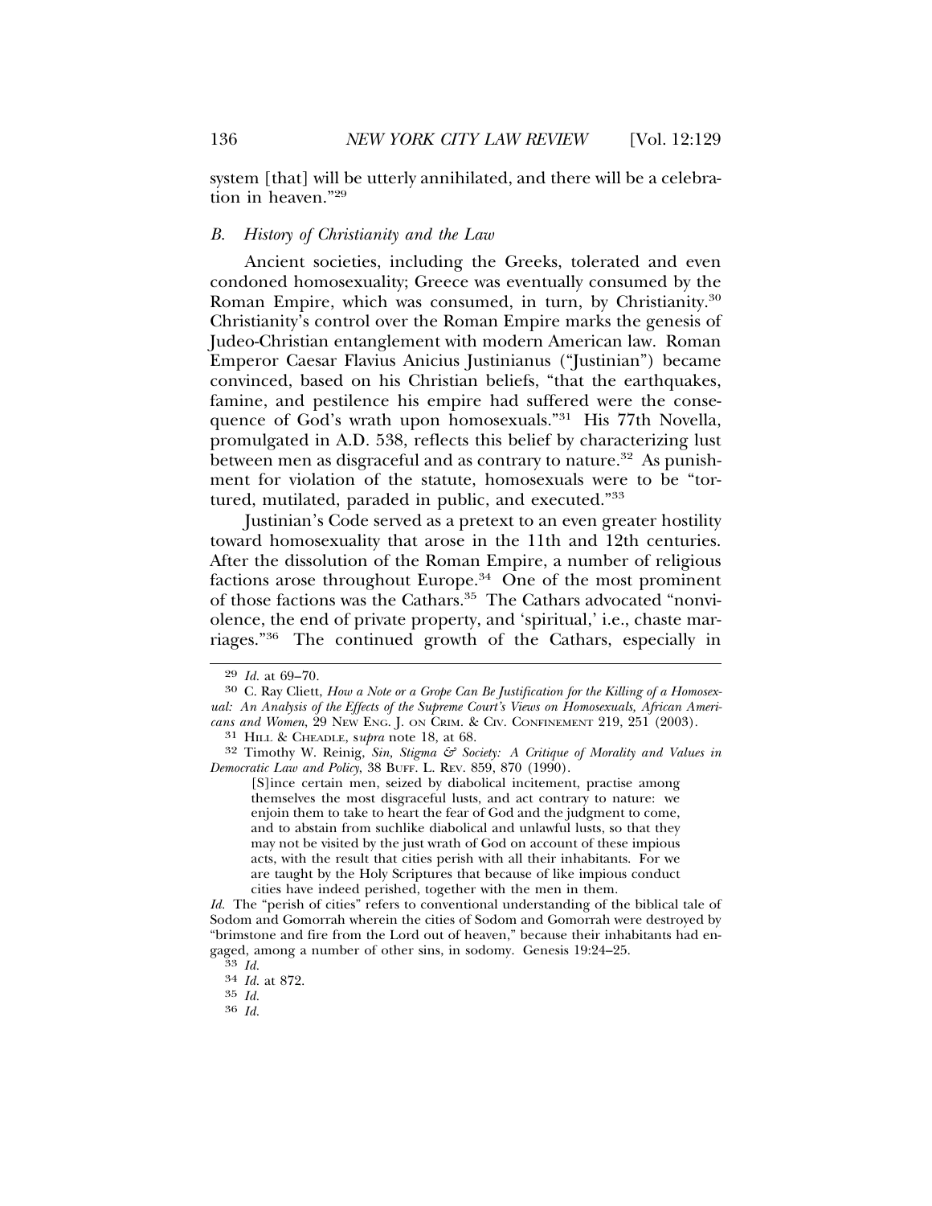system [that] will be utterly annihilated, and there will be a celebration in heaven."[29]

### *B. History of Christianity and the Law*

Ancient societies, including the Greeks, tolerated and even condoned homosexuality; Greece was eventually consumed by the Roman Empire, which was consumed, in turn, by Christianity.[30] Christianity's control over the Roman Empire marks the genesis of Judeo-Christian entanglement with modern American law. Roman Emperor Caesar Flavius Anicius Justinianus ("Justinian") became convinced, based on his Christian beliefs, "that the earthquakes, famine, and pestilence his empire had suffered were the consequence of God's wrath upon homosexuals."[31] His 77th Novella, promulgated in A.D. 538, reflects this belief by characterizing lust between men as disgraceful and as contrary to nature.[32] As punishment for violation of the statute, homosexuals were to be "tortured, mutilated, paraded in public, and executed."[33]

Justinian's Code served as a pretext to an even greater hostility toward homosexuality that arose in the 11th and 12th centuries. After the dissolution of the Roman Empire, a number of religious factions arose throughout Europe.[34] One of the most prominent of those factions was the Cathars.[35] The Cathars advocated "nonviolence, the end of private property, and 'spiritual,' i.e., chaste marriages."[36] The continued growth of the Cathars, especially in

---

29 *Id.* at 69–70.

30 C. Ray Cliett, *How a Note or a Grope Can Be Justification for the Killing of a Homosexual: An Analysis of the Effects of the Supreme Court's Views on Homosexuals, African Americans and Women*, 29 NEW ENG. J. ON CRIM. & CIV. CONFINEMENT 219, 251 (2003).

31 HILL & CHEADLE, *supra* note 18, at 68.

32 Timothy W. Reinig, *Sin, Stigma & Society: A Critique of Morality and Values in Democratic Law and Policy*, 38 BUFF. L. REV. 859, 870 (1990).

> [S]ince certain men, seized by diabolical incitement, practise among themselves the most disgraceful lusts, and act contrary to nature: we enjoin them to take to heart the fear of God and the judgment to come, and to abstain from suchlike diabolical and unlawful lusts, so that they may not be visited by the just wrath of God on account of these impious acts, with the result that cities perish with all their inhabitants. For we are taught by the Holy Scriptures that because of like impious conduct cities have indeed perished, together with the men in them.

*Id.* The "perish of cities" refers to conventional understanding of the biblical tale of Sodom and Gomorrah wherein the cities of Sodom and Gomorrah were destroyed by "brimstone and fire from the Lord out of heaven," because their inhabitants had engaged, among a number of other sins, in sodomy. Genesis 19:24–25.

33 *Id.*

34 *Id.* at 872.

35 *Id.*

36 *Id.*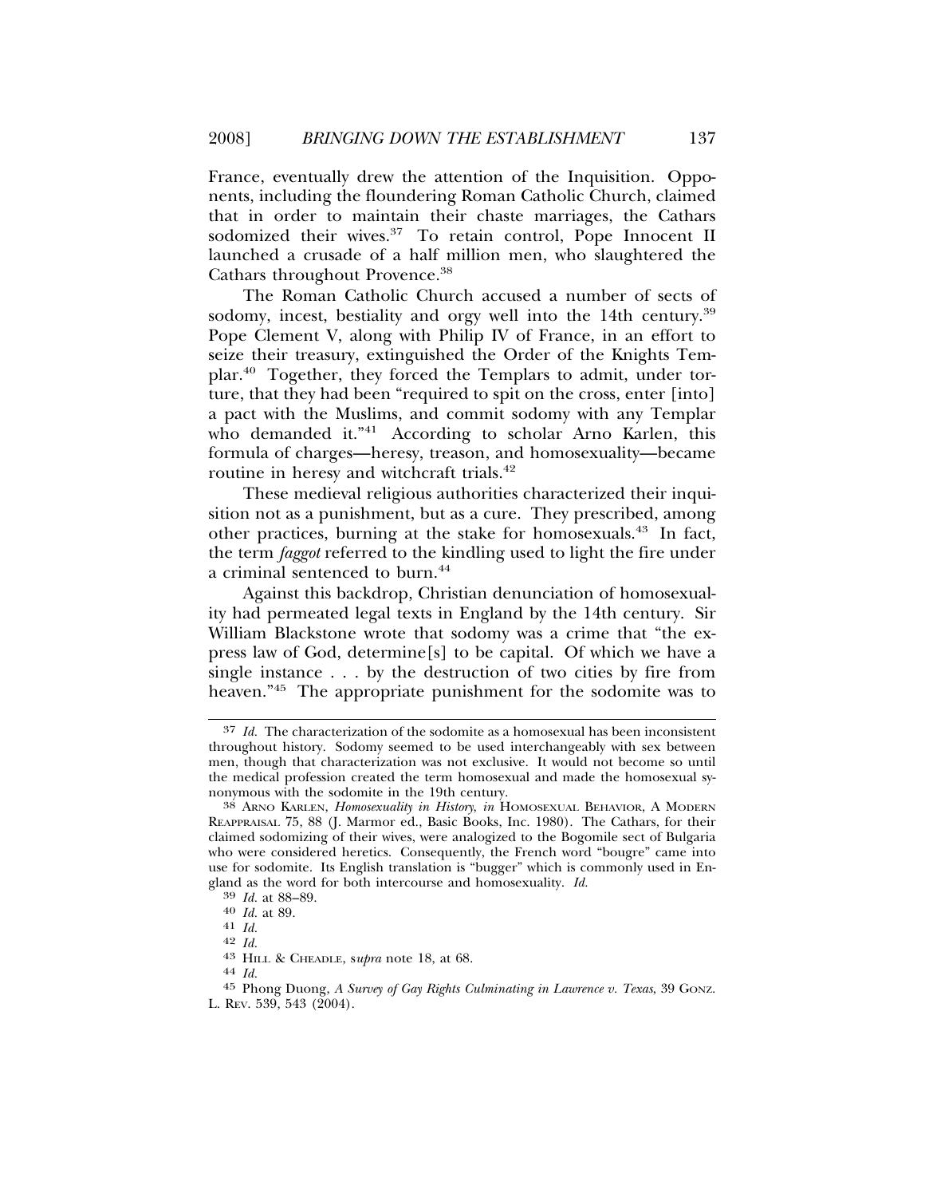France, eventually drew the attention of the Inquisition. Opponents, including the floundering Roman Catholic Church, claimed that in order to maintain their chaste marriages, the Cathars sodomized their wives.[37] To retain control, Pope Innocent II launched a crusade of a half million men, who slaughtered the Cathars throughout Provence.[38]

The Roman Catholic Church accused a number of sects of sodomy, incest, bestiality and orgy well into the 14th century.[39] Pope Clement V, along with Philip IV of France, in an effort to seize their treasury, extinguished the Order of the Knights Templar.[40] Together, they forced the Templars to admit, under torture, that they had been "required to spit on the cross, enter [into] a pact with the Muslims, and commit sodomy with any Templar who demanded it."[41] According to scholar Arno Karlen, this formula of charges—heresy, treason, and homosexuality—became routine in heresy and witchcraft trials.[42]

These medieval religious authorities characterized their inquisition not as a punishment, but as a cure. They prescribed, among other practices, burning at the stake for homosexuals.[43] In fact, the term *faggot* referred to the kindling used to light the fire under a criminal sentenced to burn.[44]

Against this backdrop, Christian denunciation of homosexuality had permeated legal texts in England by the 14th century. Sir William Blackstone wrote that sodomy was a crime that "the express law of God, determine[s] to be capital. Of which we have a single instance . . . by the destruction of two cities by fire from heaven."[45] The appropriate punishment for the sodomite was to

---

[37] *Id.* The characterization of the sodomite as a homosexual has been inconsistent throughout history. Sodomy seemed to be used interchangeably with sex between men, though that characterization was not exclusive. It would not become so until the medical profession created the term homosexual and made the homosexual synonymous with the sodomite in the 19th century.

[38] ARNO KARLEN, *Homosexuality in History*, *in* HOMOSEXUAL BEHAVIOR, A MODERN REAPPRAISAL 75, 88 (J. Marmor ed., Basic Books, Inc. 1980). The Cathars, for their claimed sodomizing of their wives, were analogized to the Bogomile sect of Bulgaria who were considered heretics. Consequently, the French word "bougre" came into use for sodomite. Its English translation is "bugger" which is commonly used in England as the word for both intercourse and homosexuality. *Id.*

[39] *Id.* at 88–89.

[40] *Id.* at 89.

[41] *Id.*

[42] *Id.*

[43] HILL & CHEADLE, *supra* note 18, at 68.

[44] *Id.*

[45] Phong Duong, *A Survey of Gay Rights Culminating in Lawrence v. Texas*, 39 GONZ. L. REV. 539, 543 (2004).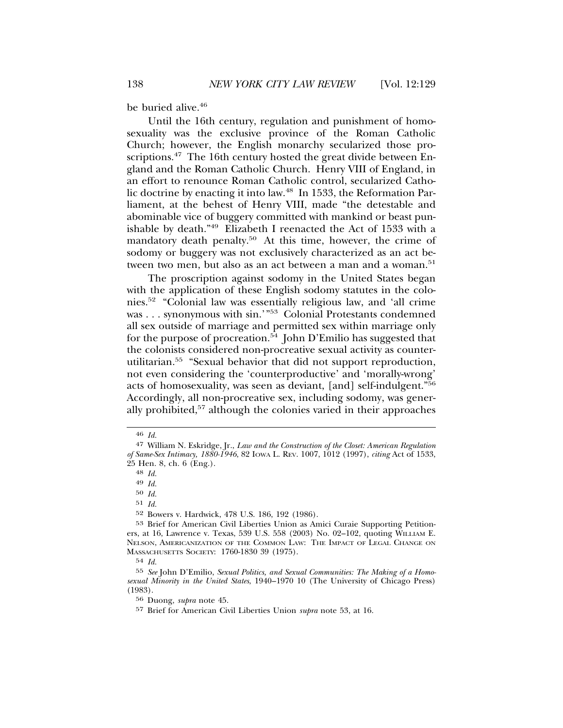be buried alive.[46]

Until the 16th century, regulation and punishment of homosexuality was the exclusive province of the Roman Catholic Church; however, the English monarchy secularized those proscriptions.[47] The 16th century hosted the great divide between England and the Roman Catholic Church. Henry VIII of England, in an effort to renounce Roman Catholic control, secularized Catholic doctrine by enacting it into law.[48] In 1533, the Reformation Parliament, at the behest of Henry VIII, made "the detestable and abominable vice of buggery committed with mankind or beast punishable by death."[49] Elizabeth I reenacted the Act of 1533 with a mandatory death penalty.[50] At this time, however, the crime of sodomy or buggery was not exclusively characterized as an act between two men, but also as an act between a man and a woman.[51]

The proscription against sodomy in the United States began with the application of these English sodomy statutes in the colonies.[52] "Colonial law was essentially religious law, and 'all crime was . . . synonymous with sin.'"[53] Colonial Protestants condemned all sex outside of marriage and permitted sex within marriage only for the purpose of procreation.[54] John D'Emilio has suggested that the colonists considered non-procreative sexual activity as counter-utilitarian.[55] "Sexual behavior that did not support reproduction, not even considering the 'counterproductive' and 'morally-wrong' acts of homosexuality, was seen as deviant, [and] self-indulgent."[56] Accordingly, all non-procreative sex, including sodomy, was generally prohibited,[57] although the colonies varied in their approaches

---

46 *Id.*

47 William N. Eskridge, Jr., *Law and the Construction of the Closet: American Regulation of Same-Sex Intimacy, 1880-1946*, 82 IOWA L. REV. 1007, 1012 (1997), *citing* Act of 1533, 25 Hen. 8, ch. 6 (Eng.).

48 *Id.*

49 *Id.*

50 *Id.*

51 *Id.*

52 Bowers v. Hardwick, 478 U.S. 186, 192 (1986).

53 Brief for American Civil Liberties Union as Amici Curaie Supporting Petitioners, at 16, Lawrence v. Texas, 539 U.S. 558 (2003) No. 02–102, quoting WILLIAM E. NELSON, AMERICANIZATION OF THE COMMON LAW: THE IMPACT OF LEGAL CHANGE ON MASSACHUSETTS SOCIETY: 1760-1830 39 (1975).

54 *Id.*

55 *See* John D'Emilio, *Sexual Politics, and Sexual Communities: The Making of a Homosexual Minority in the United States*, 1940–1970 10 (The University of Chicago Press) (1983).

56 Duong, *supra* note 45.

57 Brief for American Civil Liberties Union *supra* note 53, at 16.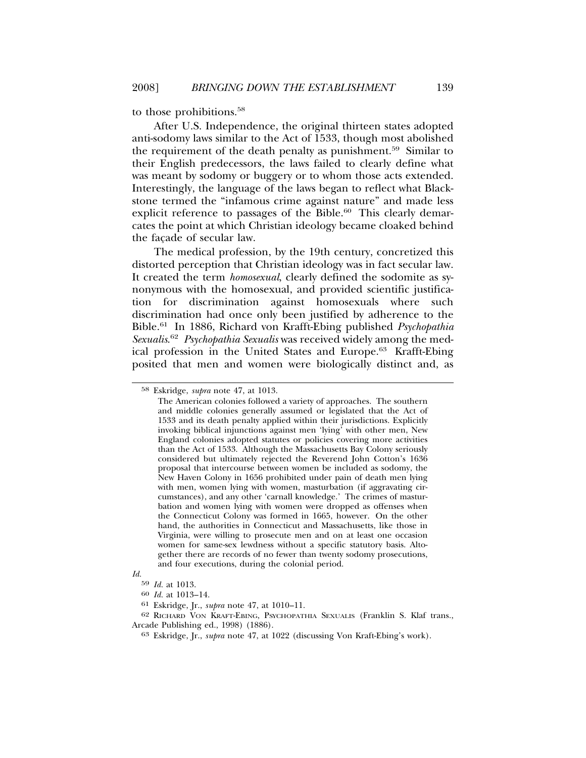to those prohibitions.[58]

After U.S. Independence, the original thirteen states adopted anti-sodomy laws similar to the Act of 1533, though most abolished the requirement of the death penalty as punishment.[59] Similar to their English predecessors, the laws failed to clearly define what was meant by sodomy or buggery or to whom those acts extended. Interestingly, the language of the laws began to reflect what Blackstone termed the "infamous crime against nature" and made less explicit reference to passages of the Bible.[60] This clearly demarcates the point at which Christian ideology became cloaked behind the façade of secular law.

The medical profession, by the 19th century, concretized this distorted perception that Christian ideology was in fact secular law. It created the term *homosexual*, clearly defined the sodomite as synonymous with the homosexual, and provided scientific justification for discrimination against homosexuals where such discrimination had once only been justified by adherence to the Bible.[61] In 1886, Richard von Krafft-Ebing published *Psychopathia Sexualis*.[62] *Psychopathia Sexualis* was received widely among the medical profession in the United States and Europe.[63] Krafft-Ebing posited that men and women were biologically distinct and, as

---

58 Eskridge, *supra* note 47, at 1013.

> The American colonies followed a variety of approaches. The southern and middle colonies generally assumed or legislated that the Act of 1533 and its death penalty applied within their jurisdictions. Explicitly invoking biblical injunctions against men 'lying' with other men, New England colonies adopted statutes or policies covering more activities than the Act of 1533. Although the Massachusetts Bay Colony seriously considered but ultimately rejected the Reverend John Cotton's 1636 proposal that intercourse between women be included as sodomy, the New Haven Colony in 1656 prohibited under pain of death men lying with men, women lying with women, masturbation (if aggravating circumstances), and any other 'carnall knowledge.' The crimes of masturbation and women lying with women were dropped as offenses when the Connecticut Colony was formed in 1665, however. On the other hand, the authorities in Connecticut and Massachusetts, like those in Virginia, were willing to prosecute men and on at least one occasion women for same-sex lewdness without a specific statutory basis. Altogether there are records of no fewer than twenty sodomy prosecutions, and four executions, during the colonial period.

*Id.*

59 *Id.* at 1013.

60 *Id.* at 1013–14.

61 Eskridge, Jr., *supra* note 47, at 1010–11.

62 RICHARD VON KRAFT-EBING, PSYCHOPATHIA SEXUALIS (Franklin S. Klaf trans., Arcade Publishing ed., 1998) (1886).

63 Eskridge, Jr., *supra* note 47, at 1022 (discussing Von Kraft-Ebing's work).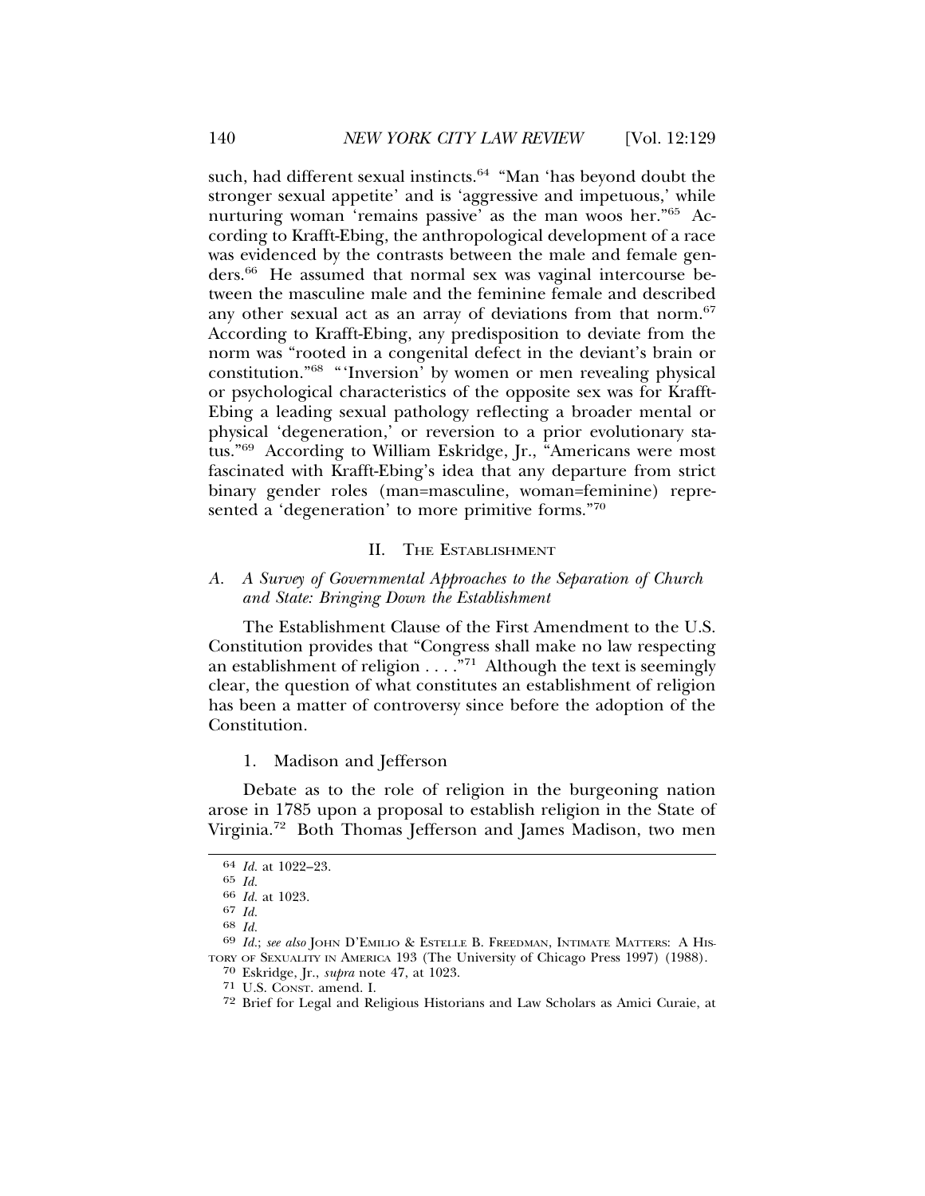such, had different sexual instincts.[64] "Man 'has beyond doubt the stronger sexual appetite' and is 'aggressive and impetuous,' while nurturing woman 'remains passive' as the man woos her."[65] According to Krafft-Ebing, the anthropological development of a race was evidenced by the contrasts between the male and female genders.[66] He assumed that normal sex was vaginal intercourse between the masculine male and the feminine female and described any other sexual act as an array of deviations from that norm.[67] According to Krafft-Ebing, any predisposition to deviate from the norm was "rooted in a congenital defect in the deviant's brain or constitution."[68] "'Inversion' by women or men revealing physical or psychological characteristics of the opposite sex was for Krafft-Ebing a leading sexual pathology reflecting a broader mental or physical 'degeneration,' or reversion to a prior evolutionary status."[69] According to William Eskridge, Jr., "Americans were most fascinated with Krafft-Ebing's idea that any departure from strict binary gender roles (man=masculine, woman=feminine) represented a 'degeneration' to more primitive forms."[70]

## II. The Establishment

### A. A Survey of Governmental Approaches to the Separation of Church and State: Bringing Down the Establishment

The Establishment Clause of the First Amendment to the U.S. Constitution provides that "Congress shall make no law respecting an establishment of religion . . . ."[71] Although the text is seemingly clear, the question of what constitutes an establishment of religion has been a matter of controversy since before the adoption of the Constitution.

#### 1. Madison and Jefferson

Debate as to the role of religion in the burgeoning nation arose in 1785 upon a proposal to establish religion in the State of Virginia.[72] Both Thomas Jefferson and James Madison, two men

---

[64] *Id.* at 1022–23.

[65] *Id.*

[66] *Id.* at 1023.

[67] *Id.*

[68] *Id.*

[69] *Id.*; *see also* John D'Emilio & Estelle B. Freedman, Intimate Matters: A History of Sexuality in America 193 (The University of Chicago Press 1997) (1988).

[70] Eskridge, Jr., *supra* note 47, at 1023.

[71] U.S. Const. amend. I.

[72] Brief for Legal and Religious Historians and Law Scholars as Amici Curaie, at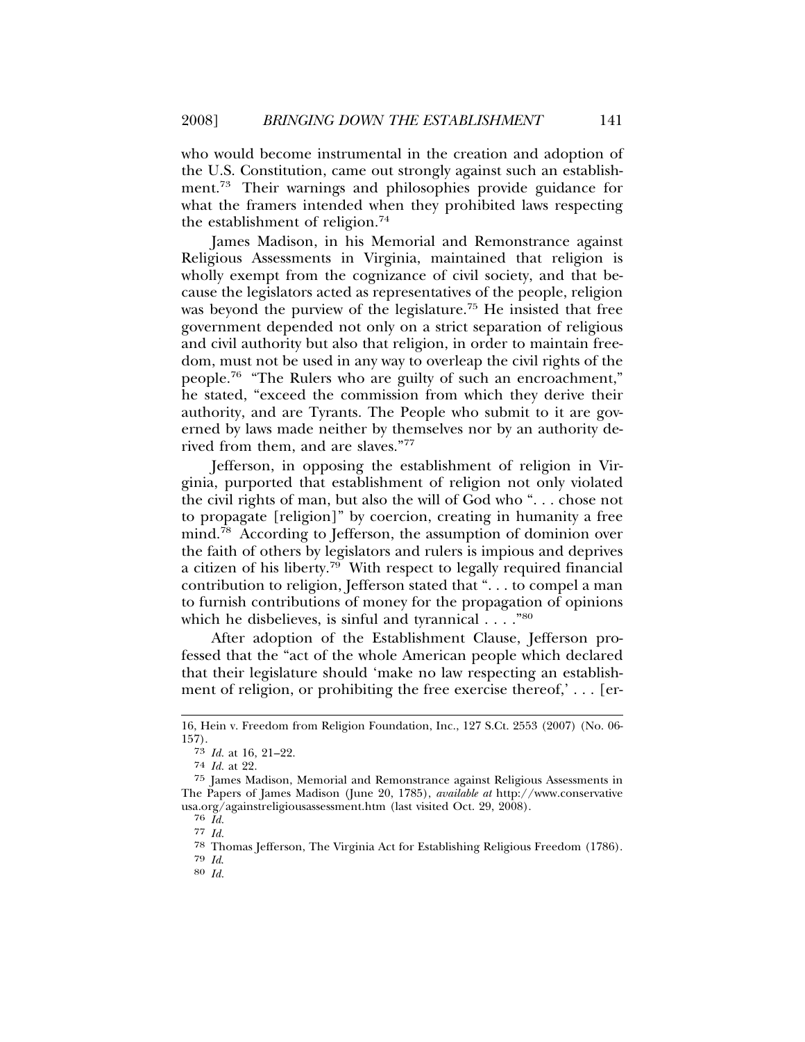who would become instrumental in the creation and adoption of the U.S. Constitution, came out strongly against such an establishment.[73] Their warnings and philosophies provide guidance for what the framers intended when they prohibited laws respecting the establishment of religion.[74]

James Madison, in his Memorial and Remonstrance against Religious Assessments in Virginia, maintained that religion is wholly exempt from the cognizance of civil society, and that because the legislators acted as representatives of the people, religion was beyond the purview of the legislature.[75] He insisted that free government depended not only on a strict separation of religious and civil authority but also that religion, in order to maintain freedom, must not be used in any way to overleap the civil rights of the people.[76] "The Rulers who are guilty of such an encroachment," he stated, "exceed the commission from which they derive their authority, and are Tyrants. The People who submit to it are governed by laws made neither by themselves nor by an authority derived from them, and are slaves."[77]

Jefferson, in opposing the establishment of religion in Virginia, purported that establishment of religion not only violated the civil rights of man, but also the will of God who ". . . chose not to propagate [religion]" by coercion, creating in humanity a free mind.[78] According to Jefferson, the assumption of dominion over the faith of others by legislators and rulers is impious and deprives a citizen of his liberty.[79] With respect to legally required financial contribution to religion, Jefferson stated that ". . . to compel a man to furnish contributions of money for the propagation of opinions which he disbelieves, is sinful and tyrannical . . . ."[80]

After adoption of the Establishment Clause, Jefferson professed that the "act of the whole American people which declared that their legislature should 'make no law respecting an establishment of religion, or prohibiting the free exercise thereof,' . . . [er-

---

16, Hein v. Freedom from Religion Foundation, Inc., 127 S.Ct. 2553 (2007) (No. 06-157).

73 *Id.* at 16, 21–22.

74 *Id.* at 22.

75 James Madison, Memorial and Remonstrance against Religious Assessments in The Papers of James Madison (June 20, 1785), *available at* http://www.conservativeusa.org/againstreligiousassessment.htm (last visited Oct. 29, 2008).

76 *Id.*

77 *Id.*

78 Thomas Jefferson, The Virginia Act for Establishing Religious Freedom (1786).

79 *Id.*

80 *Id.*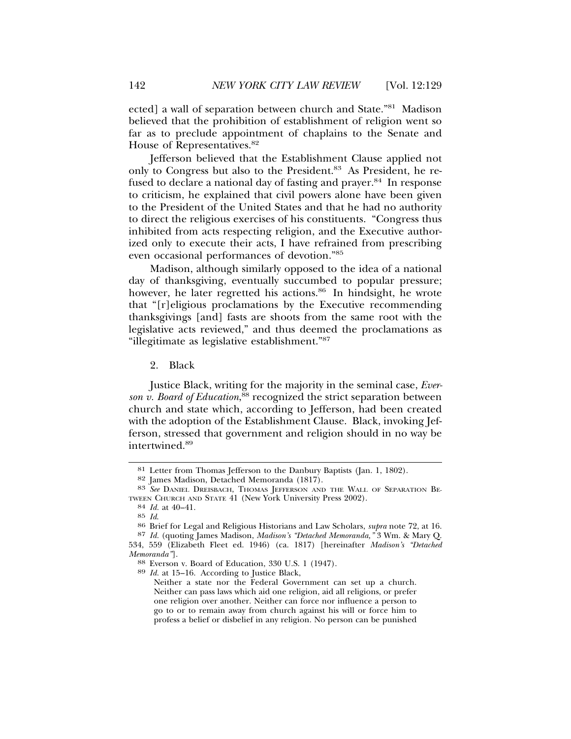ected] a wall of separation between church and State."[81] Madison believed that the prohibition of establishment of religion went so far as to preclude appointment of chaplains to the Senate and House of Representatives.[82]

Jefferson believed that the Establishment Clause applied not only to Congress but also to the President.[83] As President, he refused to declare a national day of fasting and prayer.[84] In response to criticism, he explained that civil powers alone have been given to the President of the United States and that he had no authority to direct the religious exercises of his constituents. "Congress thus inhibited from acts respecting religion, and the Executive authorized only to execute their acts, I have refrained from prescribing even occasional performances of devotion."[85]

Madison, although similarly opposed to the idea of a national day of thanksgiving, eventually succumbed to popular pressure; however, he later regretted his actions.[86] In hindsight, he wrote that "[r]eligious proclamations by the Executive recommending thanksgivings [and] fasts are shoots from the same root with the legislative acts reviewed," and thus deemed the proclamations as "illegitimate as legislative establishment."[87]

### 2. Black

Justice Black, writing for the majority in the seminal case, *Everson v. Board of Education*,[88] recognized the strict separation between church and state which, according to Jefferson, had been created with the adoption of the Establishment Clause. Black, invoking Jefferson, stressed that government and religion should in no way be intertwined.[89]

---

[81] Letter from Thomas Jefferson to the Danbury Baptists (Jan. 1, 1802).

[82] James Madison, Detached Memoranda (1817).

[83] *See* DANIEL DREISBACH, THOMAS JEFFERSON AND THE WALL OF SEPARATION BETWEEN CHURCH AND STATE 41 (New York University Press 2002).

[84] *Id.* at 40–41.

[85] *Id.*

[86] Brief for Legal and Religious Historians and Law Scholars, *supra* note 72, at 16.

[87] *Id.* (quoting James Madison, *Madison's "Detached Memoranda,"* 3 Wm. & Mary Q. 534, 559 (Elizabeth Fleet ed. 1946) (ca. 1817) [hereinafter *Madison's "Detached Memoranda"*].

[88] Everson v. Board of Education, 330 U.S. 1 (1947).

[89] *Id.* at 15–16. According to Justice Black,

> Neither a state nor the Federal Government can set up a church. Neither can pass laws which aid one religion, aid all religions, or prefer one religion over another. Neither can force nor influence a person to go to or to remain away from church against his will or force him to profess a belief or disbelief in any religion. No person can be punished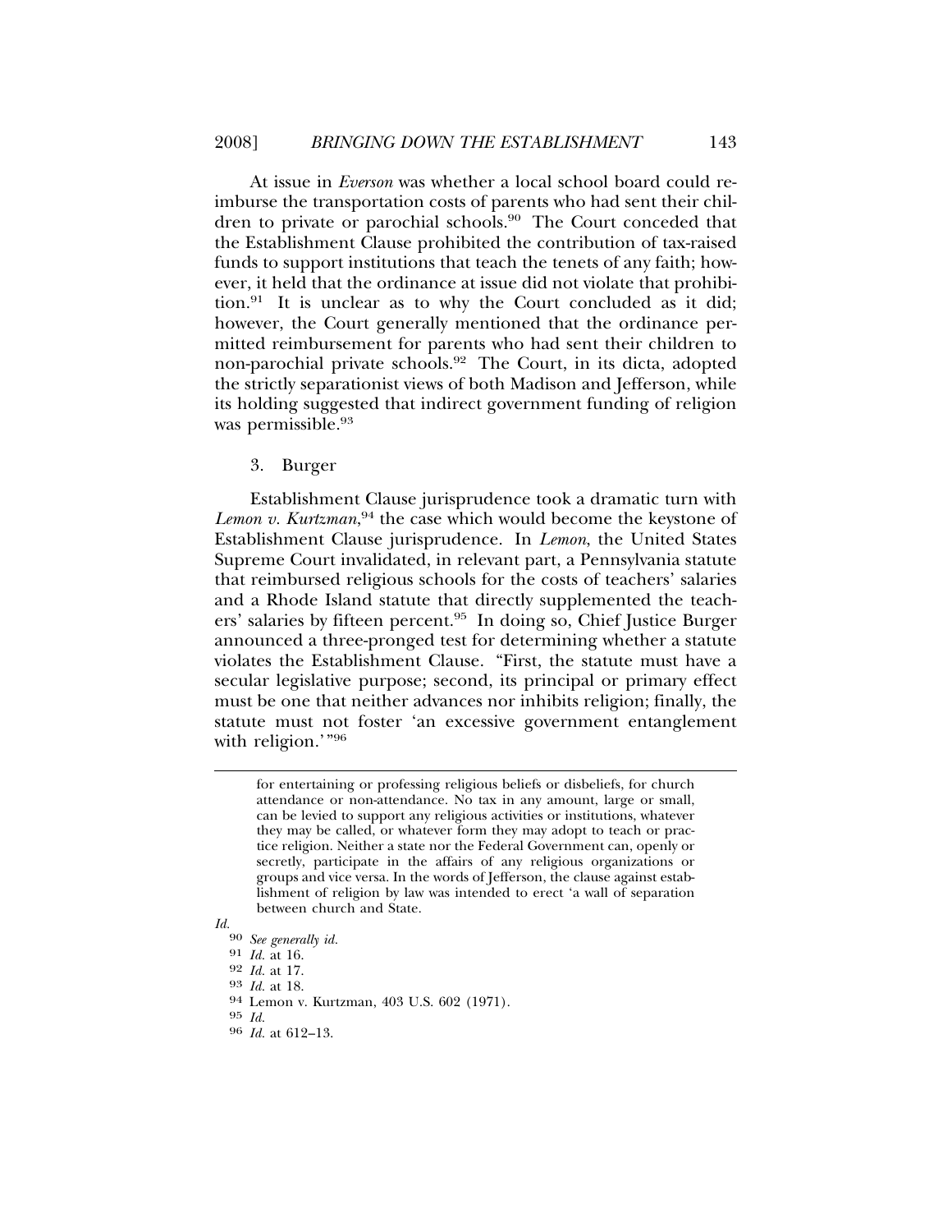At issue in *Everson* was whether a local school board could reimburse the transportation costs of parents who had sent their children to private or parochial schools.[90] The Court conceded that the Establishment Clause prohibited the contribution of tax-raised funds to support institutions that teach the tenets of any faith; however, it held that the ordinance at issue did not violate that prohibition.[91] It is unclear as to why the Court concluded as it did; however, the Court generally mentioned that the ordinance permitted reimbursement for parents who had sent their children to non-parochial private schools.[92] The Court, in its dicta, adopted the strictly separationist views of both Madison and Jefferson, while its holding suggested that indirect government funding of religion was permissible.[93]

3. Burger

Establishment Clause jurisprudence took a dramatic turn with *Lemon v. Kurtzman*,[94] the case which would become the keystone of Establishment Clause jurisprudence. In *Lemon*, the United States Supreme Court invalidated, in relevant part, a Pennsylvania statute that reimbursed religious schools for the costs of teachers' salaries and a Rhode Island statute that directly supplemented the teachers' salaries by fifteen percent.[95] In doing so, Chief Justice Burger announced a three-pronged test for determining whether a statute violates the Establishment Clause. "First, the statute must have a secular legislative purpose; second, its principal or primary effect must be one that neither advances nor inhibits religion; finally, the statute must not foster 'an excessive government entanglement with religion.'"[96]

---

> for entertaining or professing religious beliefs or disbeliefs, for church attendance or non-attendance. No tax in any amount, large or small, can be levied to support any religious activities or institutions, whatever they may be called, or whatever form they may adopt to teach or practice religion. Neither a state nor the Federal Government can, openly or secretly, participate in the affairs of any religious organizations or groups and vice versa. In the words of Jefferson, the clause against establishment of religion by law was intended to erect 'a wall of separation between church and State.

*Id.*

90 *See generally id.*

91 *Id.* at 16.

92 *Id.* at 17.

93 *Id.* at 18.

94 Lemon v. Kurtzman, 403 U.S. 602 (1971).

95 *Id.*

96 *Id.* at 612–13.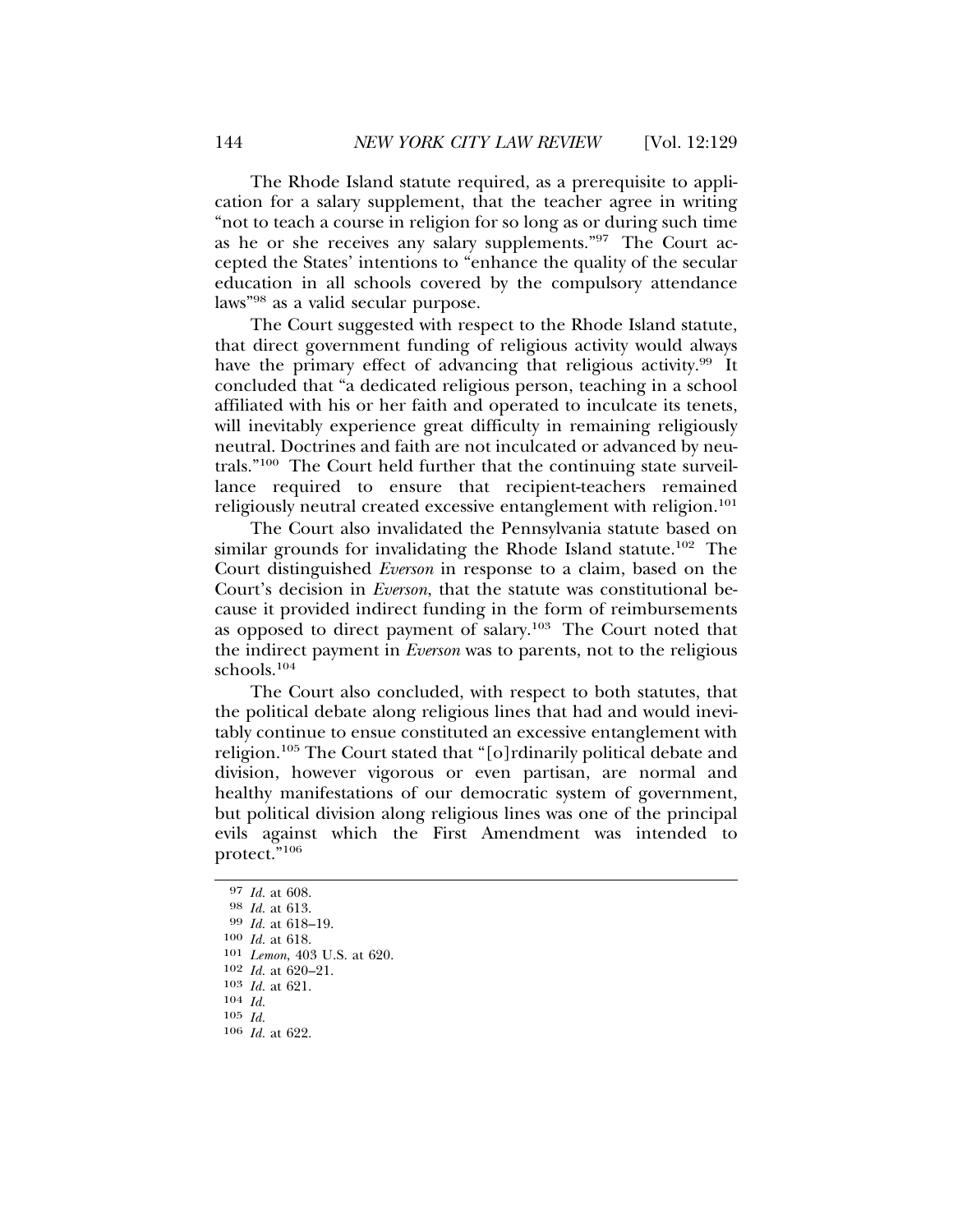The Rhode Island statute required, as a prerequisite to application for a salary supplement, that the teacher agree in writing "not to teach a course in religion for so long as or during such time as he or she receives any salary supplements."[97] The Court accepted the States' intentions to "enhance the quality of the secular education in all schools covered by the compulsory attendance laws"[98] as a valid secular purpose.

The Court suggested with respect to the Rhode Island statute, that direct government funding of religious activity would always have the primary effect of advancing that religious activity.[99] It concluded that "a dedicated religious person, teaching in a school affiliated with his or her faith and operated to inculcate its tenets, will inevitably experience great difficulty in remaining religiously neutral. Doctrines and faith are not inculcated or advanced by neutrals."[100] The Court held further that the continuing state surveillance required to ensure that recipient-teachers remained religiously neutral created excessive entanglement with religion.[101]

The Court also invalidated the Pennsylvania statute based on similar grounds for invalidating the Rhode Island statute.[102] The Court distinguished *Everson* in response to a claim, based on the Court's decision in *Everson*, that the statute was constitutional because it provided indirect funding in the form of reimbursements as opposed to direct payment of salary.[103] The Court noted that the indirect payment in *Everson* was to parents, not to the religious schools.[104]

The Court also concluded, with respect to both statutes, that the political debate along religious lines that had and would inevitably continue to ensue constituted an excessive entanglement with religion.[105] The Court stated that "[o]rdinarily political debate and division, however vigorous or even partisan, are normal and healthy manifestations of our democratic system of government, but political division along religious lines was one of the principal evils against which the First Amendment was intended to protect."[106]

---

[97] *Id.* at 608.

[98] *Id.* at 613.

[99] *Id.* at 618–19.

[100] *Id.* at 618.

[101] *Lemon*, 403 U.S. at 620.

[102] *Id.* at 620–21.

[103] *Id.* at 621.

[104] *Id.*

[105] *Id.*

[106] *Id.* at 622.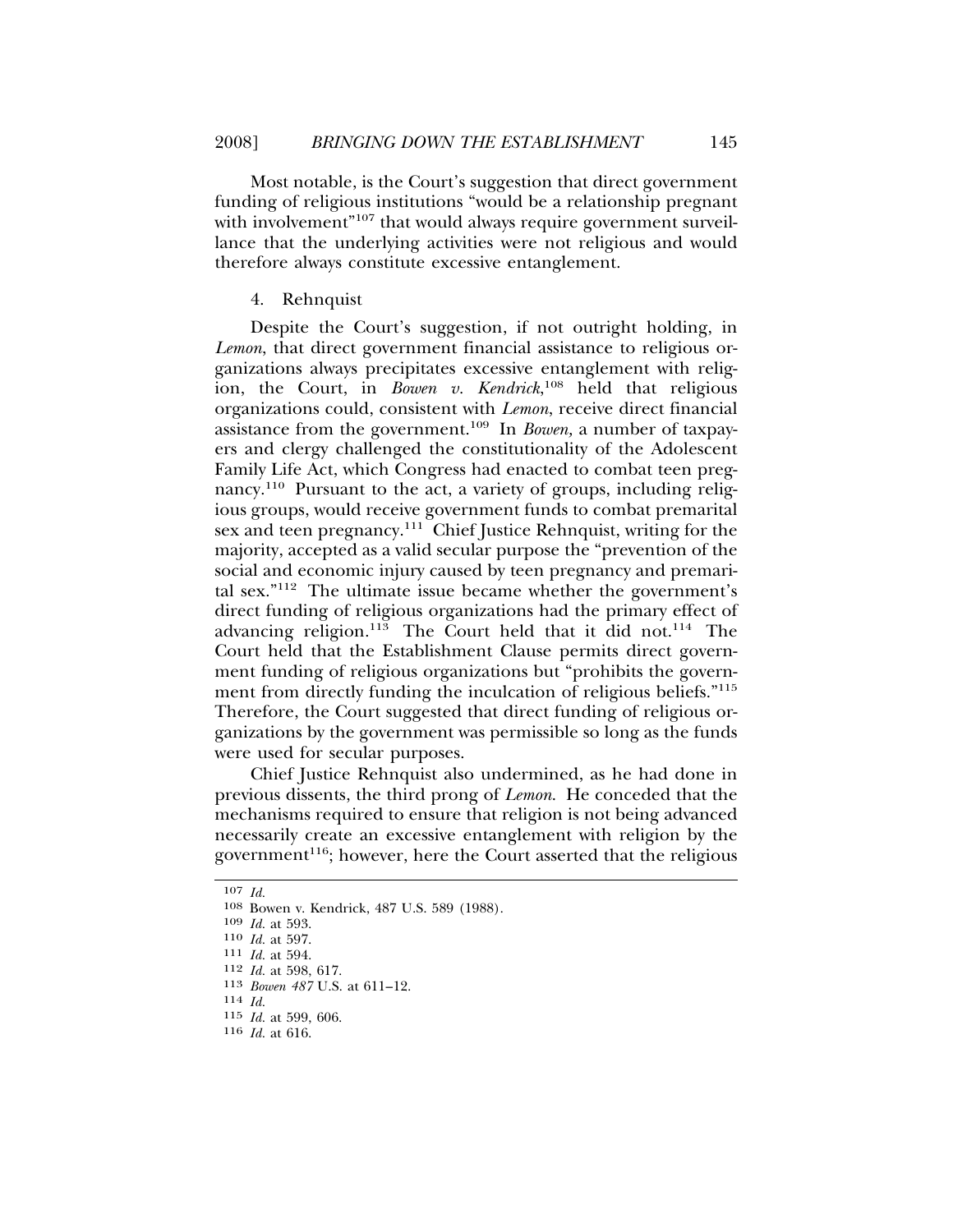Most notable, is the Court's suggestion that direct government funding of religious institutions "would be a relationship pregnant with involvement"[107] that would always require government surveillance that the underlying activities were not religious and would therefore always constitute excessive entanglement.

4. Rehnquist

Despite the Court's suggestion, if not outright holding, in *Lemon*, that direct government financial assistance to religious organizations always precipitates excessive entanglement with religion, the Court, in *Bowen v. Kendrick*,[108] held that religious organizations could, consistent with *Lemon*, receive direct financial assistance from the government.[109] In *Bowen,* a number of taxpayers and clergy challenged the constitutionality of the Adolescent Family Life Act, which Congress had enacted to combat teen pregnancy.[110] Pursuant to the act, a variety of groups, including religious groups, would receive government funds to combat premarital sex and teen pregnancy.[111] Chief Justice Rehnquist, writing for the majority, accepted as a valid secular purpose the "prevention of the social and economic injury caused by teen pregnancy and premarital sex."[112] The ultimate issue became whether the government's direct funding of religious organizations had the primary effect of advancing religion.[113] The Court held that it did not.[114] The Court held that the Establishment Clause permits direct government funding of religious organizations but "prohibits the government from directly funding the inculcation of religious beliefs."[115] Therefore, the Court suggested that direct funding of religious organizations by the government was permissible so long as the funds were used for secular purposes.

Chief Justice Rehnquist also undermined, as he had done in previous dissents, the third prong of *Lemon*. He conceded that the mechanisms required to ensure that religion is not being advanced necessarily create an excessive entanglement with religion by the government[116]; however, here the Court asserted that the religious

---

107 *Id.*
108 Bowen v. Kendrick, 487 U.S. 589 (1988).
109 *Id.* at 593.
110 *Id.* at 597.
111 *Id.* at 594.
112 *Id.* at 598, 617.
113 *Bowen 487* U.S. at 611–12.
114 *Id.*
115 *Id.* at 599, 606.
116 *Id.* at 616.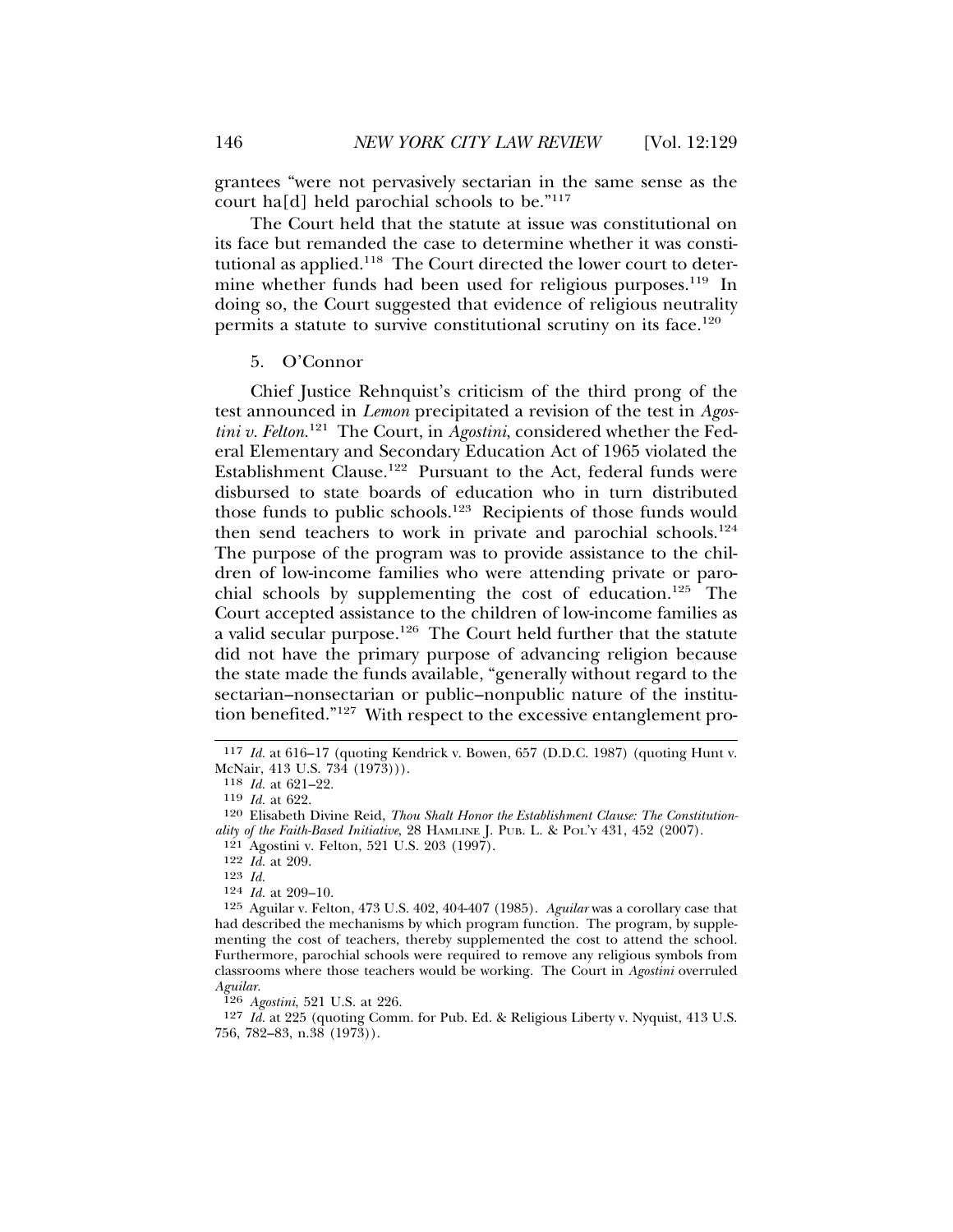grantees "were not pervasively sectarian in the same sense as the court ha[d] held parochial schools to be."[117]

The Court held that the statute at issue was constitutional on its face but remanded the case to determine whether it was constitutional as applied.[118] The Court directed the lower court to determine whether funds had been used for religious purposes.[119] In doing so, the Court suggested that evidence of religious neutrality permits a statute to survive constitutional scrutiny on its face.[120]

5. O'Connor

Chief Justice Rehnquist's criticism of the third prong of the test announced in *Lemon* precipitated a revision of the test in *Agostini v. Felton*.[121] The Court, in *Agostini*, considered whether the Federal Elementary and Secondary Education Act of 1965 violated the Establishment Clause.[122] Pursuant to the Act, federal funds were disbursed to state boards of education who in turn distributed those funds to public schools.[123] Recipients of those funds would then send teachers to work in private and parochial schools.[124] The purpose of the program was to provide assistance to the children of low-income families who were attending private or parochial schools by supplementing the cost of education.[125] The Court accepted assistance to the children of low-income families as a valid secular purpose.[126] The Court held further that the statute did not have the primary purpose of advancing religion because the state made the funds available, "generally without regard to the sectarian–nonsectarian or public–nonpublic nature of the institution benefited."[127] With respect to the excessive entanglement pro-

---

117 *Id.* at 616–17 (quoting Kendrick v. Bowen, 657 (D.D.C. 1987) (quoting Hunt v. McNair, 413 U.S. 734 (1973))).

118 *Id.* at 621–22.

119 *Id.* at 622.

120 Elisabeth Divine Reid, *Thou Shalt Honor the Establishment Clause: The Constitutionality of the Faith-Based Initiative*, 28 HAMLINE J. PUB. L. & POL'Y 431, 452 (2007).

121 Agostini v. Felton, 521 U.S. 203 (1997).

122 *Id.* at 209.

123 *Id.*

124 *Id.* at 209–10.

125 Aguilar v. Felton, 473 U.S. 402, 404-407 (1985). *Aguilar* was a corollary case that had described the mechanisms by which program function. The program, by supplementing the cost of teachers, thereby supplemented the cost to attend the school. Furthermore, parochial schools were required to remove any religious symbols from classrooms where those teachers would be working. The Court in *Agostini* overruled *Aguilar*.

126 *Agostini*, 521 U.S. at 226.

127 *Id.* at 225 (quoting Comm. for Pub. Ed. & Religious Liberty v. Nyquist, 413 U.S. 756, 782–83, n.38 (1973)).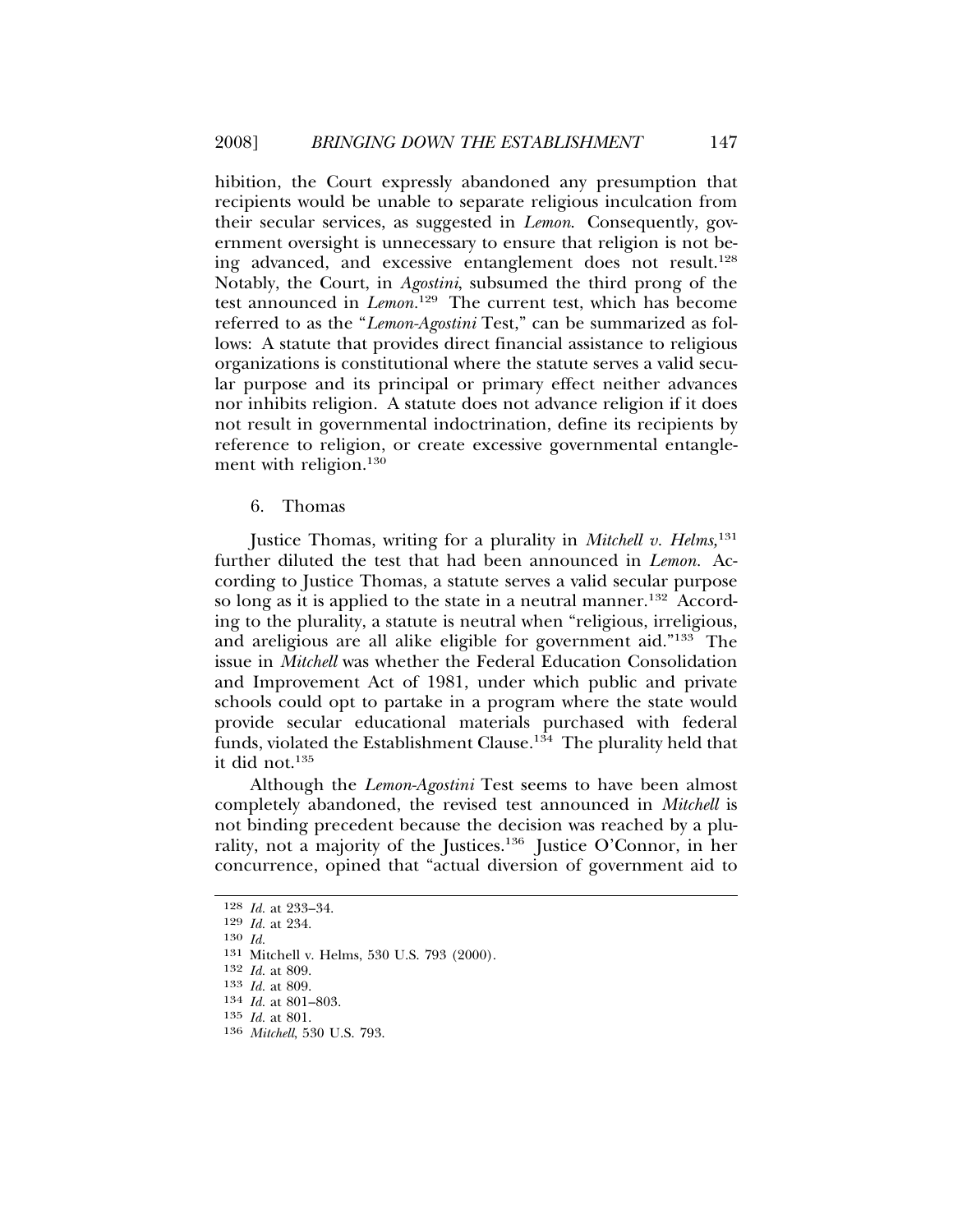hibition, the Court expressly abandoned any presumption that recipients would be unable to separate religious inculcation from their secular services, as suggested in *Lemon*. Consequently, government oversight is unnecessary to ensure that religion is not being advanced, and excessive entanglement does not result.[128] Notably, the Court, in *Agostini*, subsumed the third prong of the test announced in *Lemon*.[129] The current test, which has become referred to as the "*Lemon-Agostini* Test," can be summarized as follows: A statute that provides direct financial assistance to religious organizations is constitutional where the statute serves a valid secular purpose and its principal or primary effect neither advances nor inhibits religion. A statute does not advance religion if it does not result in governmental indoctrination, define its recipients by reference to religion, or create excessive governmental entanglement with religion.[130]

6. Thomas

Justice Thomas, writing for a plurality in *Mitchell v. Helms,*[131] further diluted the test that had been announced in *Lemon*. According to Justice Thomas, a statute serves a valid secular purpose so long as it is applied to the state in a neutral manner.[132] According to the plurality, a statute is neutral when "religious, irreligious, and areligious are all alike eligible for government aid."[133] The issue in *Mitchell* was whether the Federal Education Consolidation and Improvement Act of 1981, under which public and private schools could opt to partake in a program where the state would provide secular educational materials purchased with federal funds, violated the Establishment Clause.[134] The plurality held that it did not.[135]

Although the *Lemon-Agostini* Test seems to have been almost completely abandoned, the revised test announced in *Mitchell* is not binding precedent because the decision was reached by a plurality, not a majority of the Justices.[136] Justice O'Connor, in her concurrence, opined that "actual diversion of government aid to

---

128 *Id.* at 233–34.
129 *Id.* at 234.
130 *Id.*
131 Mitchell v. Helms, 530 U.S. 793 (2000).
132 *Id.* at 809.
133 *Id.* at 809.
134 *Id.* at 801–803.
135 *Id.* at 801.
136 *Mitchell*, 530 U.S. 793.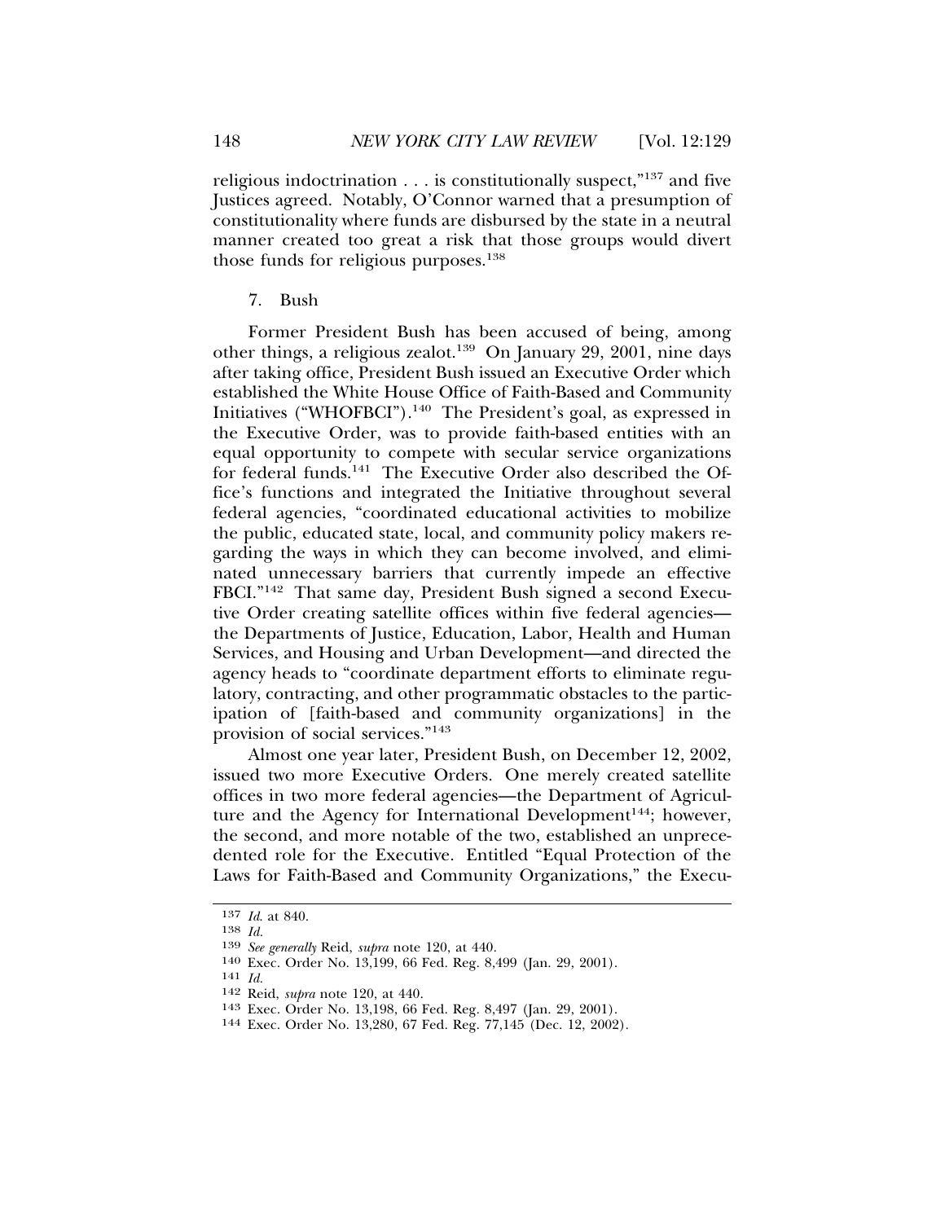religious indoctrination . . . is constitutionally suspect,"[137] and five Justices agreed. Notably, O'Connor warned that a presumption of constitutionality where funds are disbursed by the state in a neutral manner created too great a risk that those groups would divert those funds for religious purposes.[138]

### 7. Bush

Former President Bush has been accused of being, among other things, a religious zealot.[139] On January 29, 2001, nine days after taking office, President Bush issued an Executive Order which established the White House Office of Faith-Based and Community Initiatives ("WHOFBCI").[140] The President's goal, as expressed in the Executive Order, was to provide faith-based entities with an equal opportunity to compete with secular service organizations for federal funds.[141] The Executive Order also described the Office's functions and integrated the Initiative throughout several federal agencies, "coordinated educational activities to mobilize the public, educated state, local, and community policy makers regarding the ways in which they can become involved, and eliminated unnecessary barriers that currently impede an effective FBCI."[142] That same day, President Bush signed a second Executive Order creating satellite offices within five federal agencies—the Departments of Justice, Education, Labor, Health and Human Services, and Housing and Urban Development—and directed the agency heads to "coordinate department efforts to eliminate regulatory, contracting, and other programmatic obstacles to the participation of [faith-based and community organizations] in the provision of social services."[143]

Almost one year later, President Bush, on December 12, 2002, issued two more Executive Orders. One merely created satellite offices in two more federal agencies—the Department of Agriculture and the Agency for International Development[144]; however, the second, and more notable of the two, established an unprecedented role for the Executive. Entitled "Equal Protection of the Laws for Faith-Based and Community Organizations," the Execu-

---

[137] *Id.* at 840.

[138] *Id.*

[139] *See generally* Reid, *supra* note 120, at 440.

[140] Exec. Order No. 13,199, 66 Fed. Reg. 8,499 (Jan. 29, 2001).

[141] *Id.*

[142] Reid, *supra* note 120, at 440.

[143] Exec. Order No. 13,198, 66 Fed. Reg. 8,497 (Jan. 29, 2001).

[144] Exec. Order No. 13,280, 67 Fed. Reg. 77,145 (Dec. 12, 2002).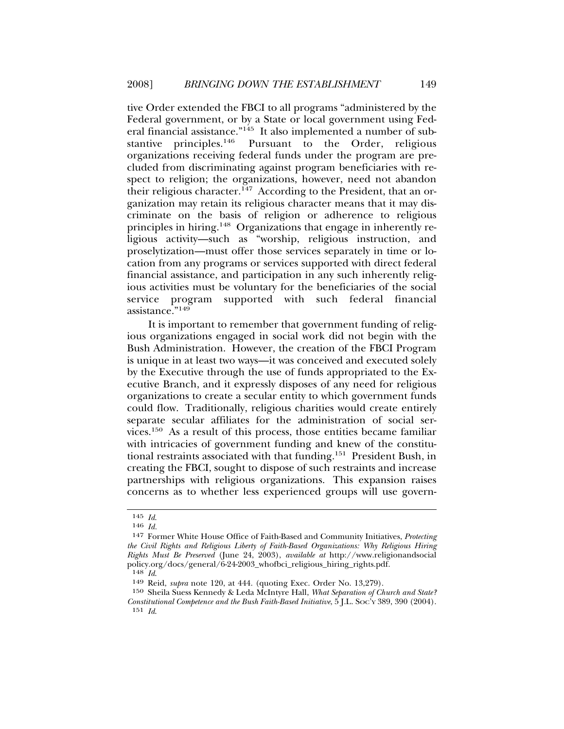tive Order extended the FBCI to all programs "administered by the Federal government, or by a State or local government using Federal financial assistance."[145] It also implemented a number of substantive principles.[146] Pursuant to the Order, religious organizations receiving federal funds under the program are precluded from discriminating against program beneficiaries with respect to religion; the organizations, however, need not abandon their religious character.[147] According to the President, that an organization may retain its religious character means that it may discriminate on the basis of religion or adherence to religious principles in hiring.[148] Organizations that engage in inherently religious activity—such as "worship, religious instruction, and proselytization—must offer those services separately in time or location from any programs or services supported with direct federal financial assistance, and participation in any such inherently religious activities must be voluntary for the beneficiaries of the social service program supported with such federal financial assistance."[149]

It is important to remember that government funding of religious organizations engaged in social work did not begin with the Bush Administration. However, the creation of the FBCI Program is unique in at least two ways—it was conceived and executed solely by the Executive through the use of funds appropriated to the Executive Branch, and it expressly disposes of any need for religious organizations to create a secular entity to which government funds could flow. Traditionally, religious charities would create entirely separate secular affiliates for the administration of social services.[150] As a result of this process, those entities became familiar with intricacies of government funding and knew of the constitutional restraints associated with that funding.[151] President Bush, in creating the FBCI, sought to dispose of such restraints and increase partnerships with religious organizations. This expansion raises concerns as to whether less experienced groups will use govern-

---

145 *Id.*

146 *Id.*

147 Former White House Office of Faith-Based and Community Initiatives, *Protecting the Civil Rights and Religious Liberty of Faith-Based Organizations: Why Religious Hiring Rights Must Be Preserved* (June 24, 2003), *available at* http://www.religionandsocialpolicy.org/docs/general/6-24-2003_whofbci_religious_hiring_rights.pdf.

148 *Id.*

149 Reid, *supra* note 120, at 444. (quoting Exec. Order No. 13,279).

150 Sheila Suess Kennedy & Leda McIntyre Hall, *What Separation of Church and State? Constitutional Competence and the Bush Faith-Based Initiative*, 5 J.L. SOC'Y 389, 390 (2004).

151 *Id.*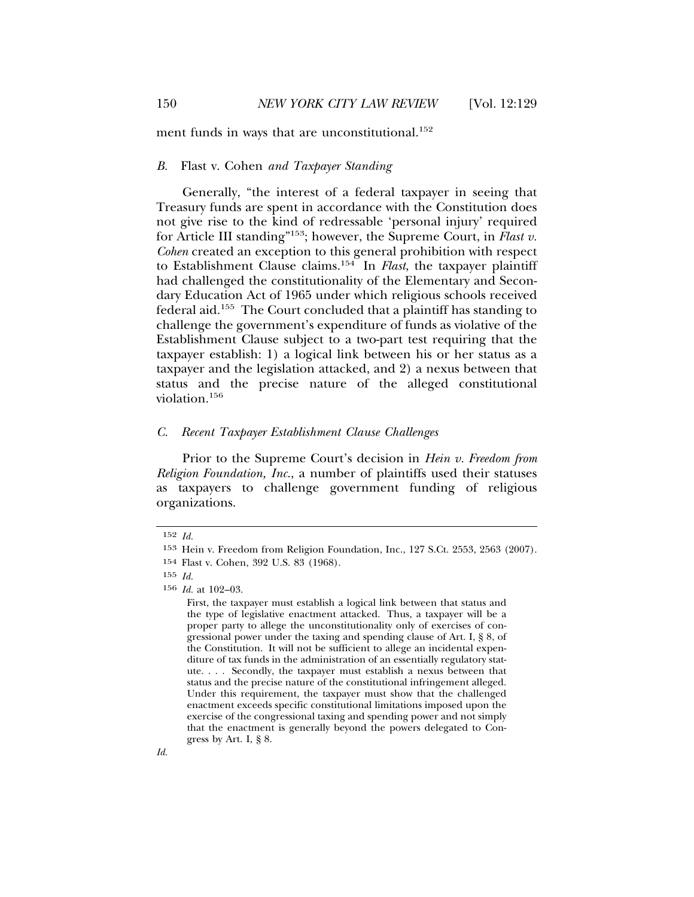ment funds in ways that are unconstitutional.[152]

### *B.* Flast v. Cohen *and Taxpayer Standing*

Generally, "the interest of a federal taxpayer in seeing that Treasury funds are spent in accordance with the Constitution does not give rise to the kind of redressable 'personal injury' required for Article III standing"[153]; however, the Supreme Court, in *Flast v. Cohen* created an exception to this general prohibition with respect to Establishment Clause claims.[154] In *Flast*, the taxpayer plaintiff had challenged the constitutionality of the Elementary and Secondary Education Act of 1965 under which religious schools received federal aid.[155] The Court concluded that a plaintiff has standing to challenge the government's expenditure of funds as violative of the Establishment Clause subject to a two-part test requiring that the taxpayer establish: 1) a logical link between his or her status as a taxpayer and the legislation attacked, and 2) a nexus between that status and the precise nature of the alleged constitutional violation.[156]

### *C. Recent Taxpayer Establishment Clause Challenges*

Prior to the Supreme Court's decision in *Hein v. Freedom from Religion Foundation, Inc.*, a number of plaintiffs used their statuses as taxpayers to challenge government funding of religious organizations.

---

152 *Id.*

153 Hein v. Freedom from Religion Foundation, Inc., 127 S.Ct. 2553, 2563 (2007).

154 Flast v. Cohen, 392 U.S. 83 (1968).

155 *Id.*

156 *Id.* at 102–03.

> First, the taxpayer must establish a logical link between that status and the type of legislative enactment attacked. Thus, a taxpayer will be a proper party to allege the unconstitutionality only of exercises of congressional power under the taxing and spending clause of Art. I, § 8, of the Constitution. It will not be sufficient to allege an incidental expenditure of tax funds in the administration of an essentially regulatory statute. . . . Secondly, the taxpayer must establish a nexus between that status and the precise nature of the constitutional infringement alleged. Under this requirement, the taxpayer must show that the challenged enactment exceeds specific constitutional limitations imposed upon the exercise of the congressional taxing and spending power and not simply that the enactment is generally beyond the powers delegated to Congress by Art. I, § 8.

*Id.*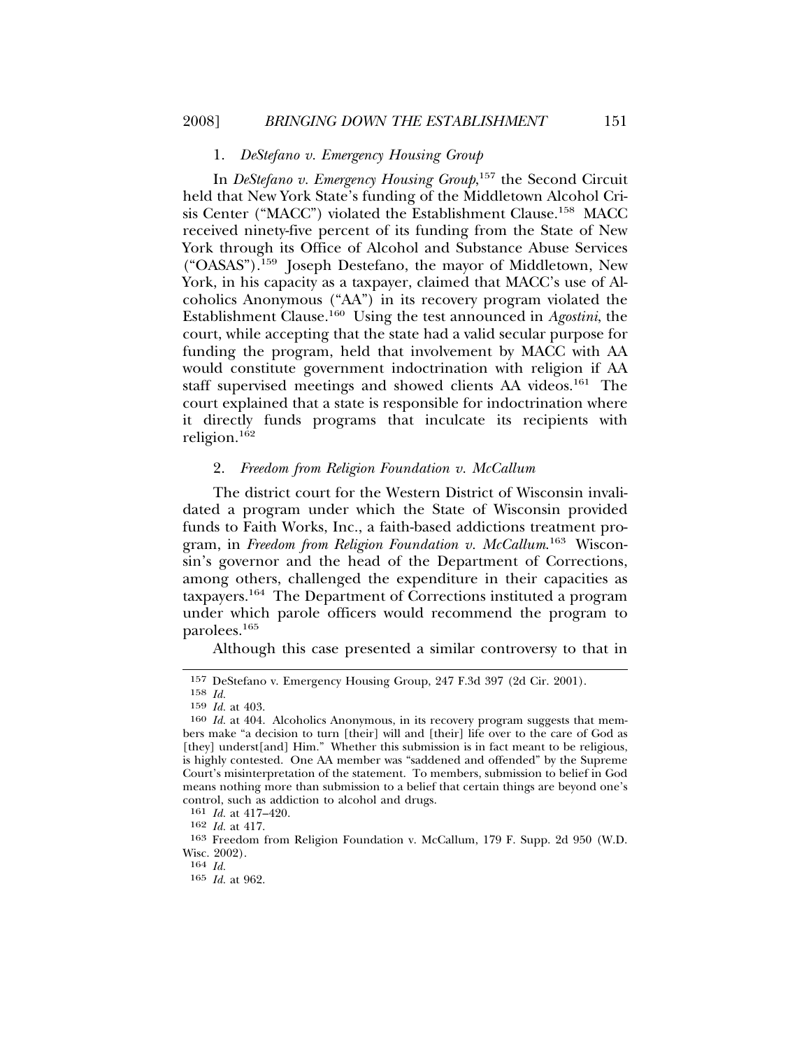### 1. *DeStefano v. Emergency Housing Group*

In *DeStefano v. Emergency Housing Group*,[157] the Second Circuit held that New York State's funding of the Middletown Alcohol Crisis Center ("MACC") violated the Establishment Clause.[158] MACC received ninety-five percent of its funding from the State of New York through its Office of Alcohol and Substance Abuse Services ("OASAS").[159] Joseph Destefano, the mayor of Middletown, New York, in his capacity as a taxpayer, claimed that MACC's use of Alcoholics Anonymous ("AA") in its recovery program violated the Establishment Clause.[160] Using the test announced in *Agostini*, the court, while accepting that the state had a valid secular purpose for funding the program, held that involvement by MACC with AA would constitute government indoctrination with religion if AA staff supervised meetings and showed clients AA videos.[161] The court explained that a state is responsible for indoctrination where it directly funds programs that inculcate its recipients with religion.[162]

### 2. *Freedom from Religion Foundation v. McCallum*

The district court for the Western District of Wisconsin invalidated a program under which the State of Wisconsin provided funds to Faith Works, Inc., a faith-based addictions treatment program, in *Freedom from Religion Foundation v. McCallum*.[163] Wisconsin's governor and the head of the Department of Corrections, among others, challenged the expenditure in their capacities as taxpayers.[164] The Department of Corrections instituted a program under which parole officers would recommend the program to parolees.[165]

Although this case presented a similar controversy to that in

---

157 DeStefano v. Emergency Housing Group, 247 F.3d 397 (2d Cir. 2001).

158 *Id.*

159 *Id.* at 403.

160 *Id.* at 404. Alcoholics Anonymous, in its recovery program suggests that members make "a decision to turn [their] will and [their] life over to the care of God as [they] underst[and] Him." Whether this submission is in fact meant to be religious, is highly contested. One AA member was "saddened and offended" by the Supreme Court's misinterpretation of the statement. To members, submission to belief in God means nothing more than submission to a belief that certain things are beyond one's control, such as addiction to alcohol and drugs.

161 *Id.* at 417–420.

162 *Id.* at 417.

163 Freedom from Religion Foundation v. McCallum, 179 F. Supp. 2d 950 (W.D. Wisc. 2002).

164 *Id.*

165 *Id.* at 962.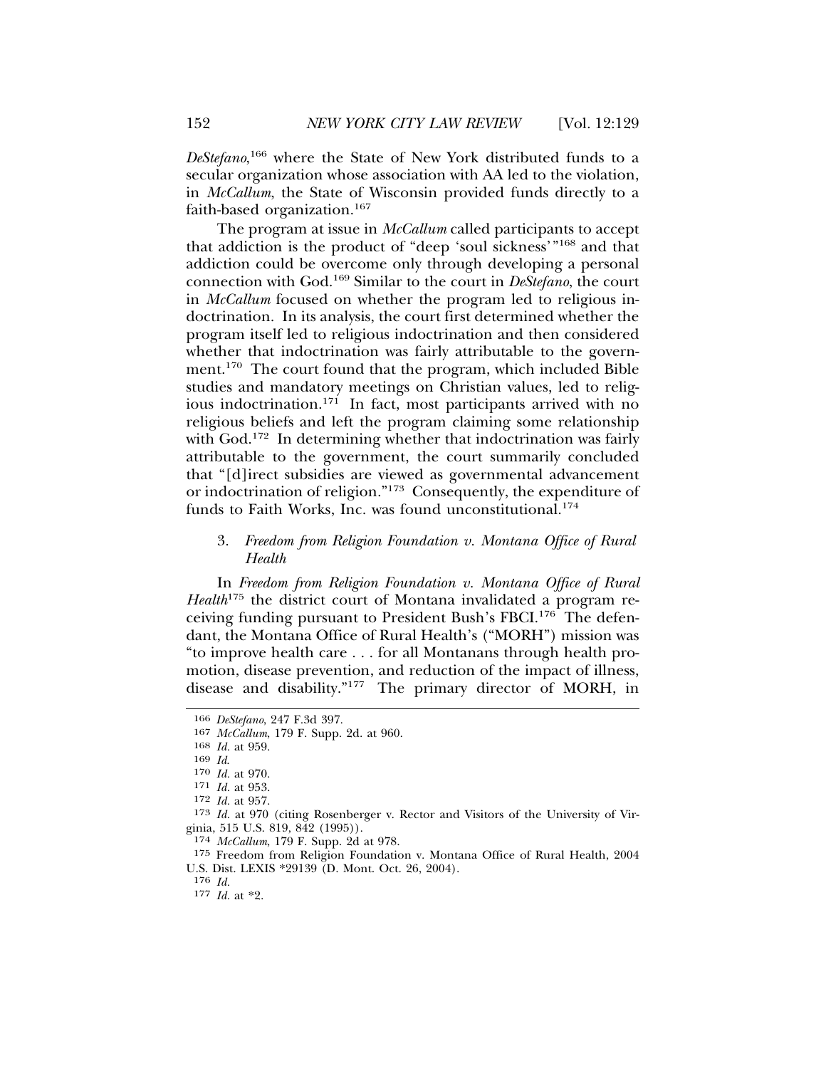*DeStefano*,[166] where the State of New York distributed funds to a secular organization whose association with AA led to the violation, in *McCallum*, the State of Wisconsin provided funds directly to a faith-based organization.[167]

The program at issue in *McCallum* called participants to accept that addiction is the product of "deep 'soul sickness'"[168] and that addiction could be overcome only through developing a personal connection with God.[169] Similar to the court in *DeStefano*, the court in *McCallum* focused on whether the program led to religious indoctrination. In its analysis, the court first determined whether the program itself led to religious indoctrination and then considered whether that indoctrination was fairly attributable to the government.[170] The court found that the program, which included Bible studies and mandatory meetings on Christian values, led to religious indoctrination.[171] In fact, most participants arrived with no religious beliefs and left the program claiming some relationship with God.[172] In determining whether that indoctrination was fairly attributable to the government, the court summarily concluded that "[d]irect subsidies are viewed as governmental advancement or indoctrination of religion."[173] Consequently, the expenditure of funds to Faith Works, Inc. was found unconstitutional.[174]

### 3. *Freedom from Religion Foundation v. Montana Office of Rural Health*

In *Freedom from Religion Foundation v. Montana Office of Rural Health*[175] the district court of Montana invalidated a program receiving funding pursuant to President Bush's FBCI.[176] The defendant, the Montana Office of Rural Health's ("MORH") mission was "to improve health care . . . for all Montanans through health promotion, disease prevention, and reduction of the impact of illness, disease and disability."[177] The primary director of MORH, in

---

166 *DeStefano*, 247 F.3d 397.

167 *McCallum*, 179 F. Supp. 2d. at 960.

168 *Id.* at 959.

169 *Id.*

170 *Id.* at 970.

171 *Id.* at 953.

172 *Id.* at 957.

173 *Id.* at 970 (citing Rosenberger v. Rector and Visitors of the University of Virginia, 515 U.S. 819, 842 (1995)).

174 *McCallum*, 179 F. Supp. 2d at 978.

175 Freedom from Religion Foundation v. Montana Office of Rural Health, 2004 U.S. Dist. LEXIS *29139 (D. Mont. Oct. 26, 2004).

176 *Id.*

177 *Id.* at *2.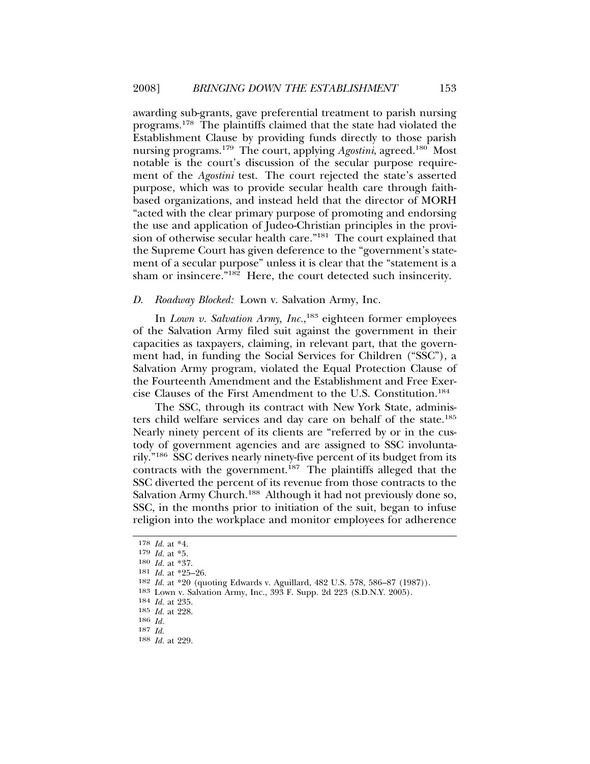awarding sub-grants, gave preferential treatment to parish nursing programs.[178] The plaintiffs claimed that the state had violated the Establishment Clause by providing funds directly to those parish nursing programs.[179] The court, applying *Agostini*, agreed.[180] Most notable is the court's discussion of the secular purpose requirement of the *Agostini* test. The court rejected the state's asserted purpose, which was to provide secular health care through faith-based organizations, and instead held that the director of MORH "acted with the clear primary purpose of promoting and endorsing the use and application of Judeo-Christian principles in the provision of otherwise secular health care."[181] The court explained that the Supreme Court has given deference to the "government's statement of a secular purpose" unless it is clear that the "statement is a sham or insincere."[182] Here, the court detected such insincerity.

### D. *Roadway Blocked:* Lown v. Salvation Army, Inc.

In *Lown v. Salvation Army, Inc.*,[183] eighteen former employees of the Salvation Army filed suit against the government in their capacities as taxpayers, claiming, in relevant part, that the government had, in funding the Social Services for Children ("SSC"), a Salvation Army program, violated the Equal Protection Clause of the Fourteenth Amendment and the Establishment and Free Exercise Clauses of the First Amendment to the U.S. Constitution.[184]

The SSC, through its contract with New York State, administers child welfare services and day care on behalf of the state.[185] Nearly ninety percent of its clients are "referred by or in the custody of government agencies and are assigned to SSC involuntarily."[186] SSC derives nearly ninety-five percent of its budget from its contracts with the government.[187] The plaintiffs alleged that the SSC diverted the percent of its revenue from those contracts to the Salvation Army Church.[188] Although it had not previously done so, SSC, in the months prior to initiation of the suit, began to infuse religion into the workplace and monitor employees for adherence

---

178 *Id.* at *4.

179 *Id.* at *5.

180 *Id.* at *37.

181 *Id.* at *25–26.

182 *Id.* at *20 (quoting Edwards v. Aguillard, 482 U.S. 578, 586–87 (1987)).

183 Lown v. Salvation Army, Inc., 393 F. Supp. 2d 223 (S.D.N.Y. 2005).

184 *Id.* at 235.

185 *Id.* at 228.

186 *Id.*

187 *Id.*

188 *Id.* at 229.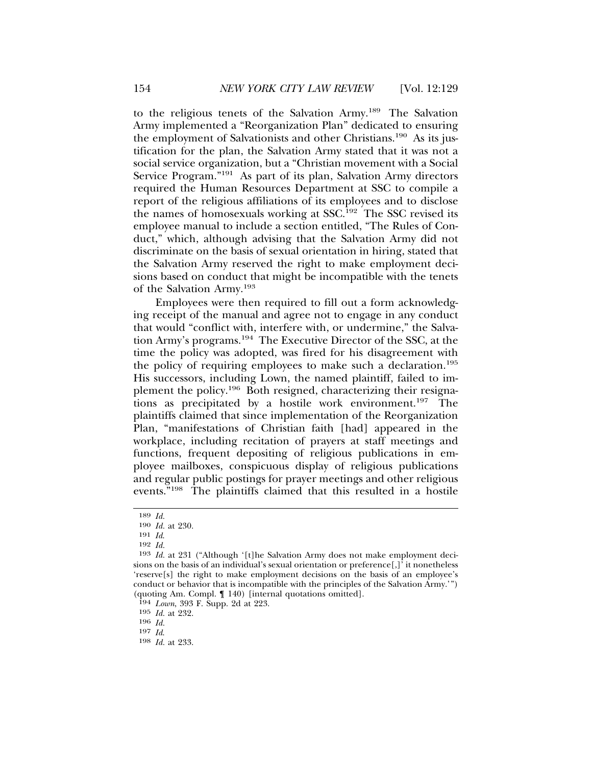to the religious tenets of the Salvation Army.[189] The Salvation Army implemented a "Reorganization Plan" dedicated to ensuring the employment of Salvationists and other Christians.[190] As its justification for the plan, the Salvation Army stated that it was not a social service organization, but a "Christian movement with a Social Service Program."[191] As part of its plan, Salvation Army directors required the Human Resources Department at SSC to compile a report of the religious affiliations of its employees and to disclose the names of homosexuals working at SSC.[192] The SSC revised its employee manual to include a section entitled, "The Rules of Conduct," which, although advising that the Salvation Army did not discriminate on the basis of sexual orientation in hiring, stated that the Salvation Army reserved the right to make employment decisions based on conduct that might be incompatible with the tenets of the Salvation Army.[193]

Employees were then required to fill out a form acknowledging receipt of the manual and agree not to engage in any conduct that would "conflict with, interfere with, or undermine," the Salvation Army's programs.[194] The Executive Director of the SSC, at the time the policy was adopted, was fired for his disagreement with the policy of requiring employees to make such a declaration.[195] His successors, including Lown, the named plaintiff, failed to implement the policy.[196] Both resigned, characterizing their resignations as precipitated by a hostile work environment.[197] The plaintiffs claimed that since implementation of the Reorganization Plan, "manifestations of Christian faith [had] appeared in the workplace, including recitation of prayers at staff meetings and functions, frequent depositing of religious publications in employee mailboxes, conspicuous display of religious publications and regular public postings for prayer meetings and other religious events."[198] The plaintiffs claimed that this resulted in a hostile

---

189 *Id.*

190 *Id.* at 230.

191 *Id.*

192 *Id.*

193 *Id.* at 231 ("Although '[t]he Salvation Army does not make employment decisions on the basis of an individual's sexual orientation or preference[,]' it nonetheless 'reserve[s] the right to make employment decisions on the basis of an employee's conduct or behavior that is incompatible with the principles of the Salvation Army.'") (quoting Am. Compl. ¶ 140) [internal quotations omitted].

194 *Lown*, 393 F. Supp. 2d at 223.

195 *Id.* at 232.

196 *Id.*

197 *Id.*

198 *Id.* at 233.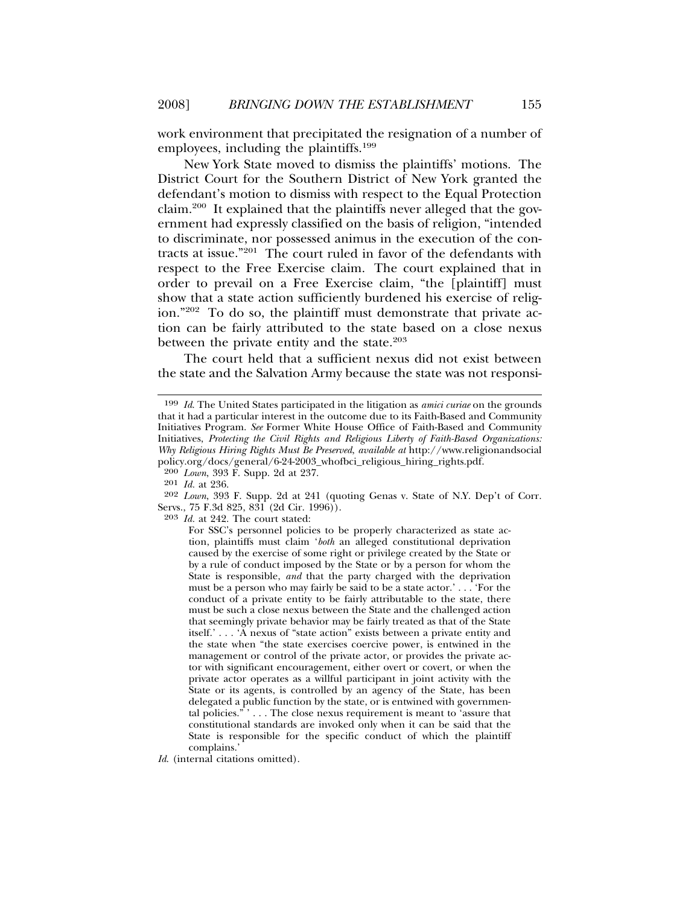work environment that precipitated the resignation of a number of employees, including the plaintiffs.[199]

New York State moved to dismiss the plaintiffs' motions. The District Court for the Southern District of New York granted the defendant's motion to dismiss with respect to the Equal Protection claim.[200] It explained that the plaintiffs never alleged that the government had expressly classified on the basis of religion, "intended to discriminate, nor possessed animus in the execution of the contracts at issue."[201] The court ruled in favor of the defendants with respect to the Free Exercise claim. The court explained that in order to prevail on a Free Exercise claim, "the [plaintiff] must show that a state action sufficiently burdened his exercise of religion."[202] To do so, the plaintiff must demonstrate that private action can be fairly attributed to the state based on a close nexus between the private entity and the state.[203]

The court held that a sufficient nexus did not exist between the state and the Salvation Army because the state was not responsi-

---

[199] *Id*. The United States participated in the litigation as *amici curiae* on the grounds that it had a particular interest in the outcome due to its Faith-Based and Community Initiatives Program. *See* Former White House Office of Faith-Based and Community Initiatives, *Protecting the Civil Rights and Religious Liberty of Faith-Based Organizations: Why Religious Hiring Rights Must Be Preserved*, *available at* http://www.religionandsocialpolicy.org/docs/general/6-24-2003_whofbci_religious_hiring_rights.pdf.

[200] *Lown*, 393 F. Supp. 2d at 237.

[201] *Id.* at 236.

[202] *Lown*, 393 F. Supp. 2d at 241 (quoting Genas v. State of N.Y. Dep't of Corr. Servs., 75 F.3d 825, 831 (2d Cir. 1996)).

[203] *Id.* at 242. The court stated:

> For SSC's personnel policies to be properly characterized as state action, plaintiffs must claim '*both* an alleged constitutional deprivation caused by the exercise of some right or privilege created by the State or by a rule of conduct imposed by the State or by a person for whom the State is responsible, *and* that the party charged with the deprivation must be a person who may fairly be said to be a state actor.' . . . 'For the conduct of a private entity to be fairly attributable to the state, there must be such a close nexus between the State and the challenged action that seemingly private behavior may be fairly treated as that of the State itself.' . . . 'A nexus of "state action" exists between a private entity and the state when "the state exercises coercive power, is entwined in the management or control of the private actor, or provides the private actor with significant encouragement, either overt or covert, or when the private actor operates as a willful participant in joint activity with the State or its agents, is controlled by an agency of the State, has been delegated a public function by the state, or is entwined with governmental policies." ' . . . The close nexus requirement is meant to 'assure that constitutional standards are invoked only when it can be said that the State is responsible for the specific conduct of which the plaintiff complains.'

*Id.* (internal citations omitted).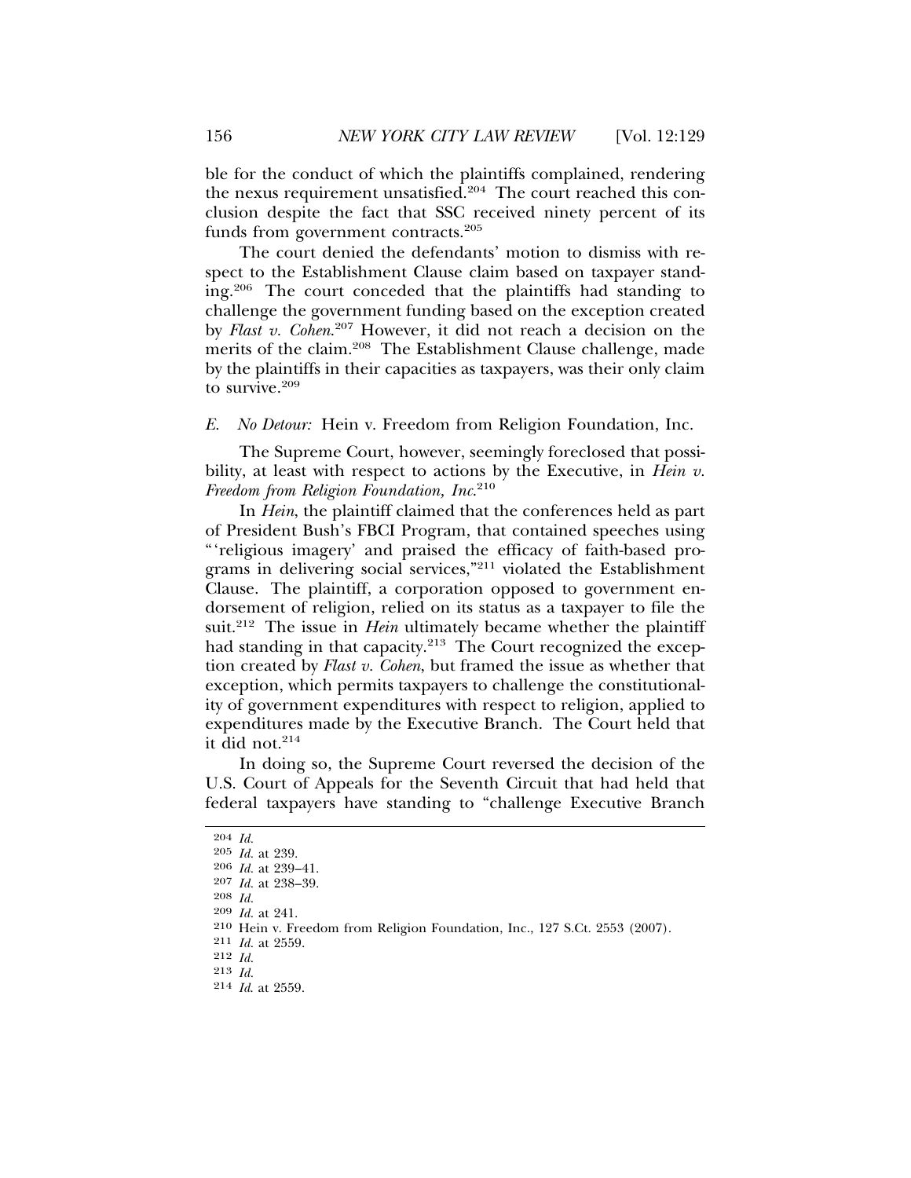ble for the conduct of which the plaintiffs complained, rendering the nexus requirement unsatisfied.[204] The court reached this conclusion despite the fact that SSC received ninety percent of its funds from government contracts.[205]

The court denied the defendants' motion to dismiss with respect to the Establishment Clause claim based on taxpayer standing.[206] The court conceded that the plaintiffs had standing to challenge the government funding based on the exception created by *Flast v. Cohen*.[207] However, it did not reach a decision on the merits of the claim.[208] The Establishment Clause challenge, made by the plaintiffs in their capacities as taxpayers, was their only claim to survive.[209]

### *E. No Detour:* Hein v. Freedom from Religion Foundation, Inc.

The Supreme Court, however, seemingly foreclosed that possibility, at least with respect to actions by the Executive, in *Hein v. Freedom from Religion Foundation, Inc.*[210]

In *Hein*, the plaintiff claimed that the conferences held as part of President Bush's FBCI Program, that contained speeches using "'religious imagery' and praised the efficacy of faith-based programs in delivering social services,"[211] violated the Establishment Clause. The plaintiff, a corporation opposed to government endorsement of religion, relied on its status as a taxpayer to file the suit.[212] The issue in *Hein* ultimately became whether the plaintiff had standing in that capacity.[213] The Court recognized the exception created by *Flast v. Cohen*, but framed the issue as whether that exception, which permits taxpayers to challenge the constitutionality of government expenditures with respect to religion, applied to expenditures made by the Executive Branch. The Court held that it did not.[214]

In doing so, the Supreme Court reversed the decision of the U.S. Court of Appeals for the Seventh Circuit that had held that federal taxpayers have standing to "challenge Executive Branch

---

204 *Id.*
205 *Id.* at 239.
206 *Id.* at 239–41.
207 *Id.* at 238–39.
208 *Id.*
209 *Id.* at 241.
210 Hein v. Freedom from Religion Foundation, Inc., 127 S.Ct. 2553 (2007).
211 *Id.* at 2559.
212 *Id.*
213 *Id.*
214 *Id.* at 2559.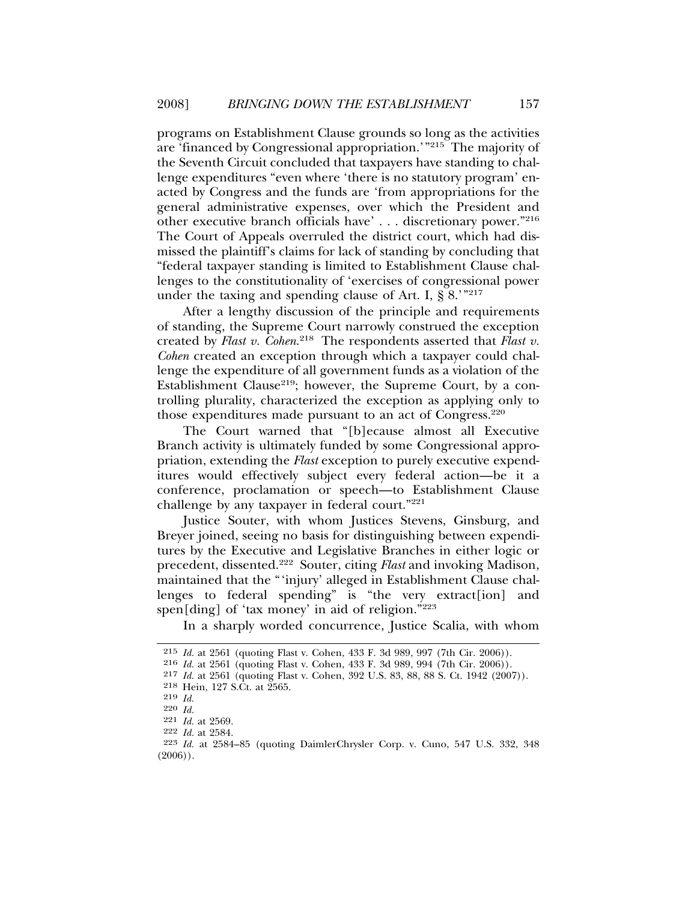programs on Establishment Clause grounds so long as the activities are 'financed by Congressional appropriation.'"[215] The majority of the Seventh Circuit concluded that taxpayers have standing to challenge expenditures "even where 'there is no statutory program' enacted by Congress and the funds are 'from appropriations for the general administrative expenses, over which the President and other executive branch officials have' . . . discretionary power."[216] The Court of Appeals overruled the district court, which had dismissed the plaintiff's claims for lack of standing by concluding that "federal taxpayer standing is limited to Establishment Clause challenges to the constitutionality of 'exercises of congressional power under the taxing and spending clause of Art. I, § 8.'"[217]

After a lengthy discussion of the principle and requirements of standing, the Supreme Court narrowly construed the exception created by *Flast v. Cohen*.[218] The respondents asserted that *Flast v. Cohen* created an exception through which a taxpayer could challenge the expenditure of all government funds as a violation of the Establishment Clause[219]; however, the Supreme Court, by a controlling plurality, characterized the exception as applying only to those expenditures made pursuant to an act of Congress.[220]

The Court warned that "[b]ecause almost all Executive Branch activity is ultimately funded by some Congressional appropriation, extending the *Flast* exception to purely executive expenditures would effectively subject every federal action—be it a conference, proclamation or speech—to Establishment Clause challenge by any taxpayer in federal court."[221]

Justice Souter, with whom Justices Stevens, Ginsburg, and Breyer joined, seeing no basis for distinguishing between expenditures by the Executive and Legislative Branches in either logic or precedent, dissented.[222] Souter, citing *Flast* and invoking Madison, maintained that the "'injury' alleged in Establishment Clause challenges to federal spending" is "the very extract[ion] and spen[ding] of 'tax money' in aid of religion."[223]

In a sharply worded concurrence, Justice Scalia, with whom

---

[215] *Id.* at 2561 (quoting Flast v. Cohen, 433 F. 3d 989, 997 (7th Cir. 2006)).

[216] *Id.* at 2561 (quoting Flast v. Cohen, 433 F. 3d 989, 994 (7th Cir. 2006)).

[217] *Id.* at 2561 (quoting Flast v. Cohen, 392 U.S. 83, 88, 88 S. Ct. 1942 (2007)).

[218] Hein, 127 S.Ct. at 2565.

[219] *Id.*

[220] *Id.*

[221] *Id.* at 2569.

[222] *Id.* at 2584.

[223] *Id.* at 2584–85 (quoting DaimlerChrysler Corp. v. Cuno, 547 U.S. 332, 348 (2006)).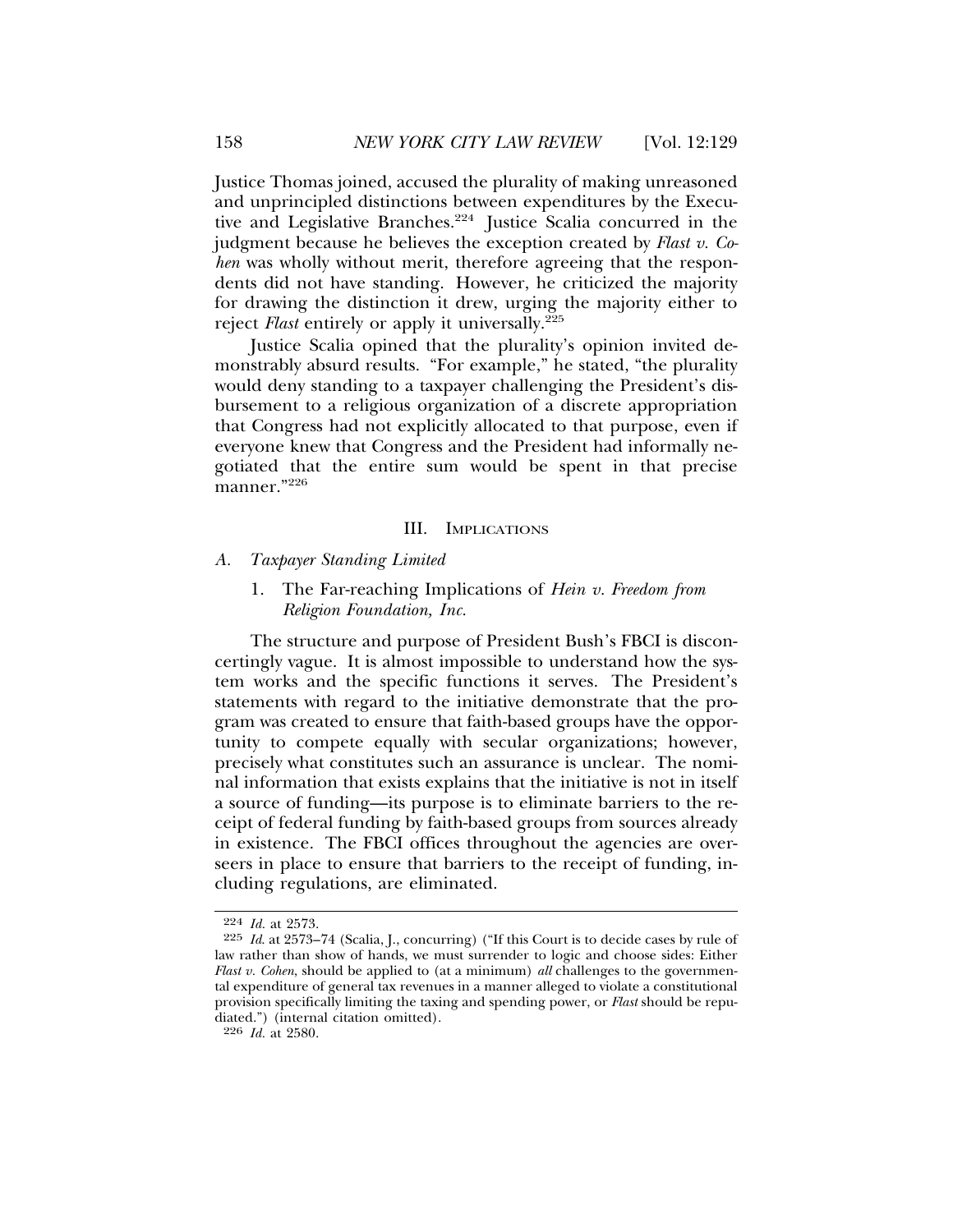Justice Thomas joined, accused the plurality of making unreasoned and unprincipled distinctions between expenditures by the Executive and Legislative Branches.[224] Justice Scalia concurred in the judgment because he believes the exception created by *Flast v. Cohen* was wholly without merit, therefore agreeing that the respondents did not have standing. However, he criticized the majority for drawing the distinction it drew, urging the majority either to reject *Flast* entirely or apply it universally.[225]

Justice Scalia opined that the plurality's opinion invited demonstrably absurd results. "For example," he stated, "the plurality would deny standing to a taxpayer challenging the President's disbursement to a religious organization of a discrete appropriation that Congress had not explicitly allocated to that purpose, even if everyone knew that Congress and the President had informally negotiated that the entire sum would be spent in that precise manner."[226]

## III. Implications

### A. *Taxpayer Standing Limited*

#### 1. The Far-reaching Implications of *Hein v. Freedom from Religion Foundation, Inc.*

The structure and purpose of President Bush's FBCI is disconcertingly vague. It is almost impossible to understand how the system works and the specific functions it serves. The President's statements with regard to the initiative demonstrate that the program was created to ensure that faith-based groups have the opportunity to compete equally with secular organizations; however, precisely what constitutes such an assurance is unclear. The nominal information that exists explains that the initiative is not in itself a source of funding—its purpose is to eliminate barriers to the receipt of federal funding by faith-based groups from sources already in existence. The FBCI offices throughout the agencies are overseers in place to ensure that barriers to the receipt of funding, including regulations, are eliminated.

---

[224] *Id.* at 2573.

[225] *Id.* at 2573–74 (Scalia, J., concurring) ("If this Court is to decide cases by rule of law rather than show of hands, we must surrender to logic and choose sides: Either *Flast v. Cohen*, should be applied to (at a minimum) *all* challenges to the governmental expenditure of general tax revenues in a manner alleged to violate a constitutional provision specifically limiting the taxing and spending power, or *Flast* should be repudiated.") (internal citation omitted).

[226] *Id.* at 2580.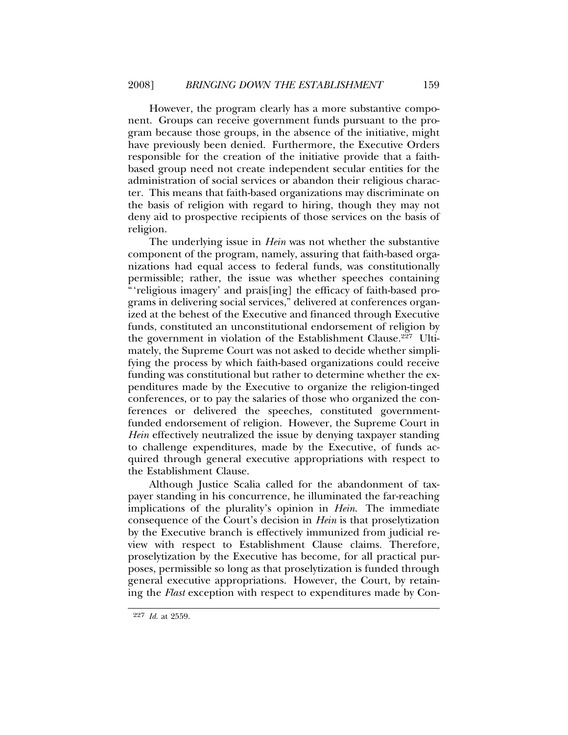However, the program clearly has a more substantive component. Groups can receive government funds pursuant to the program because those groups, in the absence of the initiative, might have previously been denied. Furthermore, the Executive Orders responsible for the creation of the initiative provide that a faith-based group need not create independent secular entities for the administration of social services or abandon their religious character. This means that faith-based organizations may discriminate on the basis of religion with regard to hiring, though they may not deny aid to prospective recipients of those services on the basis of religion.

The underlying issue in *Hein* was not whether the substantive component of the program, namely, assuring that faith-based organizations had equal access to federal funds, was constitutionally permissible; rather, the issue was whether speeches containing "'religious imagery' and prais[ing] the efficacy of faith-based programs in delivering social services," delivered at conferences organized at the behest of the Executive and financed through Executive funds, constituted an unconstitutional endorsement of religion by the government in violation of the Establishment Clause.[227] Ultimately, the Supreme Court was not asked to decide whether simplifying the process by which faith-based organizations could receive funding was constitutional but rather to determine whether the expenditures made by the Executive to organize the religion-tinged conferences, or to pay the salaries of those who organized the conferences or delivered the speeches, constituted government-funded endorsement of religion. However, the Supreme Court in *Hein* effectively neutralized the issue by denying taxpayer standing to challenge expenditures, made by the Executive, of funds acquired through general executive appropriations with respect to the Establishment Clause.

Although Justice Scalia called for the abandonment of taxpayer standing in his concurrence, he illuminated the far-reaching implications of the plurality's opinion in *Hein*. The immediate consequence of the Court's decision in *Hein* is that proselytization by the Executive branch is effectively immunized from judicial review with respect to Establishment Clause claims. Therefore, proselytization by the Executive has become, for all practical purposes, permissible so long as that proselytization is funded through general executive appropriations. However, the Court, by retaining the *Flast* exception with respect to expenditures made by Con-

[227] *Id.* at 2559.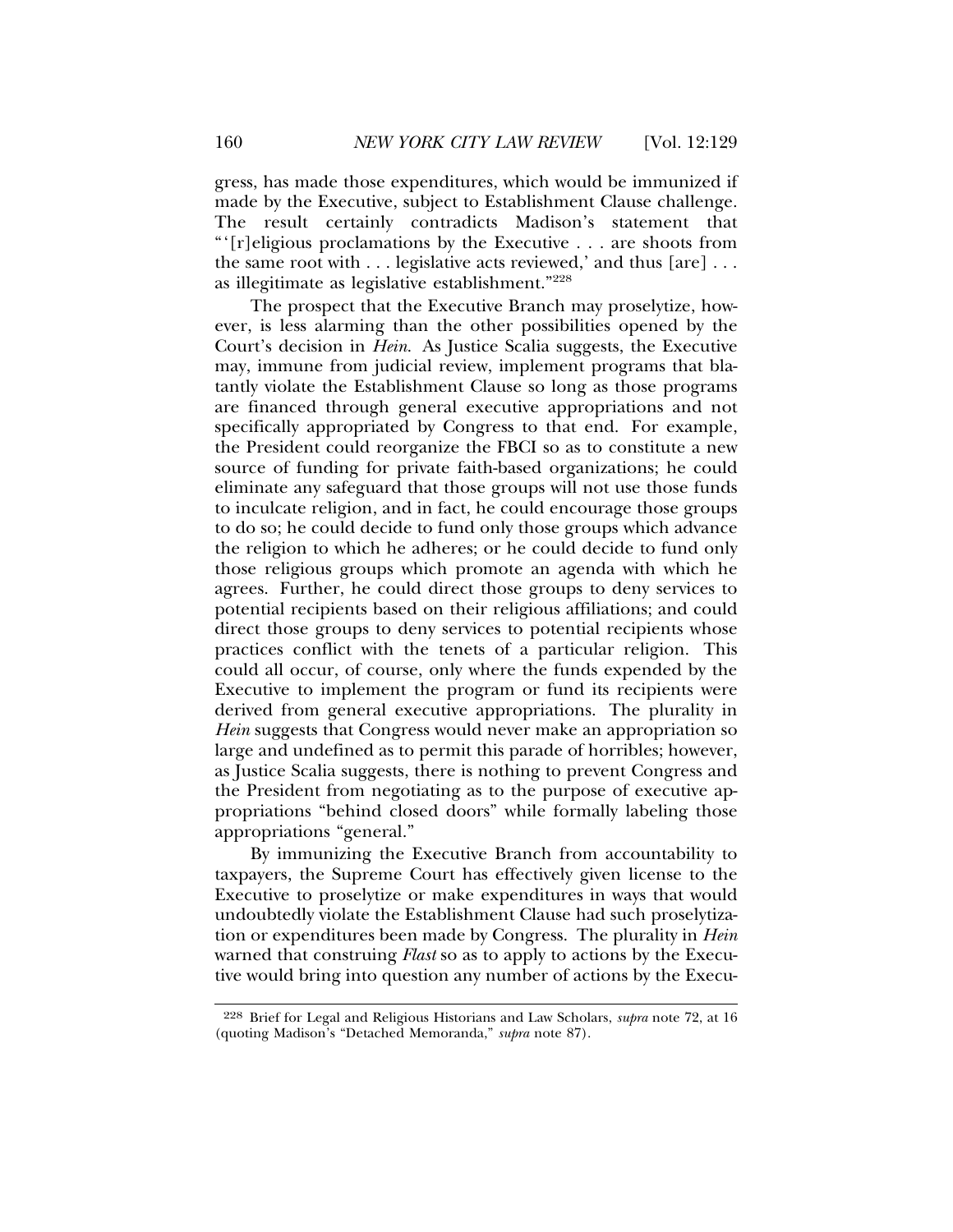gress, has made those expenditures, which would be immunized if made by the Executive, subject to Establishment Clause challenge. The result certainly contradicts Madison's statement that "'[r]eligious proclamations by the Executive . . . are shoots from the same root with . . . legislative acts reviewed,' and thus [are] . . . as illegitimate as legislative establishment."[228]

The prospect that the Executive Branch may proselytize, however, is less alarming than the other possibilities opened by the Court's decision in *Hein*. As Justice Scalia suggests, the Executive may, immune from judicial review, implement programs that blatantly violate the Establishment Clause so long as those programs are financed through general executive appropriations and not specifically appropriated by Congress to that end. For example, the President could reorganize the FBCI so as to constitute a new source of funding for private faith-based organizations; he could eliminate any safeguard that those groups will not use those funds to inculcate religion, and in fact, he could encourage those groups to do so; he could decide to fund only those groups which advance the religion to which he adheres; or he could decide to fund only those religious groups which promote an agenda with which he agrees. Further, he could direct those groups to deny services to potential recipients based on their religious affiliations; and could direct those groups to deny services to potential recipients whose practices conflict with the tenets of a particular religion. This could all occur, of course, only where the funds expended by the Executive to implement the program or fund its recipients were derived from general executive appropriations. The plurality in *Hein* suggests that Congress would never make an appropriation so large and undefined as to permit this parade of horribles; however, as Justice Scalia suggests, there is nothing to prevent Congress and the President from negotiating as to the purpose of executive appropriations "behind closed doors" while formally labeling those appropriations "general."

By immunizing the Executive Branch from accountability to taxpayers, the Supreme Court has effectively given license to the Executive to proselytize or make expenditures in ways that would undoubtedly violate the Establishment Clause had such proselytization or expenditures been made by Congress. The plurality in *Hein* warned that construing *Flast* so as to apply to actions by the Executive would bring into question any number of actions by the Execu-

---

[228] Brief for Legal and Religious Historians and Law Scholars, *supra* note 72, at 16 (quoting Madison's "Detached Memoranda," *supra* note 87).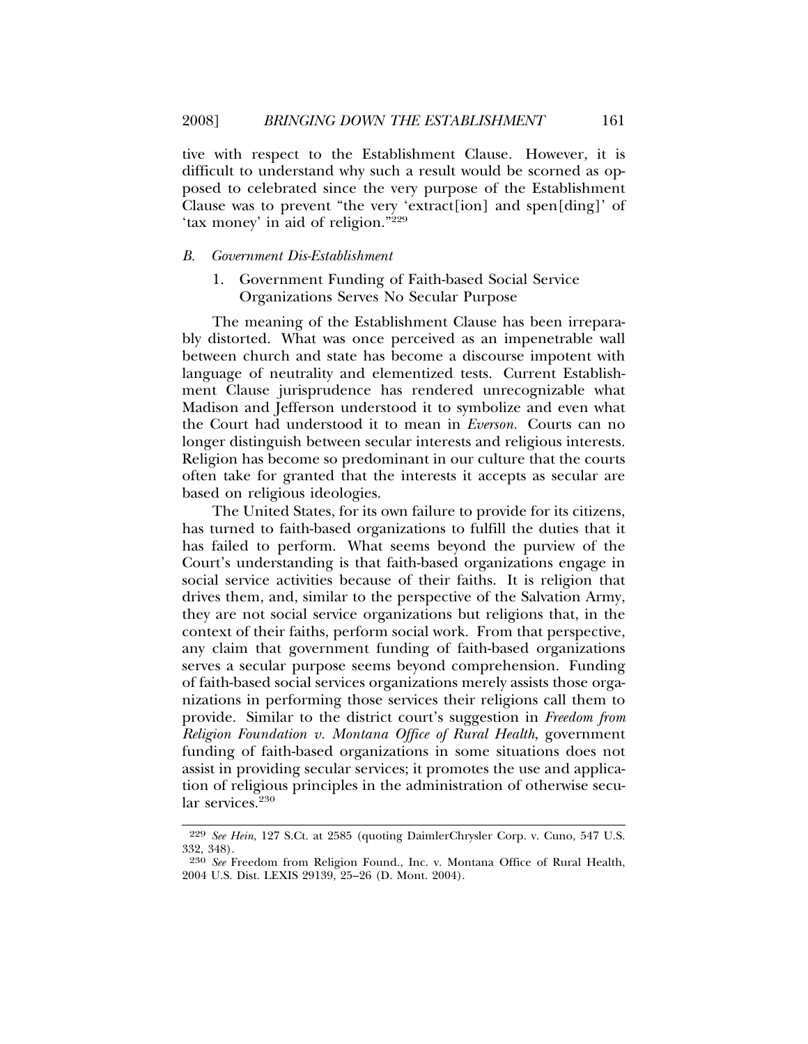tive with respect to the Establishment Clause. However, it is difficult to understand why such a result would be scorned as opposed to celebrated since the very purpose of the Establishment Clause was to prevent "the very 'extract[ion] and spen[ding]' of 'tax money' in aid of religion."[229]

### *B. Government Dis-Establishment*

#### 1. Government Funding of Faith-based Social Service Organizations Serves No Secular Purpose

The meaning of the Establishment Clause has been irreparably distorted. What was once perceived as an impenetrable wall between church and state has become a discourse impotent with language of neutrality and elementized tests. Current Establishment Clause jurisprudence has rendered unrecognizable what Madison and Jefferson understood it to symbolize and even what the Court had understood it to mean in *Everson.* Courts can no longer distinguish between secular interests and religious interests. Religion has become so predominant in our culture that the courts often take for granted that the interests it accepts as secular are based on religious ideologies.

The United States, for its own failure to provide for its citizens, has turned to faith-based organizations to fulfill the duties that it has failed to perform. What seems beyond the purview of the Court's understanding is that faith-based organizations engage in social service activities because of their faiths. It is religion that drives them, and, similar to the perspective of the Salvation Army, they are not social service organizations but religions that, in the context of their faiths, perform social work. From that perspective, any claim that government funding of faith-based organizations serves a secular purpose seems beyond comprehension. Funding of faith-based social services organizations merely assists those organizations in performing those services their religions call them to provide. Similar to the district court's suggestion in *Freedom from Religion Foundation v. Montana Office of Rural Health*, government funding of faith-based organizations in some situations does not assist in providing secular services; it promotes the use and application of religious principles in the administration of otherwise secular services.[230]

---

[229] *See Hein*, 127 S.Ct. at 2585 (quoting DaimlerChrysler Corp. v. Cuno, 547 U.S. 332, 348).

[230] *See* Freedom from Religion Found., Inc. v. Montana Office of Rural Health, 2004 U.S. Dist. LEXIS 29139, 25–26 (D. Mont. 2004).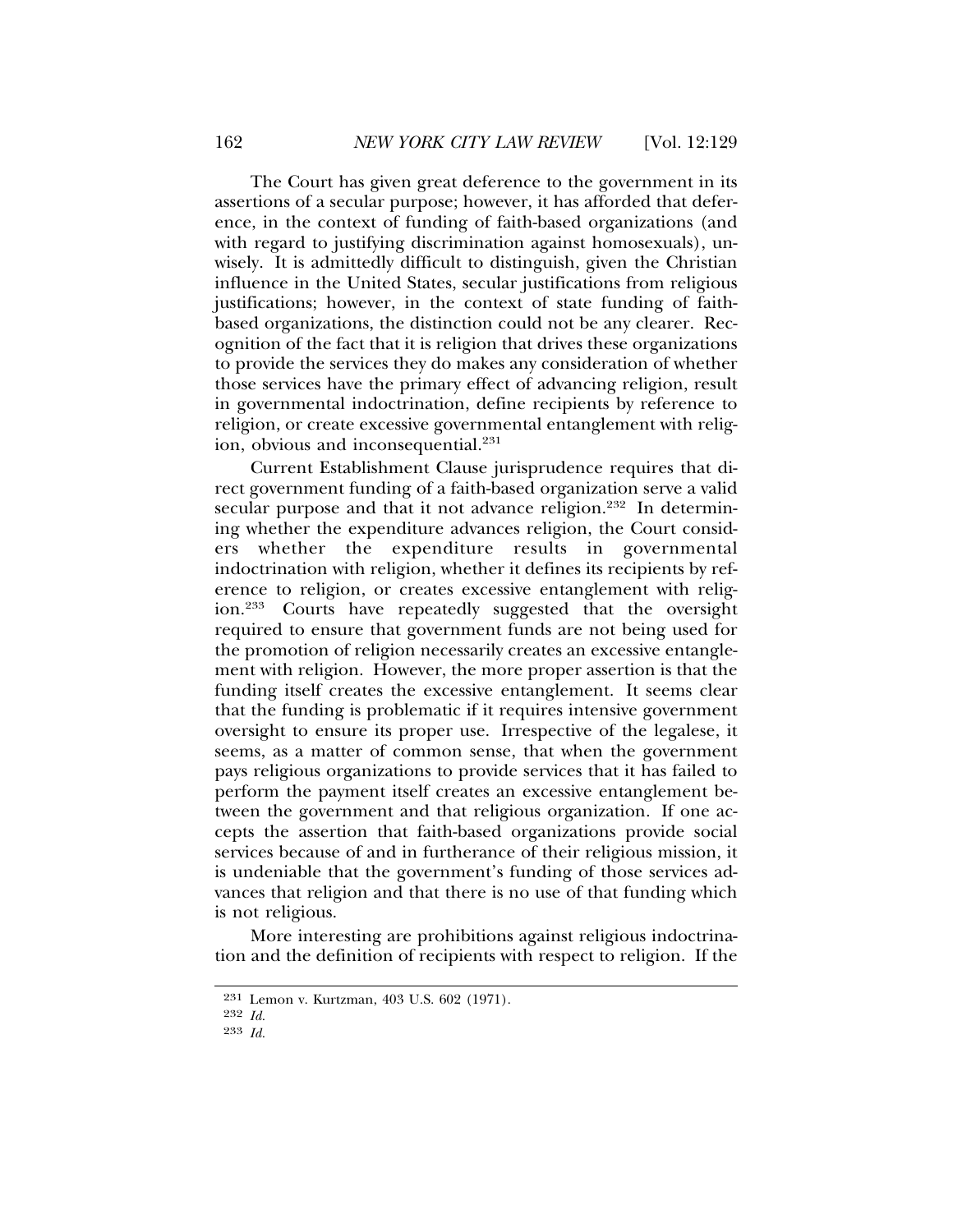The Court has given great deference to the government in its assertions of a secular purpose; however, it has afforded that deference, in the context of funding of faith-based organizations (and with regard to justifying discrimination against homosexuals), unwisely. It is admittedly difficult to distinguish, given the Christian influence in the United States, secular justifications from religious justifications; however, in the context of state funding of faith-based organizations, the distinction could not be any clearer. Recognition of the fact that it is religion that drives these organizations to provide the services they do makes any consideration of whether those services have the primary effect of advancing religion, result in governmental indoctrination, define recipients by reference to religion, or create excessive governmental entanglement with religion, obvious and inconsequential.[231]

Current Establishment Clause jurisprudence requires that direct government funding of a faith-based organization serve a valid secular purpose and that it not advance religion.[232] In determining whether the expenditure advances religion, the Court considers whether the expenditure results in governmental indoctrination with religion, whether it defines its recipients by reference to religion, or creates excessive entanglement with religion.[233] Courts have repeatedly suggested that the oversight required to ensure that government funds are not being used for the promotion of religion necessarily creates an excessive entanglement with religion. However, the more proper assertion is that the funding itself creates the excessive entanglement. It seems clear that the funding is problematic if it requires intensive government oversight to ensure its proper use. Irrespective of the legalese, it seems, as a matter of common sense, that when the government pays religious organizations to provide services that it has failed to perform the payment itself creates an excessive entanglement between the government and that religious organization. If one accepts the assertion that faith-based organizations provide social services because of and in furtherance of their religious mission, it is undeniable that the government's funding of those services advances that religion and that there is no use of that funding which is not religious.

More interesting are prohibitions against religious indoctrination and the definition of recipients with respect to religion. If the

---

[231] Lemon v. Kurtzman, 403 U.S. 602 (1971).

[232] *Id.*

[233] *Id.*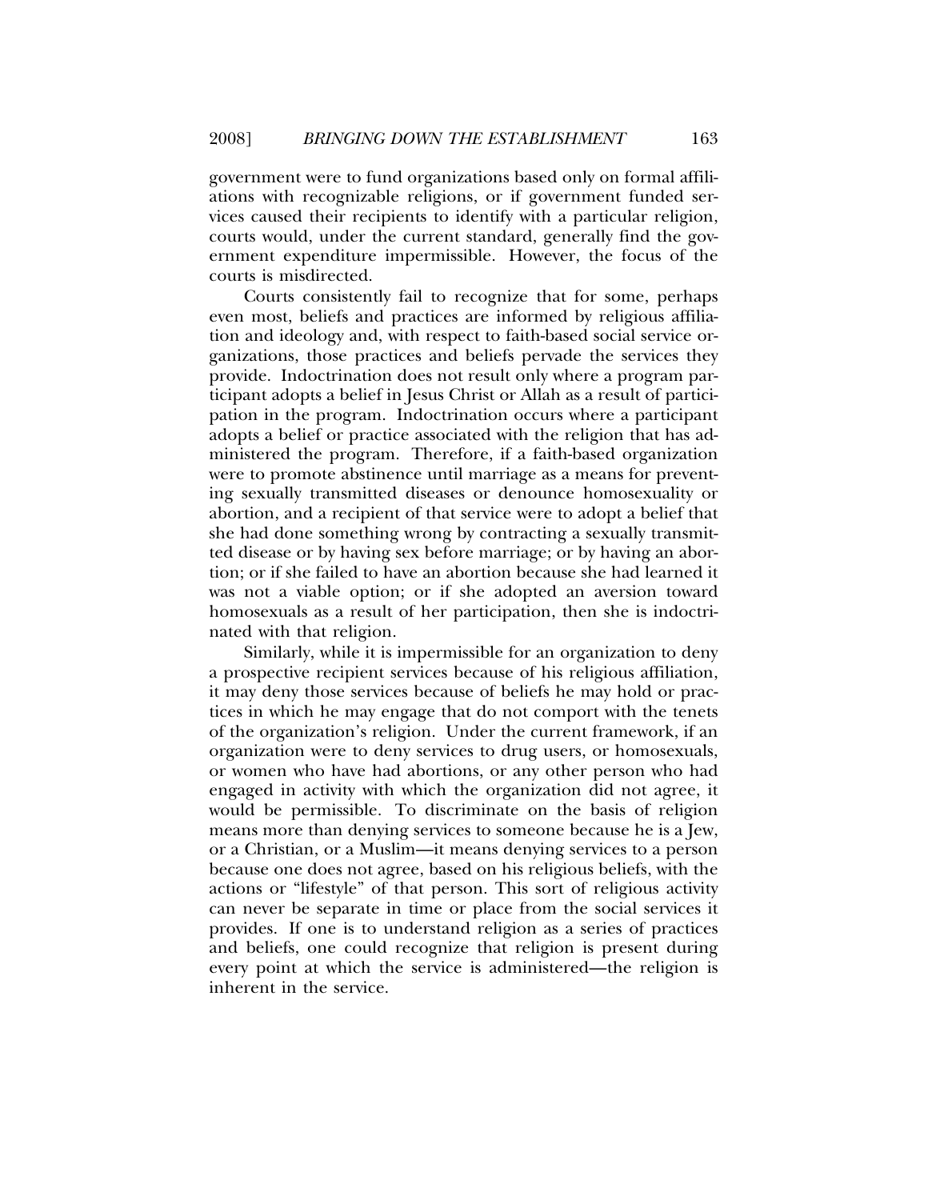government were to fund organizations based only on formal affiliations with recognizable religions, or if government funded services caused their recipients to identify with a particular religion, courts would, under the current standard, generally find the government expenditure impermissible. However, the focus of the courts is misdirected.

Courts consistently fail to recognize that for some, perhaps even most, beliefs and practices are informed by religious affiliation and ideology and, with respect to faith-based social service organizations, those practices and beliefs pervade the services they provide. Indoctrination does not result only where a program participant adopts a belief in Jesus Christ or Allah as a result of participation in the program. Indoctrination occurs where a participant adopts a belief or practice associated with the religion that has administered the program. Therefore, if a faith-based organization were to promote abstinence until marriage as a means for preventing sexually transmitted diseases or denounce homosexuality or abortion, and a recipient of that service were to adopt a belief that she had done something wrong by contracting a sexually transmitted disease or by having sex before marriage; or by having an abortion; or if she failed to have an abortion because she had learned it was not a viable option; or if she adopted an aversion toward homosexuals as a result of her participation, then she is indoctrinated with that religion.

Similarly, while it is impermissible for an organization to deny a prospective recipient services because of his religious affiliation, it may deny those services because of beliefs he may hold or practices in which he may engage that do not comport with the tenets of the organization's religion. Under the current framework, if an organization were to deny services to drug users, or homosexuals, or women who have had abortions, or any other person who had engaged in activity with which the organization did not agree, it would be permissible. To discriminate on the basis of religion means more than denying services to someone because he is a Jew, or a Christian, or a Muslim—it means denying services to a person because one does not agree, based on his religious beliefs, with the actions or "lifestyle" of that person. This sort of religious activity can never be separate in time or place from the social services it provides. If one is to understand religion as a series of practices and beliefs, one could recognize that religion is present during every point at which the service is administered—the religion is inherent in the service.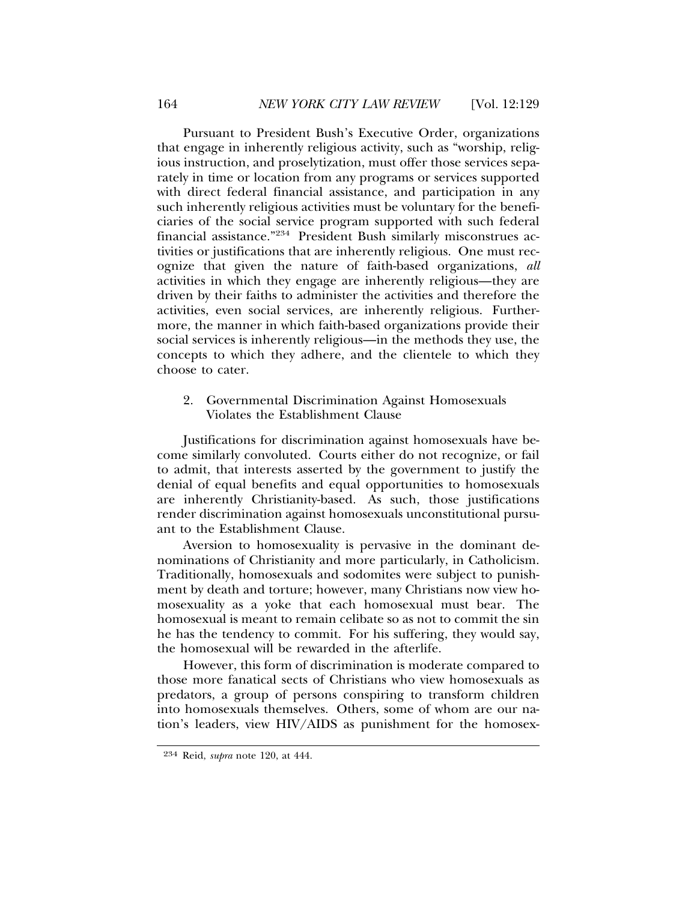Pursuant to President Bush's Executive Order, organizations that engage in inherently religious activity, such as "worship, religious instruction, and proselytization, must offer those services separately in time or location from any programs or services supported with direct federal financial assistance, and participation in any such inherently religious activities must be voluntary for the beneficiaries of the social service program supported with such federal financial assistance."[234] President Bush similarly misconstrues activities or justifications that are inherently religious. One must recognize that given the nature of faith-based organizations, *all* activities in which they engage are inherently religious—they are driven by their faiths to administer the activities and therefore the activities, even social services, are inherently religious. Furthermore, the manner in which faith-based organizations provide their social services is inherently religious—in the methods they use, the concepts to which they adhere, and the clientele to which they choose to cater.

### 2. Governmental Discrimination Against Homosexuals Violates the Establishment Clause

Justifications for discrimination against homosexuals have become similarly convoluted. Courts either do not recognize, or fail to admit, that interests asserted by the government to justify the denial of equal benefits and equal opportunities to homosexuals are inherently Christianity-based. As such, those justifications render discrimination against homosexuals unconstitutional pursuant to the Establishment Clause.

Aversion to homosexuality is pervasive in the dominant denominations of Christianity and more particularly, in Catholicism. Traditionally, homosexuals and sodomites were subject to punishment by death and torture; however, many Christians now view homosexuality as a yoke that each homosexual must bear. The homosexual is meant to remain celibate so as not to commit the sin he has the tendency to commit. For his suffering, they would say, the homosexual will be rewarded in the afterlife.

However, this form of discrimination is moderate compared to those more fanatical sects of Christians who view homosexuals as predators, a group of persons conspiring to transform children into homosexuals themselves. Others, some of whom are our nation's leaders, view HIV/AIDS as punishment for the homosex-

[234] Reid, *supra* note 120, at 444.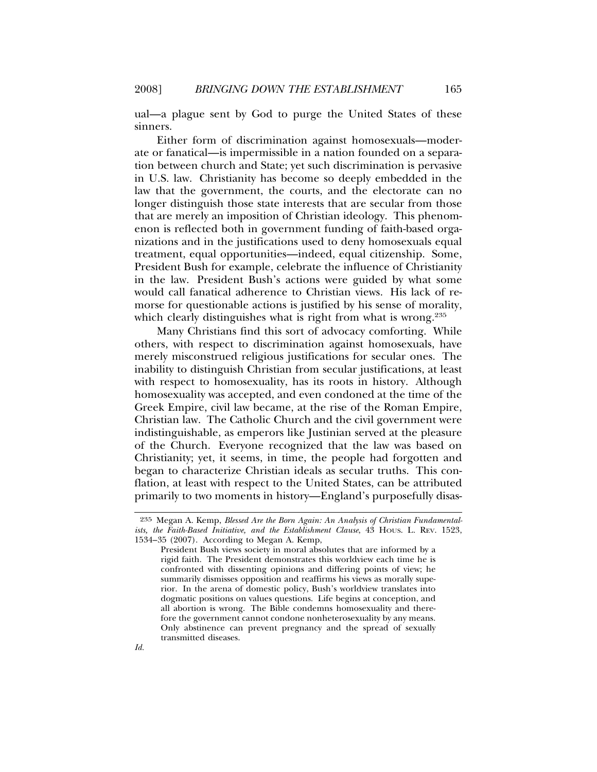ual—a plague sent by God to purge the United States of these sinners.

Either form of discrimination against homosexuals—moderate or fanatical—is impermissible in a nation founded on a separation between church and State; yet such discrimination is pervasive in U.S. law. Christianity has become so deeply embedded in the law that the government, the courts, and the electorate can no longer distinguish those state interests that are secular from those that are merely an imposition of Christian ideology. This phenomenon is reflected both in government funding of faith-based organizations and in the justifications used to deny homosexuals equal treatment, equal opportunities—indeed, equal citizenship. Some, President Bush for example, celebrate the influence of Christianity in the law. President Bush's actions were guided by what some would call fanatical adherence to Christian views. His lack of remorse for questionable actions is justified by his sense of morality, which clearly distinguishes what is right from what is wrong.[235]

Many Christians find this sort of advocacy comforting. While others, with respect to discrimination against homosexuals, have merely misconstrued religious justifications for secular ones. The inability to distinguish Christian from secular justifications, at least with respect to homosexuality, has its roots in history. Although homosexuality was accepted, and even condoned at the time of the Greek Empire, civil law became, at the rise of the Roman Empire, Christian law. The Catholic Church and the civil government were indistinguishable, as emperors like Justinian served at the pleasure of the Church. Everyone recognized that the law was based on Christianity; yet, it seems, in time, the people had forgotten and began to characterize Christian ideals as secular truths. This conflation, at least with respect to the United States, can be attributed primarily to two moments in history—England's purposefully disas-

---

[235] Megan A. Kemp, *Blessed Are the Born Again: An Analysis of Christian Fundamentalists, the Faith-Based Initiative, and the Establishment Clause*, 43 Hous. L. Rev. 1523, 1534–35 (2007). According to Megan A. Kemp,

> President Bush views society in moral absolutes that are informed by a rigid faith. The President demonstrates this worldview each time he is confronted with dissenting opinions and differing points of view; he summarily dismisses opposition and reaffirms his views as morally superior. In the arena of domestic policy, Bush's worldview translates into dogmatic positions on values questions. Life begins at conception, and all abortion is wrong. The Bible condemns homosexuality and therefore the government cannot condone nonheterosexuality by any means. Only abstinence can prevent pregnancy and the spread of sexually transmitted diseases.

*Id.*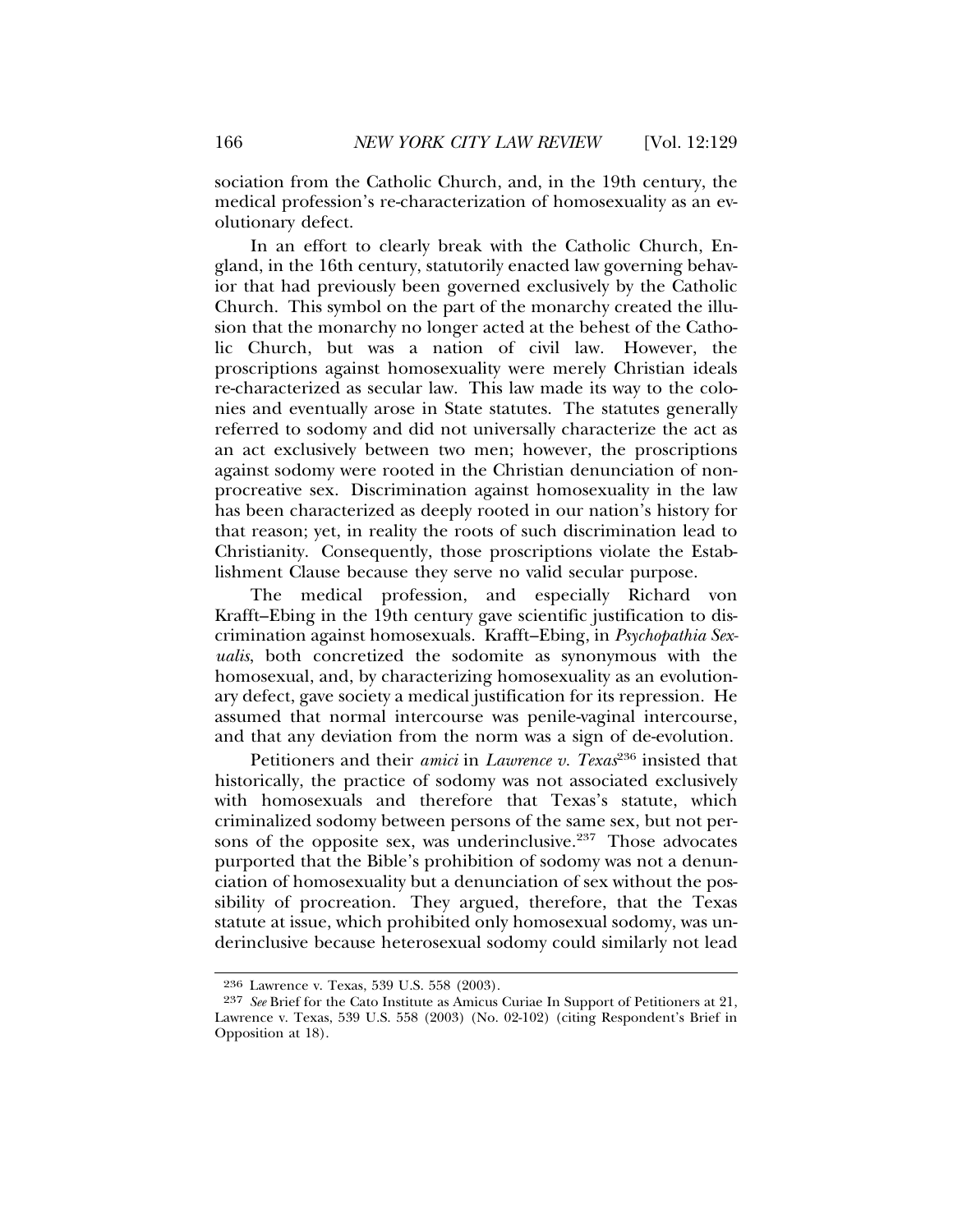sociation from the Catholic Church, and, in the 19th century, the medical profession's re-characterization of homosexuality as an evolutionary defect.

In an effort to clearly break with the Catholic Church, England, in the 16th century, statutorily enacted law governing behavior that had previously been governed exclusively by the Catholic Church. This symbol on the part of the monarchy created the illusion that the monarchy no longer acted at the behest of the Catholic Church, but was a nation of civil law. However, the proscriptions against homosexuality were merely Christian ideals re-characterized as secular law. This law made its way to the colonies and eventually arose in State statutes. The statutes generally referred to sodomy and did not universally characterize the act as an act exclusively between two men; however, the proscriptions against sodomy were rooted in the Christian denunciation of non-procreative sex. Discrimination against homosexuality in the law has been characterized as deeply rooted in our nation's history for that reason; yet, in reality the roots of such discrimination lead to Christianity. Consequently, those proscriptions violate the Establishment Clause because they serve no valid secular purpose.

The medical profession, and especially Richard von Krafft–Ebing in the 19th century gave scientific justification to discrimination against homosexuals. Krafft–Ebing, in *Psychopathia Sexualis*, both concretized the sodomite as synonymous with the homosexual, and, by characterizing homosexuality as an evolutionary defect, gave society a medical justification for its repression. He assumed that normal intercourse was penile-vaginal intercourse, and that any deviation from the norm was a sign of de-evolution.

Petitioners and their *amici* in *Lawrence v. Texas*[236] insisted that historically, the practice of sodomy was not associated exclusively with homosexuals and therefore that Texas's statute, which criminalized sodomy between persons of the same sex, but not persons of the opposite sex, was underinclusive.[237] Those advocates purported that the Bible's prohibition of sodomy was not a denunciation of homosexuality but a denunciation of sex without the possibility of procreation. They argued, therefore, that the Texas statute at issue, which prohibited only homosexual sodomy, was underinclusive because heterosexual sodomy could similarly not lead

---

[236] Lawrence v. Texas, 539 U.S. 558 (2003).

[237] *See* Brief for the Cato Institute as Amicus Curiae In Support of Petitioners at 21, Lawrence v. Texas, 539 U.S. 558 (2003) (No. 02-102) (citing Respondent's Brief in Opposition at 18).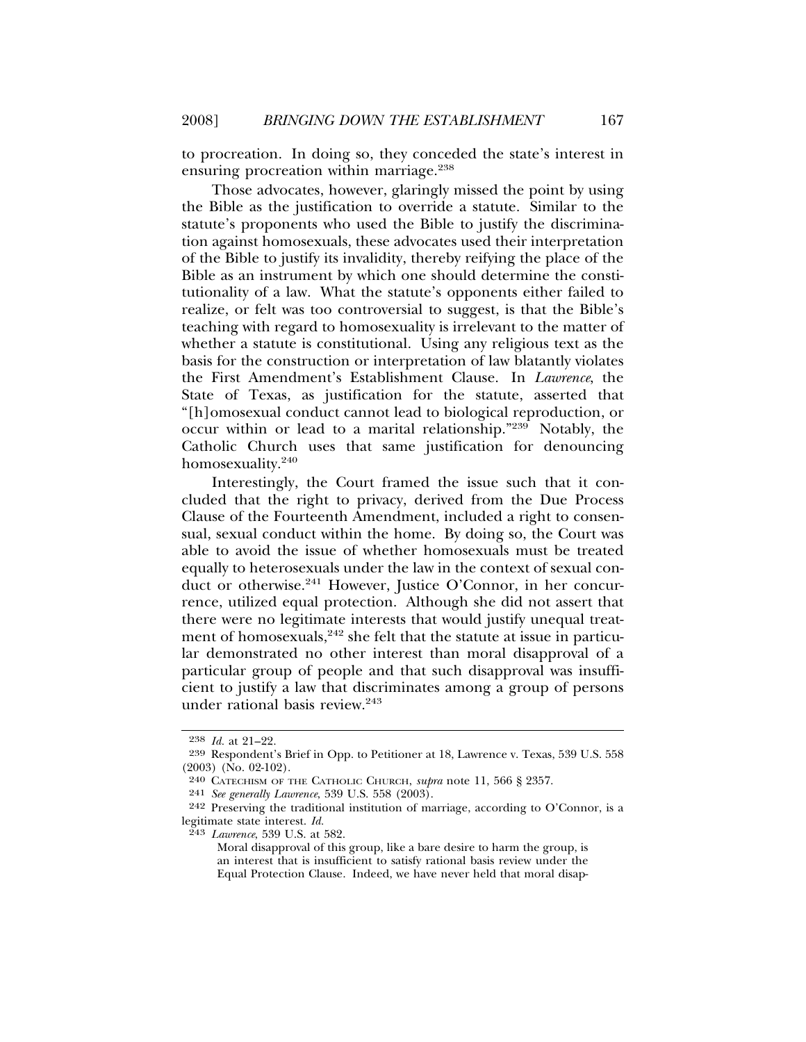to procreation. In doing so, they conceded the state's interest in ensuring procreation within marriage.[238]

Those advocates, however, glaringly missed the point by using the Bible as the justification to override a statute. Similar to the statute's proponents who used the Bible to justify the discrimination against homosexuals, these advocates used their interpretation of the Bible to justify its invalidity, thereby reifying the place of the Bible as an instrument by which one should determine the constitutionality of a law. What the statute's opponents either failed to realize, or felt was too controversial to suggest, is that the Bible's teaching with regard to homosexuality is irrelevant to the matter of whether a statute is constitutional. Using any religious text as the basis for the construction or interpretation of law blatantly violates the First Amendment's Establishment Clause. In *Lawrence*, the State of Texas, as justification for the statute, asserted that "[h]omosexual conduct cannot lead to biological reproduction, or occur within or lead to a marital relationship."[239] Notably, the Catholic Church uses that same justification for denouncing homosexuality.[240]

Interestingly, the Court framed the issue such that it concluded that the right to privacy, derived from the Due Process Clause of the Fourteenth Amendment, included a right to consensual, sexual conduct within the home. By doing so, the Court was able to avoid the issue of whether homosexuals must be treated equally to heterosexuals under the law in the context of sexual conduct or otherwise.[241] However, Justice O'Connor, in her concurrence, utilized equal protection. Although she did not assert that there were no legitimate interests that would justify unequal treatment of homosexuals,[242] she felt that the statute at issue in particular demonstrated no other interest than moral disapproval of a particular group of people and that such disapproval was insufficient to justify a law that discriminates among a group of persons under rational basis review.[243]

---

238 *Id.* at 21–22.

239 Respondent's Brief in Opp. to Petitioner at 18, Lawrence v. Texas, 539 U.S. 558 (2003) (No. 02-102).

240 CATECHISM OF THE CATHOLIC CHURCH, *supra* note 11, 566 § 2357.

241 *See generally Lawrence*, 539 U.S. 558 (2003).

242 Preserving the traditional institution of marriage, according to O'Connor, is a legitimate state interest. *Id.*

243 *Lawrence*, 539 U.S. at 582.

> Moral disapproval of this group, like a bare desire to harm the group, is an interest that is insufficient to satisfy rational basis review under the Equal Protection Clause. Indeed, we have never held that moral disap-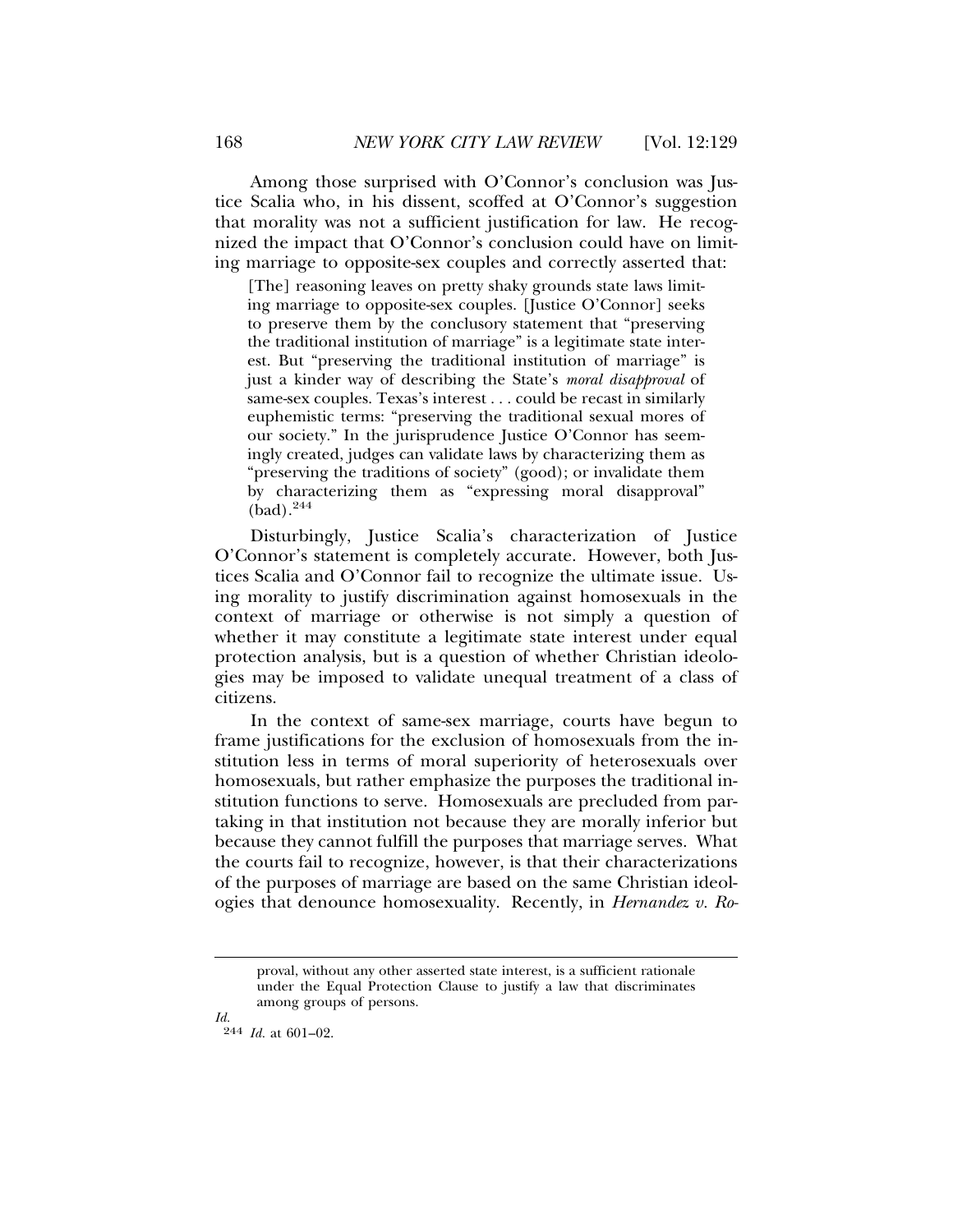Among those surprised with O'Connor's conclusion was Justice Scalia who, in his dissent, scoffed at O'Connor's suggestion that morality was not a sufficient justification for law. He recognized the impact that O'Connor's conclusion could have on limiting marriage to opposite-sex couples and correctly asserted that:

> [The] reasoning leaves on pretty shaky grounds state laws limiting marriage to opposite-sex couples. [Justice O'Connor] seeks to preserve them by the conclusory statement that "preserving the traditional institution of marriage" is a legitimate state interest. But "preserving the traditional institution of marriage" is just a kinder way of describing the State's *moral disapproval* of same-sex couples. Texas's interest . . . could be recast in similarly euphemistic terms: "preserving the traditional sexual mores of our society." In the jurisprudence Justice O'Connor has seemingly created, judges can validate laws by characterizing them as "preserving the traditions of society" (good); or invalidate them by characterizing them as "expressing moral disapproval" (bad).[244]

Disturbingly, Justice Scalia's characterization of Justice O'Connor's statement is completely accurate. However, both Justices Scalia and O'Connor fail to recognize the ultimate issue. Using morality to justify discrimination against homosexuals in the context of marriage or otherwise is not simply a question of whether it may constitute a legitimate state interest under equal protection analysis, but is a question of whether Christian ideologies may be imposed to validate unequal treatment of a class of citizens.

In the context of same-sex marriage, courts have begun to frame justifications for the exclusion of homosexuals from the institution less in terms of moral superiority of heterosexuals over homosexuals, but rather emphasize the purposes the traditional institution functions to serve. Homosexuals are precluded from partaking in that institution not because they are morally inferior but because they cannot fulfill the purposes that marriage serves. What the courts fail to recognize, however, is that their characterizations of the purposes of marriage are based on the same Christian ideologies that denounce homosexuality. Recently, in *Hernandez v. Ro-*

---

proval, without any other asserted state interest, is a sufficient rationale under the Equal Protection Clause to justify a law that discriminates among groups of persons.

*Id.*

[244] *Id.* at 601–02.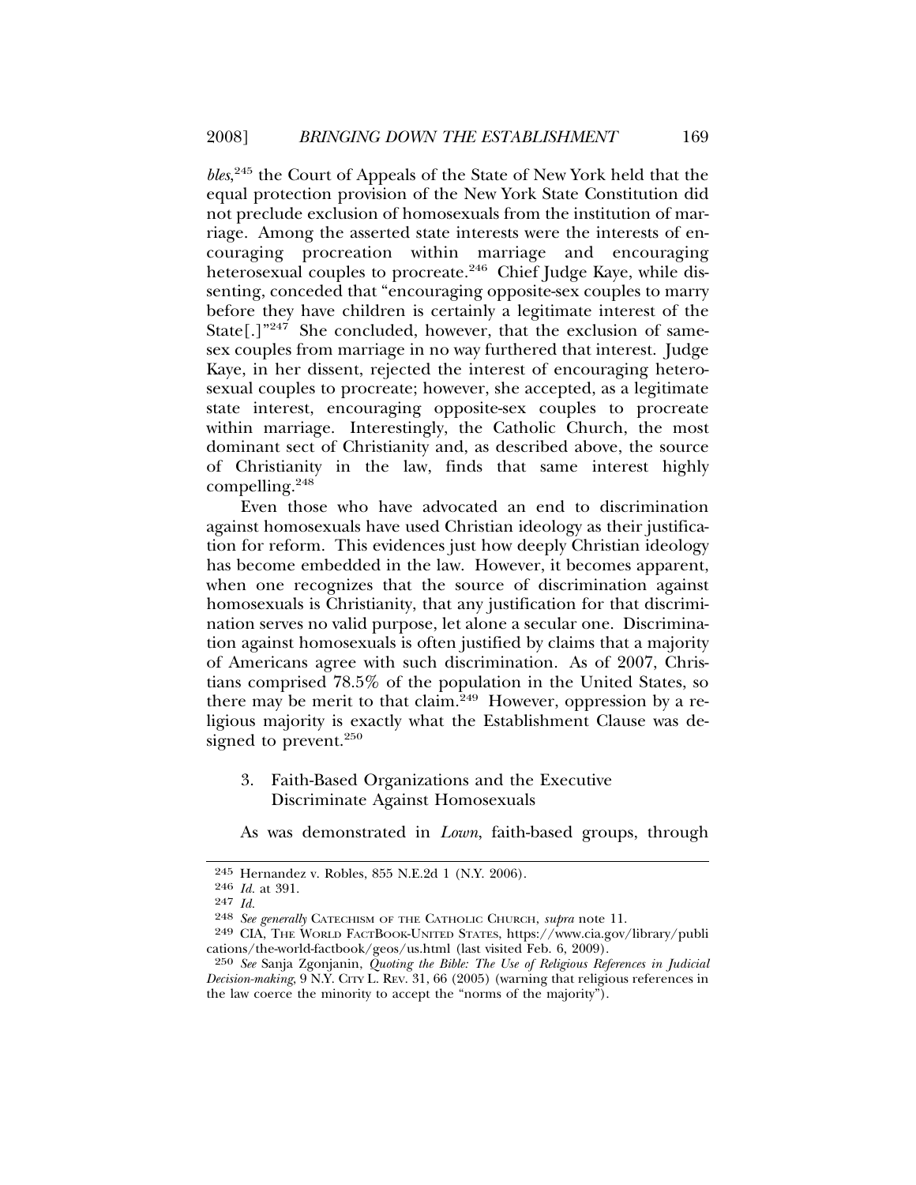*bles*,[245] the Court of Appeals of the State of New York held that the equal protection provision of the New York State Constitution did not preclude exclusion of homosexuals from the institution of marriage. Among the asserted state interests were the interests of encouraging procreation within marriage and encouraging heterosexual couples to procreate.[246] Chief Judge Kaye, while dissenting, conceded that "encouraging opposite-sex couples to marry before they have children is certainly a legitimate interest of the State[.]"[247] She concluded, however, that the exclusion of same-sex couples from marriage in no way furthered that interest. Judge Kaye, in her dissent, rejected the interest of encouraging heterosexual couples to procreate; however, she accepted, as a legitimate state interest, encouraging opposite-sex couples to procreate within marriage. Interestingly, the Catholic Church, the most dominant sect of Christianity and, as described above, the source of Christianity in the law, finds that same interest highly compelling.[248]

Even those who have advocated an end to discrimination against homosexuals have used Christian ideology as their justification for reform. This evidences just how deeply Christian ideology has become embedded in the law. However, it becomes apparent, when one recognizes that the source of discrimination against homosexuals is Christianity, that any justification for that discrimination serves no valid purpose, let alone a secular one. Discrimination against homosexuals is often justified by claims that a majority of Americans agree with such discrimination. As of 2007, Christians comprised 78.5% of the population in the United States, so there may be merit to that claim.[249] However, oppression by a religious majority is exactly what the Establishment Clause was designed to prevent.[250]

### 3. Faith-Based Organizations and the Executive Discriminate Against Homosexuals

As was demonstrated in *Lown*, faith-based groups, through

---

245 Hernandez v. Robles, 855 N.E.2d 1 (N.Y. 2006).

246 *Id.* at 391.

247 *Id.*

248 *See generally* CATECHISM OF THE CATHOLIC CHURCH, *supra* note 11.

249 CIA, THE WORLD FACTBOOK-UNITED STATES, https://www.cia.gov/library/publications/the-world-factbook/geos/us.html (last visited Feb. 6, 2009).

250 *See* Sanja Zgonjanin, *Quoting the Bible: The Use of Religious References in Judicial Decision-making*, 9 N.Y. CITY L. REV. 31, 66 (2005) (warning that religious references in the law coerce the minority to accept the "norms of the majority").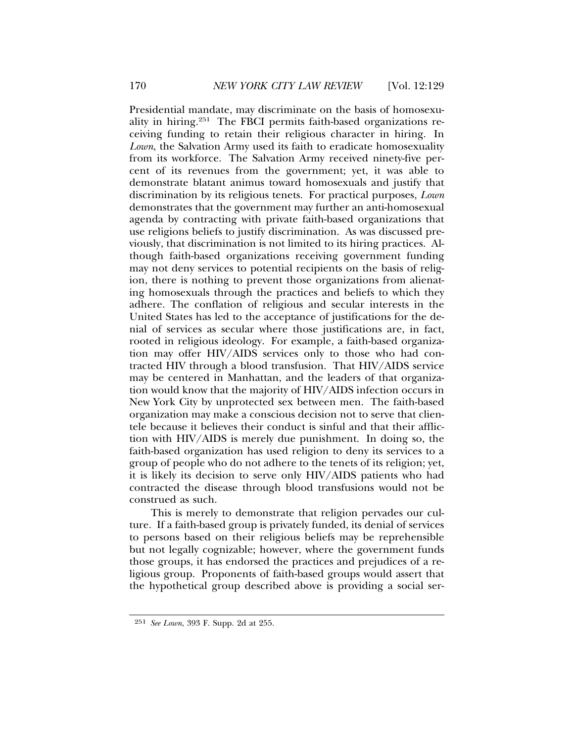Presidential mandate, may discriminate on the basis of homosexuality in hiring.[251] The FBCI permits faith-based organizations receiving funding to retain their religious character in hiring. In *Lown*, the Salvation Army used its faith to eradicate homosexuality from its workforce. The Salvation Army received ninety-five percent of its revenues from the government; yet, it was able to demonstrate blatant animus toward homosexuals and justify that discrimination by its religious tenets. For practical purposes, *Lown* demonstrates that the government may further an anti-homosexual agenda by contracting with private faith-based organizations that use religions beliefs to justify discrimination. As was discussed previously, that discrimination is not limited to its hiring practices. Although faith-based organizations receiving government funding may not deny services to potential recipients on the basis of religion, there is nothing to prevent those organizations from alienating homosexuals through the practices and beliefs to which they adhere. The conflation of religious and secular interests in the United States has led to the acceptance of justifications for the denial of services as secular where those justifications are, in fact, rooted in religious ideology. For example, a faith-based organization may offer HIV/AIDS services only to those who had contracted HIV through a blood transfusion. That HIV/AIDS service may be centered in Manhattan, and the leaders of that organization would know that the majority of HIV/AIDS infection occurs in New York City by unprotected sex between men. The faith-based organization may make a conscious decision not to serve that clientele because it believes their conduct is sinful and that their affliction with HIV/AIDS is merely due punishment. In doing so, the faith-based organization has used religion to deny its services to a group of people who do not adhere to the tenets of its religion; yet, it is likely its decision to serve only HIV/AIDS patients who had contracted the disease through blood transfusions would not be construed as such.

This is merely to demonstrate that religion pervades our culture. If a faith-based group is privately funded, its denial of services to persons based on their religious beliefs may be reprehensible but not legally cognizable; however, where the government funds those groups, it has endorsed the practices and prejudices of a religious group. Proponents of faith-based groups would assert that the hypothetical group described above is providing a social ser-

---

[251] *See Lown*, 393 F. Supp. 2d at 255.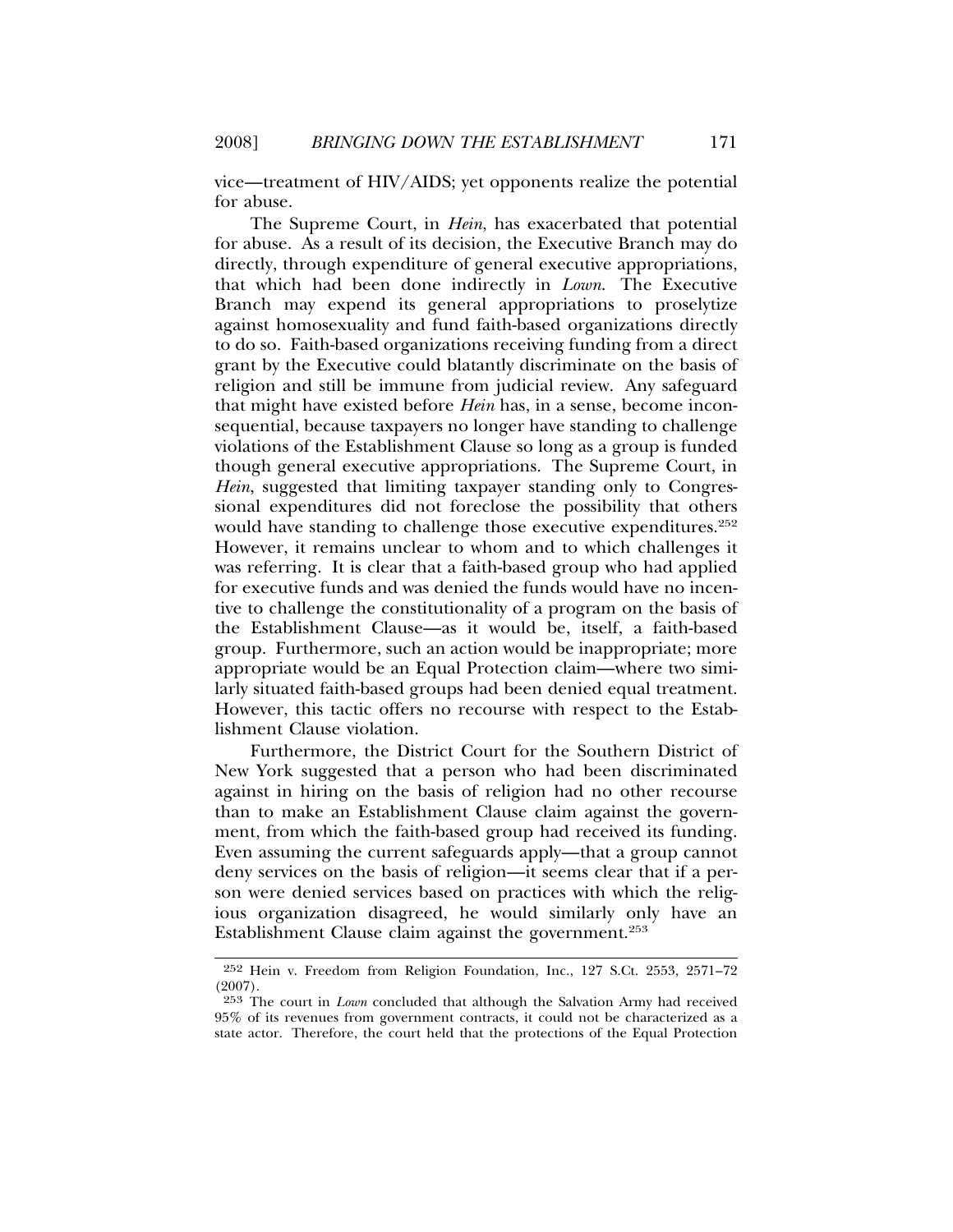vice—treatment of HIV/AIDS; yet opponents realize the potential for abuse.

The Supreme Court, in *Hein*, has exacerbated that potential for abuse. As a result of its decision, the Executive Branch may do directly, through expenditure of general executive appropriations, that which had been done indirectly in *Lown*. The Executive Branch may expend its general appropriations to proselytize against homosexuality and fund faith-based organizations directly to do so. Faith-based organizations receiving funding from a direct grant by the Executive could blatantly discriminate on the basis of religion and still be immune from judicial review. Any safeguard that might have existed before *Hein* has, in a sense, become inconsequential, because taxpayers no longer have standing to challenge violations of the Establishment Clause so long as a group is funded though general executive appropriations. The Supreme Court, in *Hein*, suggested that limiting taxpayer standing only to Congressional expenditures did not foreclose the possibility that others would have standing to challenge those executive expenditures.[252] However, it remains unclear to whom and to which challenges it was referring. It is clear that a faith-based group who had applied for executive funds and was denied the funds would have no incentive to challenge the constitutionality of a program on the basis of the Establishment Clause—as it would be, itself, a faith-based group. Furthermore, such an action would be inappropriate; more appropriate would be an Equal Protection claim—where two similarly situated faith-based groups had been denied equal treatment. However, this tactic offers no recourse with respect to the Establishment Clause violation.

Furthermore, the District Court for the Southern District of New York suggested that a person who had been discriminated against in hiring on the basis of religion had no other recourse than to make an Establishment Clause claim against the government, from which the faith-based group had received its funding. Even assuming the current safeguards apply—that a group cannot deny services on the basis of religion—it seems clear that if a person were denied services based on practices with which the religious organization disagreed, he would similarly only have an Establishment Clause claim against the government.[253]

---

[252] Hein v. Freedom from Religion Foundation, Inc., 127 S.Ct. 2553, 2571–72 (2007).

[253] The court in *Lown* concluded that although the Salvation Army had received 95% of its revenues from government contracts, it could not be characterized as a state actor. Therefore, the court held that the protections of the Equal Protection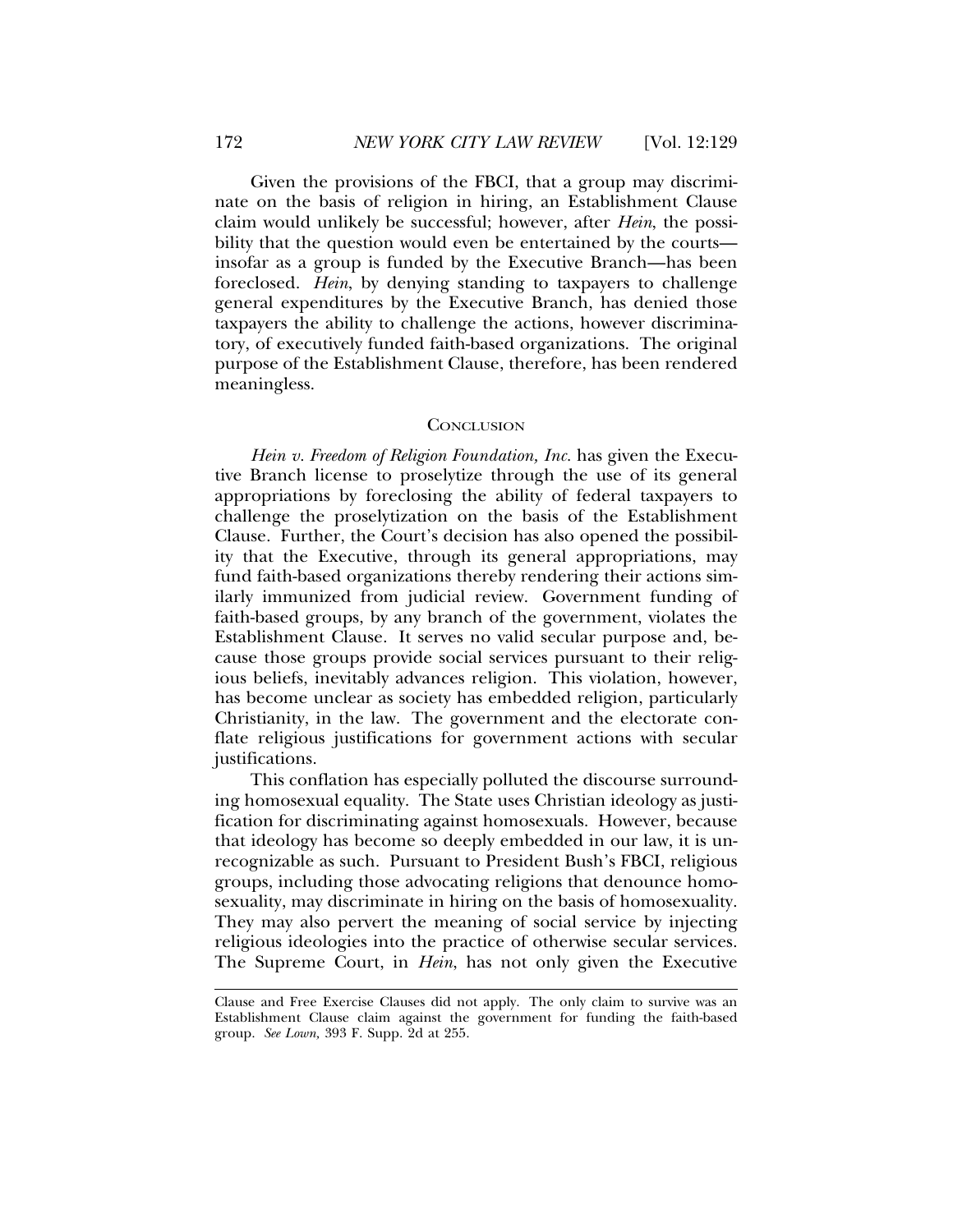Given the provisions of the FBCI, that a group may discriminate on the basis of religion in hiring, an Establishment Clause claim would unlikely be successful; however, after *Hein*, the possibility that the question would even be entertained by the courts—insofar as a group is funded by the Executive Branch—has been foreclosed. *Hein*, by denying standing to taxpayers to challenge general expenditures by the Executive Branch, has denied those taxpayers the ability to challenge the actions, however discriminatory, of executively funded faith-based organizations. The original purpose of the Establishment Clause, therefore, has been rendered meaningless.

## CONCLUSION

*Hein v. Freedom of Religion Foundation, Inc.* has given the Executive Branch license to proselytize through the use of its general appropriations by foreclosing the ability of federal taxpayers to challenge the proselytization on the basis of the Establishment Clause. Further, the Court's decision has also opened the possibility that the Executive, through its general appropriations, may fund faith-based organizations thereby rendering their actions similarly immunized from judicial review. Government funding of faith-based groups, by any branch of the government, violates the Establishment Clause. It serves no valid secular purpose and, because those groups provide social services pursuant to their religious beliefs, inevitably advances religion. This violation, however, has become unclear as society has embedded religion, particularly Christianity, in the law. The government and the electorate conflate religious justifications for government actions with secular justifications.

This conflation has especially polluted the discourse surrounding homosexual equality. The State uses Christian ideology as justification for discriminating against homosexuals. However, because that ideology has become so deeply embedded in our law, it is unrecognizable as such. Pursuant to President Bush's FBCI, religious groups, including those advocating religions that denounce homosexuality, may discriminate in hiring on the basis of homosexuality. They may also pervert the meaning of social service by injecting religious ideologies into the practice of otherwise secular services. The Supreme Court, in *Hein*, has not only given the Executive

---

Clause and Free Exercise Clauses did not apply. The only claim to survive was an Establishment Clause claim against the government for funding the faith-based group. *See Lown,* 393 F. Supp. 2d at 255.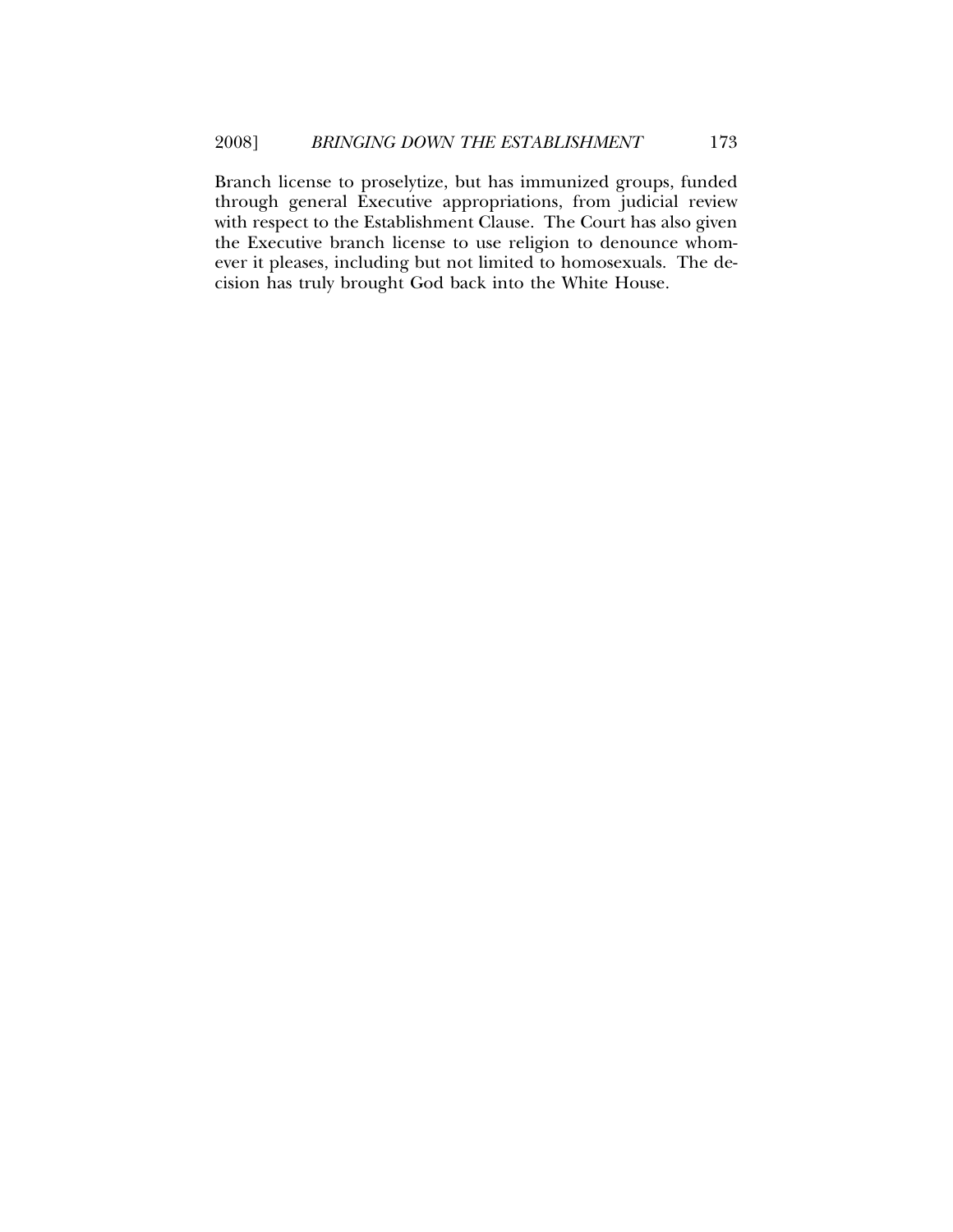Branch license to proselytize, but has immunized groups, funded through general Executive appropriations, from judicial review with respect to the Establishment Clause. The Court has also given the Executive branch license to use religion to denounce whomever it pleases, including but not limited to homosexuals. The decision has truly brought God back into the White House.